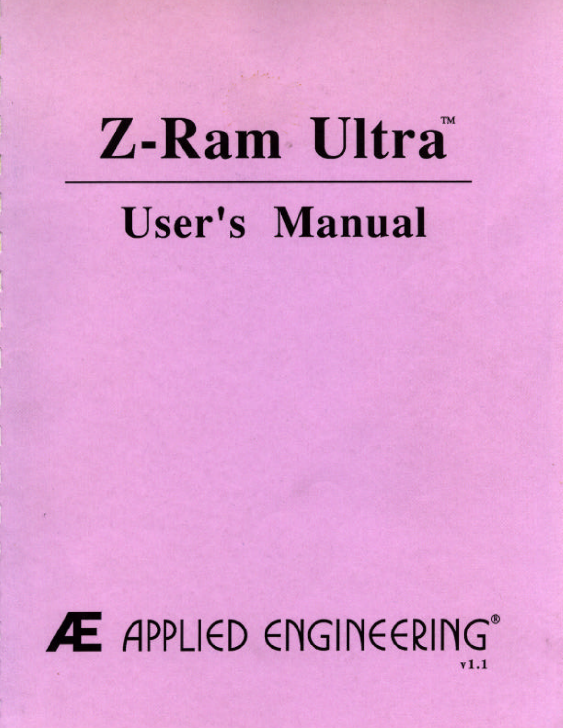# Z-Ram Ultra™

## User's Manual

ÆE APPLIED ENGINEERING®

v1.1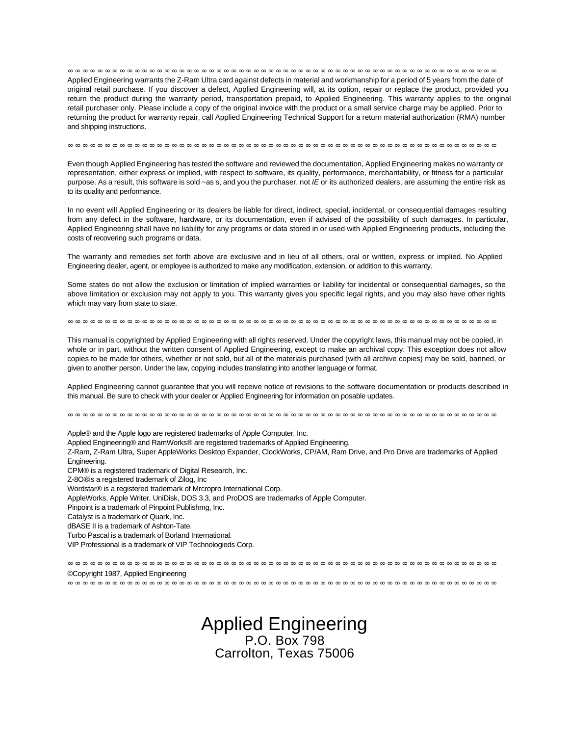∞ ∞ ∞ ∞ ∞ ∞ ∞ ∞ ∞ ∞ ∞ ∞ ∞ ∞ ∞ ∞ ∞ ∞ ∞ ∞ ∞ ∞ ∞ ∞ ∞ ∞ ∞ ∞ ∞ ∞ ∞ ∞ ∞ ∞ ∞ ∞ ∞ ∞ ∞ ∞ ∞ ∞ ∞ ∞ ∞ ∞ ∞ ∞ ∞ ∞ ∞ ∞ ∞ ∞ ∞ ∞ ∞ ∞ ∞ ∞ ∞ ∞ ∞

Applied Engineering warrants the Z-Ram Ultra card against defects in material and workmanship for a period of 5 years from the date of original retail purchase. If you discover a defect, Applied Engineering will, at its option, repair or replace the product, provided you return the product during the warranty period, transportation prepaid, to Applied Engineering. This warranty applies to the original retail purchaser only. Please include a copy of the original invoice with the product or a small service charge may be applied. Prior to returning the product for warranty repair, call Applied Engineering Technical Support for a return material authorization (RMA) number and shipping instructions.

∞ ∞ ∞ ∞ ∞ ∞ ∞ ∞ ∞ ∞ ∞ ∞ ∞ ∞ ∞ ∞ ∞ ∞ ∞ ∞ ∞ ∞ ∞ ∞ ∞ ∞ ∞ ∞ ∞ ∞ ∞ ∞ ∞ ∞ ∞ ∞ ∞ ∞ ∞ ∞ ∞ ∞ ∞ ∞ ∞ ∞ ∞ ∞ ∞ ∞ ∞ ∞ ∞ ∞ ∞ ∞ ∞ ∞ ∞ ∞ ∞ ∞

Even though Applied Engineering has tested the software and reviewed the documentation, Applied Engineering makes no warranty or representation, either express or implied, with respect to software, its quality, performance, merchantability, or fitness for a particular purpose. As a result, this software is sold ~as s, and you the purchaser, not *IE* or its authorized dealers, are assuming the entire risk as to its quality and performance.

In no event will Applied Engineering or its dealers be liable for direct, indirect, special, incidental, or consequential damages resulting from any defect in the software, hardware, or its documentation, even if advised of the possibility of such damages. In particular, Applied Engineering shall have no liability for any programs or data stored in or used with Applied Engineering products, including the costs of recovering such programs or data.

The warranty and remedies set forth above are exclusive and in lieu of all others, oral or written, express or implied. No Applied Engineering dealer, agent, or employee is authorized to make any modification, extension, or addition to this warranty.

Some states do not allow the exclusion or limitation of implied warranties or liability for incidental or consequential damages, so the above limitation or exclusion may not apply to you. This warranty gives you specific legal rights, and you may also have other rights which may vary from state to state.

∞ ∞ ∞ ∞ ∞ ∞ ∞ ∞ ∞ ∞ ∞ ∞ ∞ ∞ ∞ ∞ ∞ ∞ ∞ ∞ ∞ ∞ ∞ ∞ ∞ ∞ ∞ ∞ ∞ ∞ ∞ ∞ ∞ ∞ ∞ ∞ ∞ ∞ ∞ ∞ ∞ ∞ ∞ ∞ ∞ ∞ ∞ ∞ ∞ ∞ ∞ ∞ ∞ ∞ ∞ ∞ ∞ ∞ ∞ ∞ ∞ ∞

This manual is copyrighted by Applied Engineering with all rights reserved. Under the copyright laws, this manual may not be copied, in whole or in part, without the written consent of Applied Engineering, except to make an archival copy. This exception does not allow copies to be made for others, whether or not sold, but all of the materials purchased (with all archive copies) may be sold, banned, or given to another person. Under the law, copying includes translating into another language or format.

Applied Engineering cannot guarantee that you will receive notice of revisions to the software documentation or products described in this manual. Be sure to check with your dealer or Applied Engineering for information on posable updates.

∞ ∞ ∞ ∞ ∞ ∞ ∞ ∞ ∞ ∞ ∞ ∞ ∞ ∞ ∞ ∞ ∞ ∞ ∞ ∞ ∞ ∞ ∞ ∞ ∞ ∞ ∞ ∞ ∞ ∞ ∞ ∞ ∞ ∞ ∞ ∞ ∞ ∞ ∞ ∞ ∞ ∞ ∞ ∞ ∞ ∞ ∞ ∞ ∞ ∞ ∞ ∞ ∞ ∞ ∞ ∞ ∞ ∞ ∞ ∞ ∞ ∞

Apple® and the Apple logo are registered trademarks of Apple Computer, Inc.
Applied Engineering® and RamWorks® are registered trademarks of Applied Engineering.
Z-Ram, Z-Ram Ultra, Super AppleWorks Desktop Expander, ClockWorks, CP/AM, Ram Drive, and Pro Drive are trademarks of Applied Engineering.
CPM® is a registered trademark of Digital Research, Inc.
Z-8O®is a registered trademark of Zilog, Inc
Wordstar® is a registered trademark of Mrcropro International Corp.
AppleWorks, Apple Writer, UniDisk, DOS 3.3, and ProDOS are trademarks of Apple Computer.
Pinpoint is a trademark of Pinpoint Publishmg, Inc.
Catalyst is a trademark of Quark, Inc.
dBASE II is a trademark of Ashton-Tate.
Turbo Pascal is a trademark of Borland International.
VIP Professional is a trademark of VIP Technologieds Corp.

∞ ∞ ∞ ∞ ∞ ∞ ∞ ∞ ∞ ∞ ∞ ∞ ∞ ∞ ∞ ∞ ∞ ∞ ∞ ∞ ∞ ∞ ∞ ∞ ∞ ∞ ∞ ∞ ∞ ∞ ∞ ∞ ∞ ∞ ∞ ∞ ∞ ∞ ∞ ∞ ∞ ∞ ∞ ∞ ∞ ∞ ∞ ∞ ∞ ∞ ∞ ∞ ∞ ∞ ∞ ∞ ∞ ∞ ∞ ∞ ∞ ∞

©Copyright 1987, Applied Engineering

∞ ∞ ∞ ∞ ∞ ∞ ∞ ∞ ∞ ∞ ∞ ∞ ∞ ∞ ∞ ∞ ∞ ∞ ∞ ∞ ∞ ∞ ∞ ∞ ∞ ∞ ∞ ∞ ∞ ∞ ∞ ∞ ∞ ∞ ∞ ∞ ∞ ∞ ∞ ∞ ∞ ∞ ∞ ∞ ∞ ∞ ∞ ∞ ∞ ∞ ∞ ∞ ∞ ∞ ∞ ∞ ∞ ∞ ∞ ∞ ∞ ∞

# Applied Engineering

P.O. Box 798
Carrolton, Texas 75006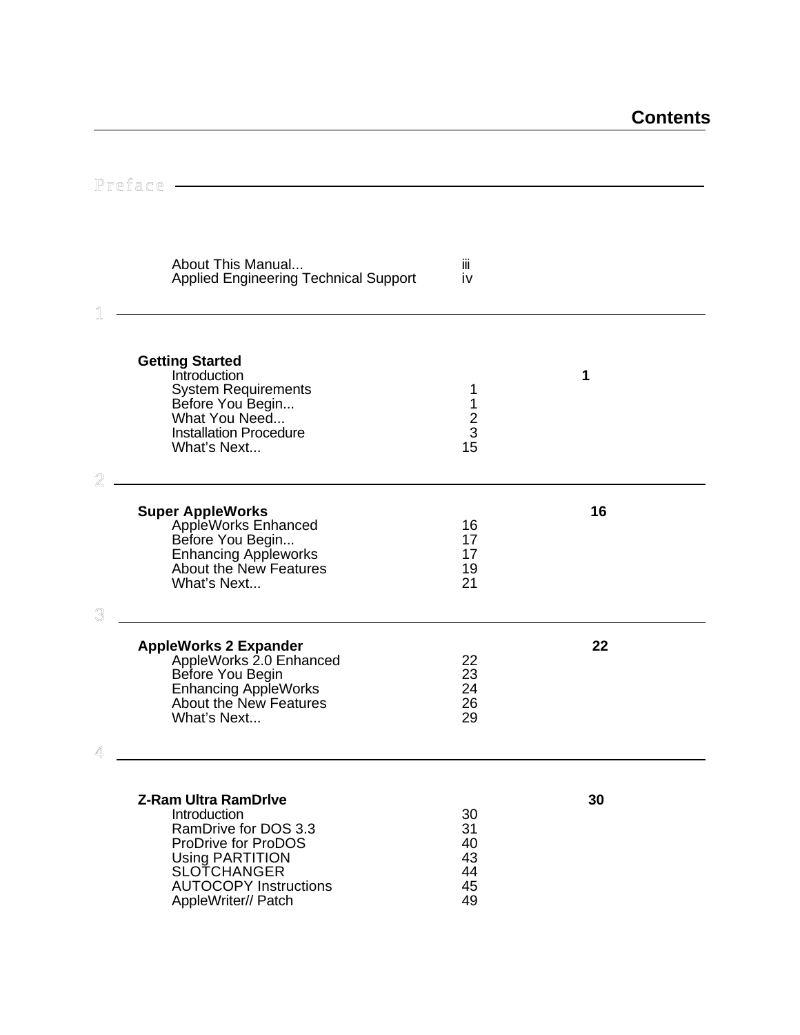# Contents

## Preface

| | |
|---|---|
| About This Manual... | iii |
| Applied Engineering Technical Support | iv |

## 1

**Getting Started** — 1

| | |
|---|---|
| Introduction | 1 |
| System Requirements | 1 |
| Before You Begin... | 1 |
| What You Need... | 2 |
| Installation Procedure | 3 |
| What's Next... | 15 |

## 2

**Super AppleWorks** — 16

| | |
|---|---|
| AppleWorks Enhanced | 16 |
| Before You Begin... | 17 |
| Enhancing Appleworks | 17 |
| About the New Features | 19 |
| What's Next... | 21 |

## 3

**AppleWorks 2 Expander** — 22

| | |
|---|---|
| AppleWorks 2.0 Enhanced | 22 |
| Before You Begin | 23 |
| Enhancing AppleWorks | 24 |
| About the New Features | 26 |
| What's Next... | 29 |

## 4

**Z-Ram Ultra RamDrlve** — 30

| | |
|---|---|
| Introduction | 30 |
| RamDrive for DOS 3.3 | 31 |
| ProDrive for ProDOS | 40 |
| Using PARTITION | 43 |
| SLOTCHANGER | 44 |
| AUTOCOPY Instructions | 45 |
| AppleWriter// Patch | 49 |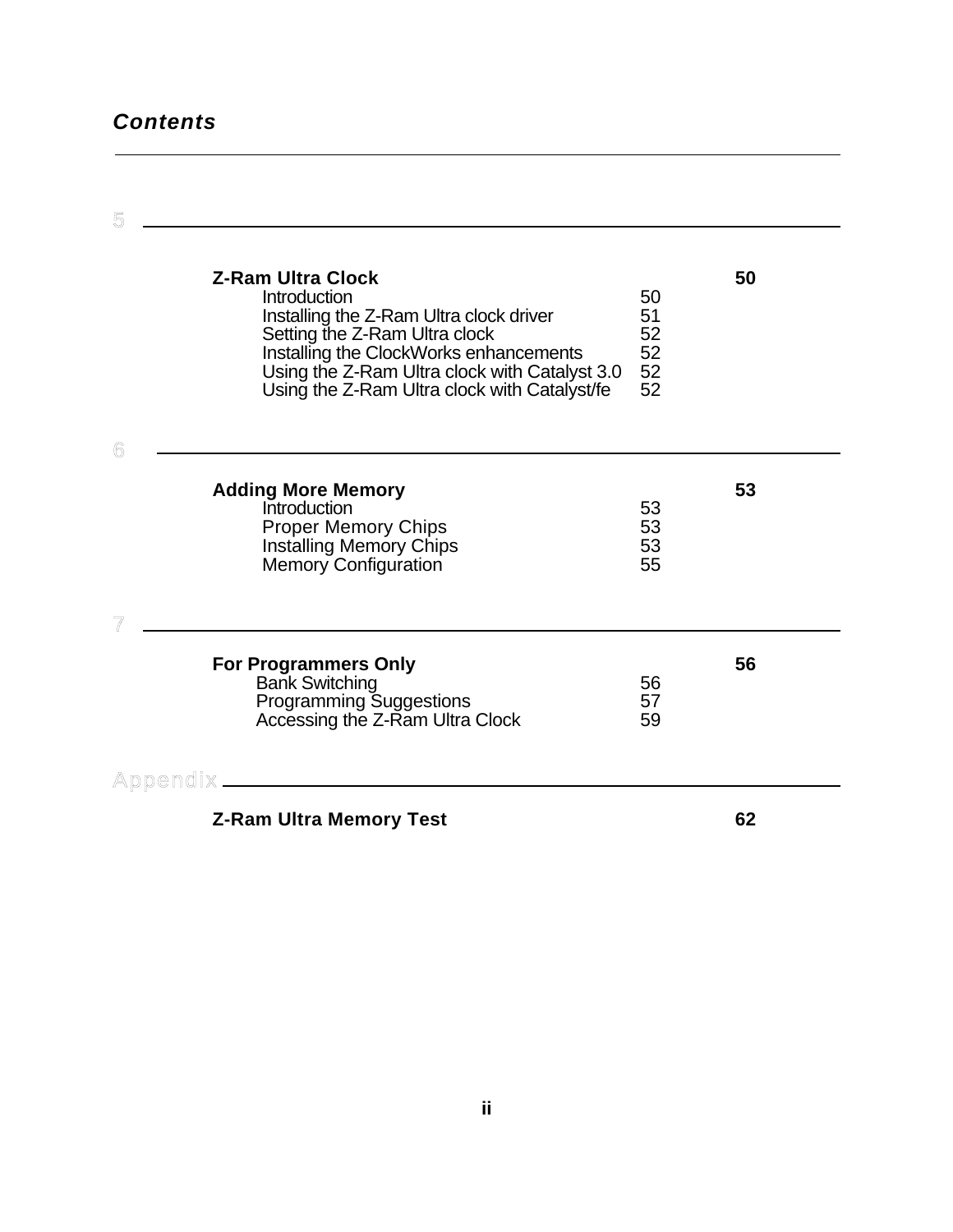## *Contents*

5

| **Z-Ram Ultra Clock** | | **50** |
|---|---|---|
| Introduction | 50 | |
| Installing the Z-Ram Ultra clock driver | 51 | |
| Setting the Z-Ram Ultra clock | 52 | |
| Installing the ClockWorks enhancements | 52 | |
| Using the Z-Ram Ultra clock with Catalyst 3.0 | 52 | |
| Using the Z-Ram Ultra clock with Catalyst/fe | 52 | |

6

| **Adding More Memory** | | **53** |
|---|---|---|
| Introduction | 53 | |
| Proper Memory Chips | 53 | |
| Installing Memory Chips | 53 | |
| Memory Configuration | 55 | |

7

| **For Programmers Only** | | **56** |
|---|---|---|
| Bank Switching | 56 | |
| Programming Suggestions | 57 | |
| Accessing the Z-Ram Ultra Clock | 59 | |

Appendix

| **Z-Ram Ultra Memory Test** | **62** |
|---|---|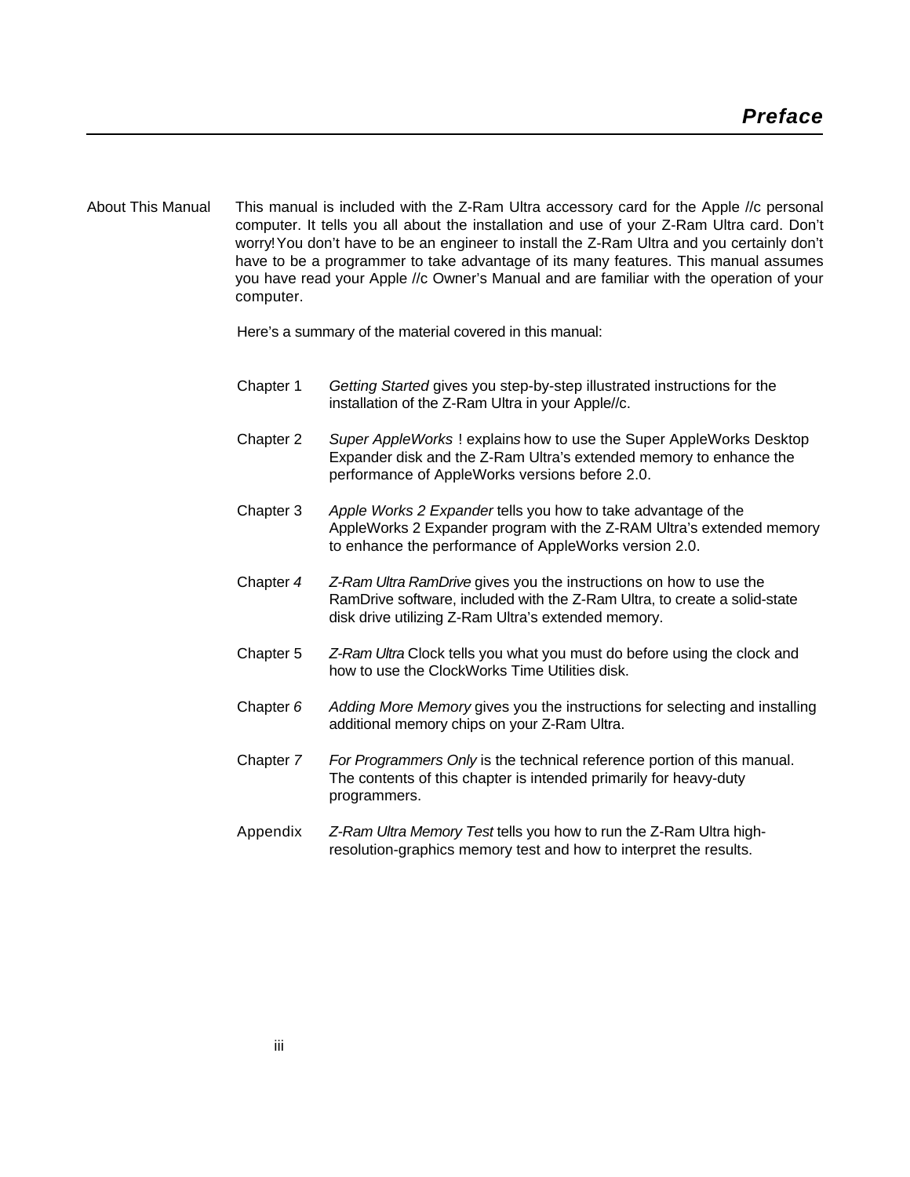# *Preface*

**About This Manual**

This manual is included with the Z-Ram Ultra accessory card for the Apple //c personal computer. It tells you all about the installation and use of your Z-Ram Ultra card. Don't worry! You don't have to be an engineer to install the Z-Ram Ultra and you certainly don't have to be a programmer to take advantage of its many features. This manual assumes you have read your Apple //c Owner's Manual and are familiar with the operation of your computer.

Here's a summary of the material covered in this manual:

| | |
|---|---|
| Chapter 1 | *Getting Started* gives you step-by-step illustrated instructions for the installation of the Z-Ram Ultra in your Apple//c. |
| Chapter 2 | *Super AppleWorks* ! explains how to use the Super AppleWorks Desktop Expander disk and the Z-Ram Ultra's extended memory to enhance the performance of AppleWorks versions before 2.0. |
| Chapter 3 | *Apple Works 2 Expander* tells you how to take advantage of the AppleWorks 2 Expander program with the Z-RAM Ultra's extended memory to enhance the performance of AppleWorks version 2.0. |
| Chapter *4* | *Z-Ram Ultra RamDrive* gives you the instructions on how to use the RamDrive software, included with the Z-Ram Ultra, to create a solid-state disk drive utilizing Z-Ram Ultra's extended memory. |
| Chapter 5 | *Z-Ram Ultra* Clock tells you what you must do before using the clock and how to use the ClockWorks Time Utilities disk. |
| Chapter *6* | *Adding More Memory* gives you the instructions for selecting and installing additional memory chips on your Z-Ram Ultra. |
| Chapter *7* | *For Programmers Only* is the technical reference portion of this manual. The contents of this chapter is intended primarily for heavy-duty programmers. |
| Appendix | *Z-Ram Ultra Memory Test* tells you how to run the Z-Ram Ultra high-resolution-graphics memory test and how to interpret the results. |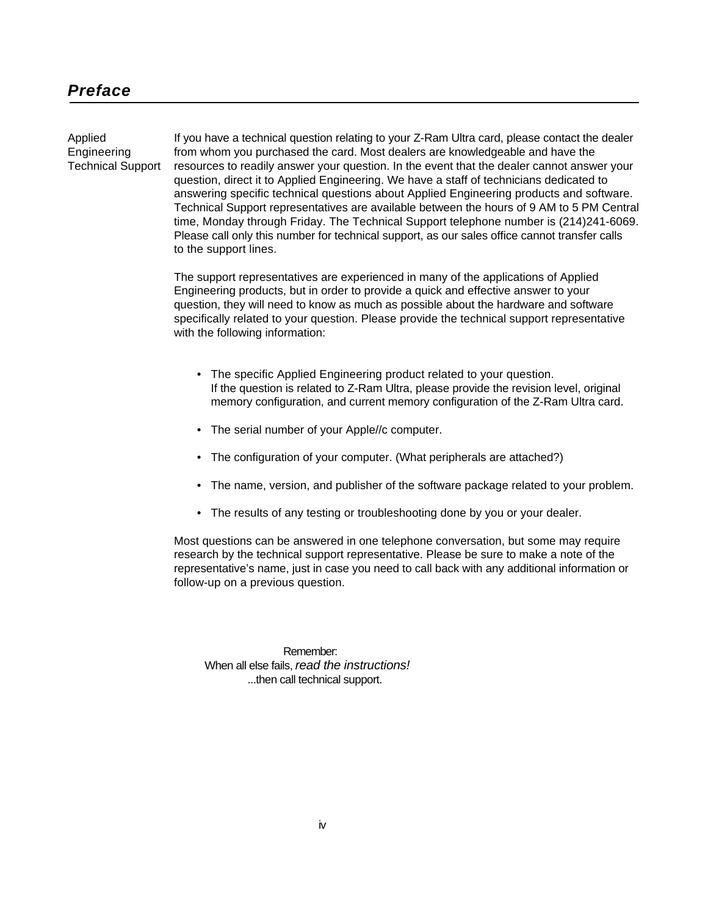# *Preface*

**Applied Engineering Technical Support**

If you have a technical question relating to your Z-Ram Ultra card, please contact the dealer from whom you purchased the card. Most dealers are knowledgeable and have the resources to readily answer your question. In the event that the dealer cannot answer your question, direct it to Applied Engineering. We have a staff of technicians dedicated to answering specific technical questions about Applied Engineering products and software. Technical Support representatives are available between the hours of 9 AM to 5 PM Central time, Monday through Friday. The Technical Support telephone number is (214)241-6069. Please call only this number for technical support, as our sales office cannot transfer calls to the support lines.

The support representatives are experienced in many of the applications of Applied Engineering products, but in order to provide a quick and effective answer to your question, they will need to know as much as possible about the hardware and software specifically related to your question. Please provide the technical support representative with the following information:

- The specific Applied Engineering product related to your question. If the question is related to Z-Ram Ultra, please provide the revision level, original memory configuration, and current memory configuration of the Z-Ram Ultra card.
- The serial number of your Apple//c computer.
- The configuration of your computer. (What peripherals are attached?)
- The name, version, and publisher of the software package related to your problem.
- The results of any testing or troubleshooting done by you or your dealer.

Most questions can be answered in one telephone conversation, but some may require research by the technical support representative. Please be sure to make a note of the representative's name, just in case you need to call back with any additional information or follow-up on a previous question.

Remember:
When all else fails, *read the instructions!*
...then call technical support.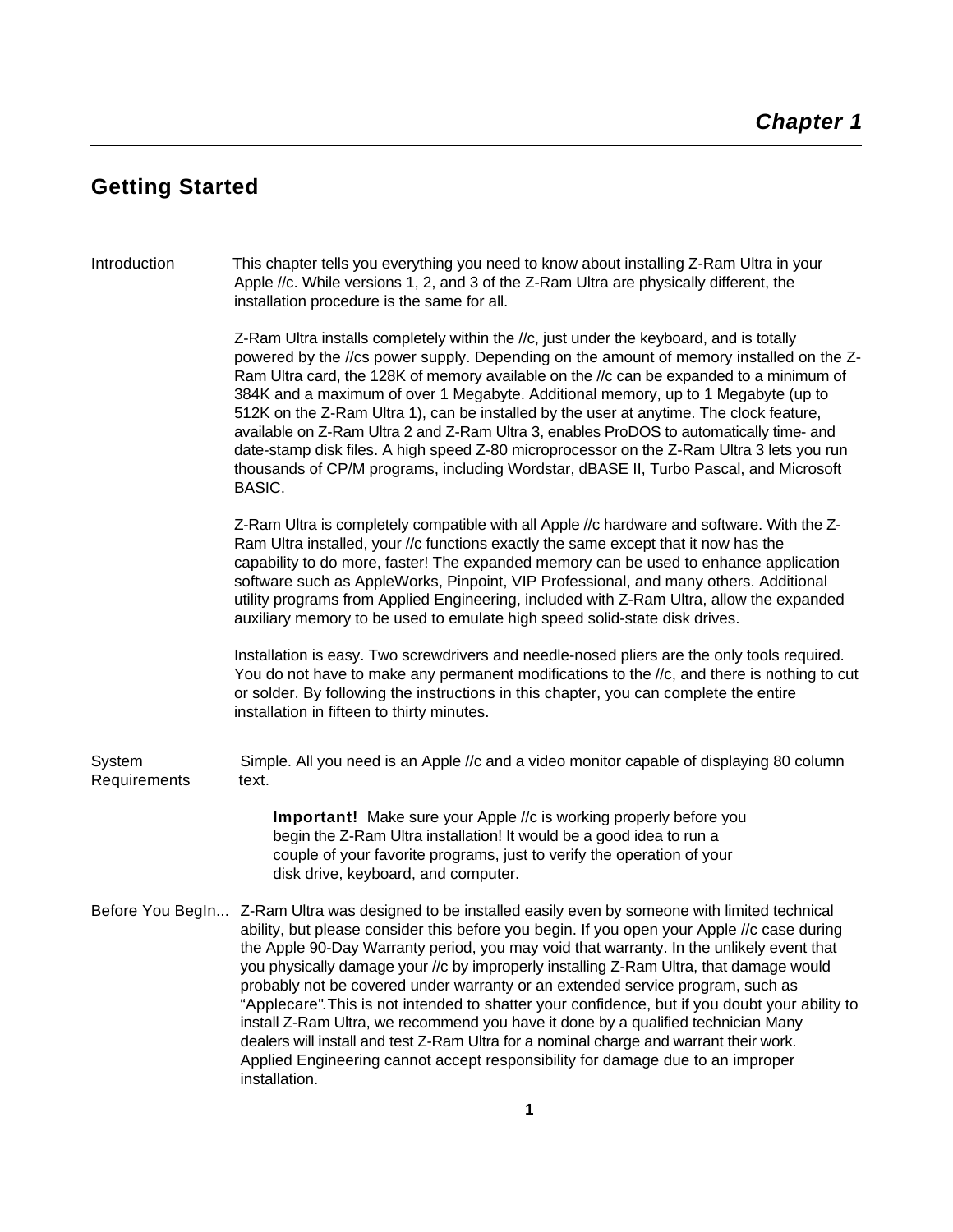# Chapter 1

## Getting Started

### Introduction

This chapter tells you everything you need to know about installing Z-Ram Ultra in your Apple //c. While versions 1, 2, and 3 of the Z-Ram Ultra are physically different, the installation procedure is the same for all.

Z-Ram Ultra installs completely within the //c, just under the keyboard, and is totally powered by the //cs power supply. Depending on the amount of memory installed on the Z-Ram Ultra card, the 128K of memory available on the //c can be expanded to a minimum of 384K and a maximum of over 1 Megabyte. Additional memory, up to 1 Megabyte (up to 512K on the Z-Ram Ultra 1), can be installed by the user at anytime. The clock feature, available on Z-Ram Ultra 2 and Z-Ram Ultra 3, enables ProDOS to automatically time- and date-stamp disk files. A high speed Z-80 microprocessor on the Z-Ram Ultra 3 lets you run thousands of CP/M programs, including Wordstar, dBASE II, Turbo Pascal, and Microsoft BASIC.

Z-Ram Ultra is completely compatible with all Apple //c hardware and software. With the Z-Ram Ultra installed, your //c functions exactly the same except that it now has the capability to do more, faster! The expanded memory can be used to enhance application software such as AppleWorks, Pinpoint, VIP Professional, and many others. Additional utility programs from Applied Engineering, included with Z-Ram Ultra, allow the expanded auxiliary memory to be used to emulate high speed solid-state disk drives.

Installation is easy. Two screwdrivers and needle-nosed pliers are the only tools required. You do not have to make any permanent modifications to the //c, and there is nothing to cut or solder. By following the instructions in this chapter, you can complete the entire installation in fifteen to thirty minutes.

### System Requirements

Simple. All you need is an Apple //c and a video monitor capable of displaying 80 column text.

> **Important!** Make sure your Apple //c is working properly before you begin the Z-Ram Ultra installation! It would be a good idea to run a couple of your favorite programs, just to verify the operation of your disk drive, keyboard, and computer.

### Before You BegIn...

Z-Ram Ultra was designed to be installed easily even by someone with limited technical ability, but please consider this before you begin. If you open your Apple //c case during the Apple 90-Day Warranty period, you may void that warranty. In the unlikely event that you physically damage your //c by improperly installing Z-Ram Ultra, that damage would probably not be covered under warranty or an extended service program, such as “Applecare".This is not intended to shatter your confidence, but if you doubt your ability to install Z-Ram Ultra, we recommend you have it done by a qualified technician Many dealers will install and test Z-Ram Ultra for a nominal charge and warrant their work. Applied Engineering cannot accept responsibility for damage due to an improper installation.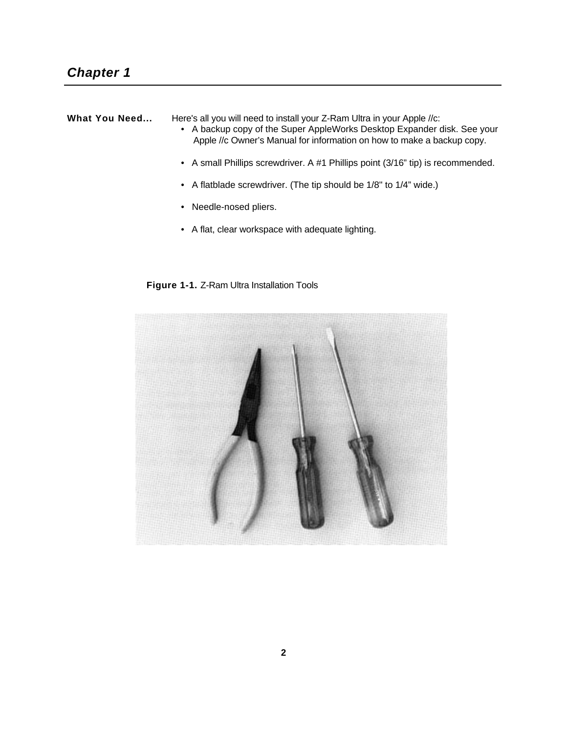## Chapter 1

**What You Need...** Here's all you will need to install your Z-Ram Ultra in your Apple //c:

- A backup copy of the Super AppleWorks Desktop Expander disk. See your Apple //c Owner's Manual for information on how to make a backup copy.
- A small Phillips screwdriver. A #1 Phillips point (3/16" tip) is recommended.
- A flatblade screwdriver. (The tip should be 1/8" to 1/4" wide.)
- Needle-nosed pliers.
- A flat, clear workspace with adequate lighting.

**Figure 1-1.** Z-Ram Ultra Installation Tools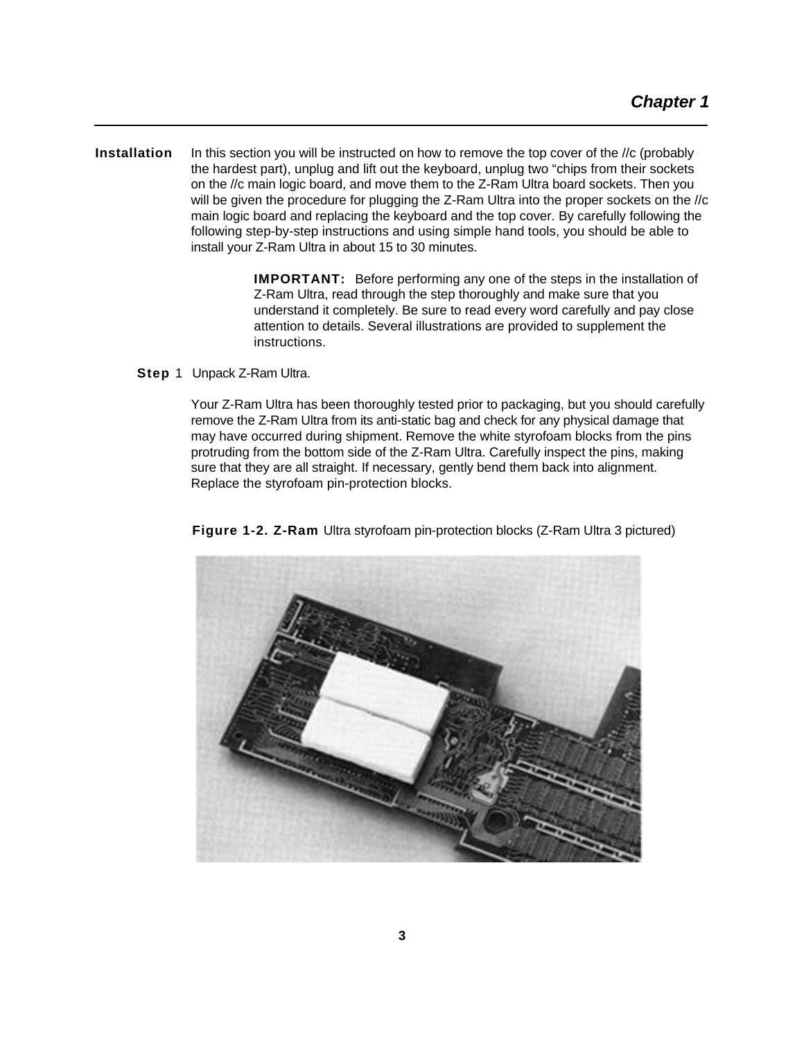## Installation

In this section you will be instructed on how to remove the top cover of the //c (probably the hardest part), unplug and lift out the keyboard, unplug two "chips from their sockets on the //c main logic board, and move them to the Z-Ram Ultra board sockets. Then you will be given the procedure for plugging the Z-Ram Ultra into the proper sockets on the //c main logic board and replacing the keyboard and the top cover. By carefully following the following step-by-step instructions and using simple hand tools, you should be able to install your Z-Ram Ultra in about 15 to 30 minutes.

> **IMPORTANT:** Before performing any one of the steps in the installation of Z-Ram Ultra, read through the step thoroughly and make sure that you understand it completely. Be sure to read every word carefully and pay close attention to details. Several illustrations are provided to supplement the instructions.

**Step 1** Unpack Z-Ram Ultra.

Your Z-Ram Ultra has been thoroughly tested prior to packaging, but you should carefully remove the Z-Ram Ultra from its anti-static bag and check for any physical damage that may have occurred during shipment. Remove the white styrofoam blocks from the pins protruding from the bottom side of the Z-Ram Ultra. Carefully inspect the pins, making sure that they are all straight. If necessary, gently bend them back into alignment. Replace the styrofoam pin-protection blocks.

**Figure 1-2. Z-Ram** Ultra styrofoam pin-protection blocks (Z-Ram Ultra 3 pictured)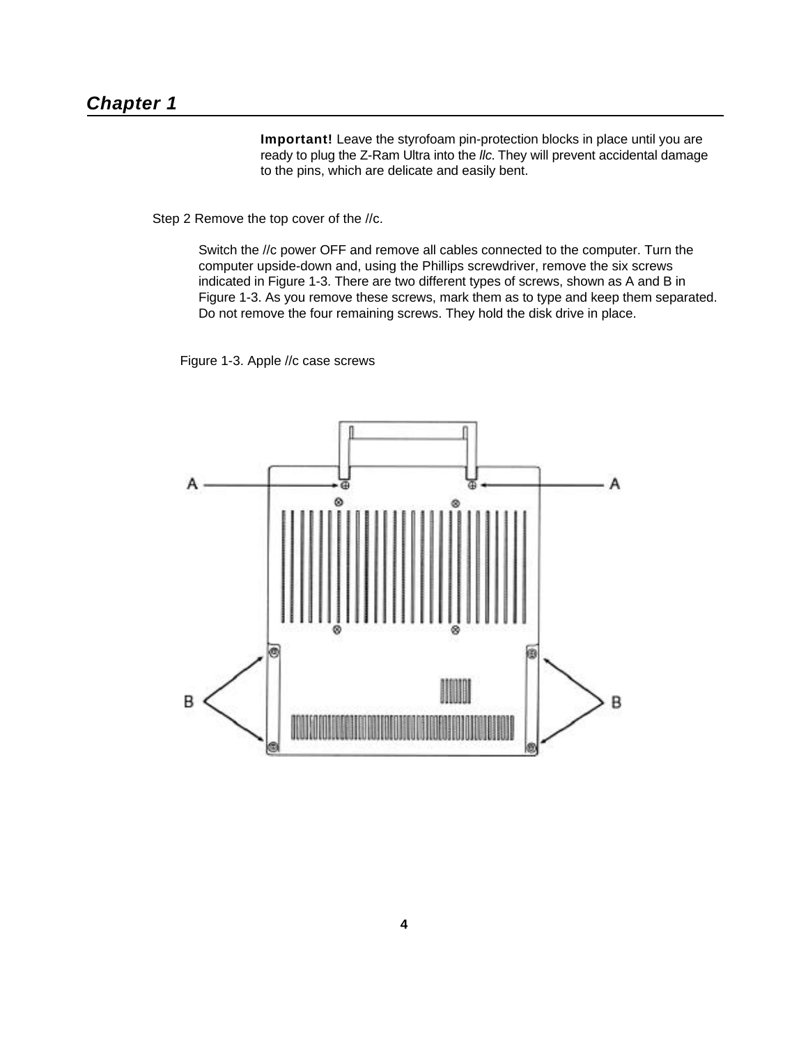## Chapter 1

**Important!** Leave the styrofoam pin-protection blocks in place until you are ready to plug the Z-Ram Ultra into the *llc.* They will prevent accidental damage to the pins, which are delicate and easily bent.

Step 2 Remove the top cover of the //c.

Switch the //c power OFF and remove all cables connected to the computer. Turn the computer upside-down and, using the Phillips screwdriver, remove the six screws indicated in Figure 1-3. There are two different types of screws, shown as A and B in Figure 1-3. As you remove these screws, mark them as to type and keep them separated. Do not remove the four remaining screws. They hold the disk drive in place.

Figure 1-3. Apple //c case screws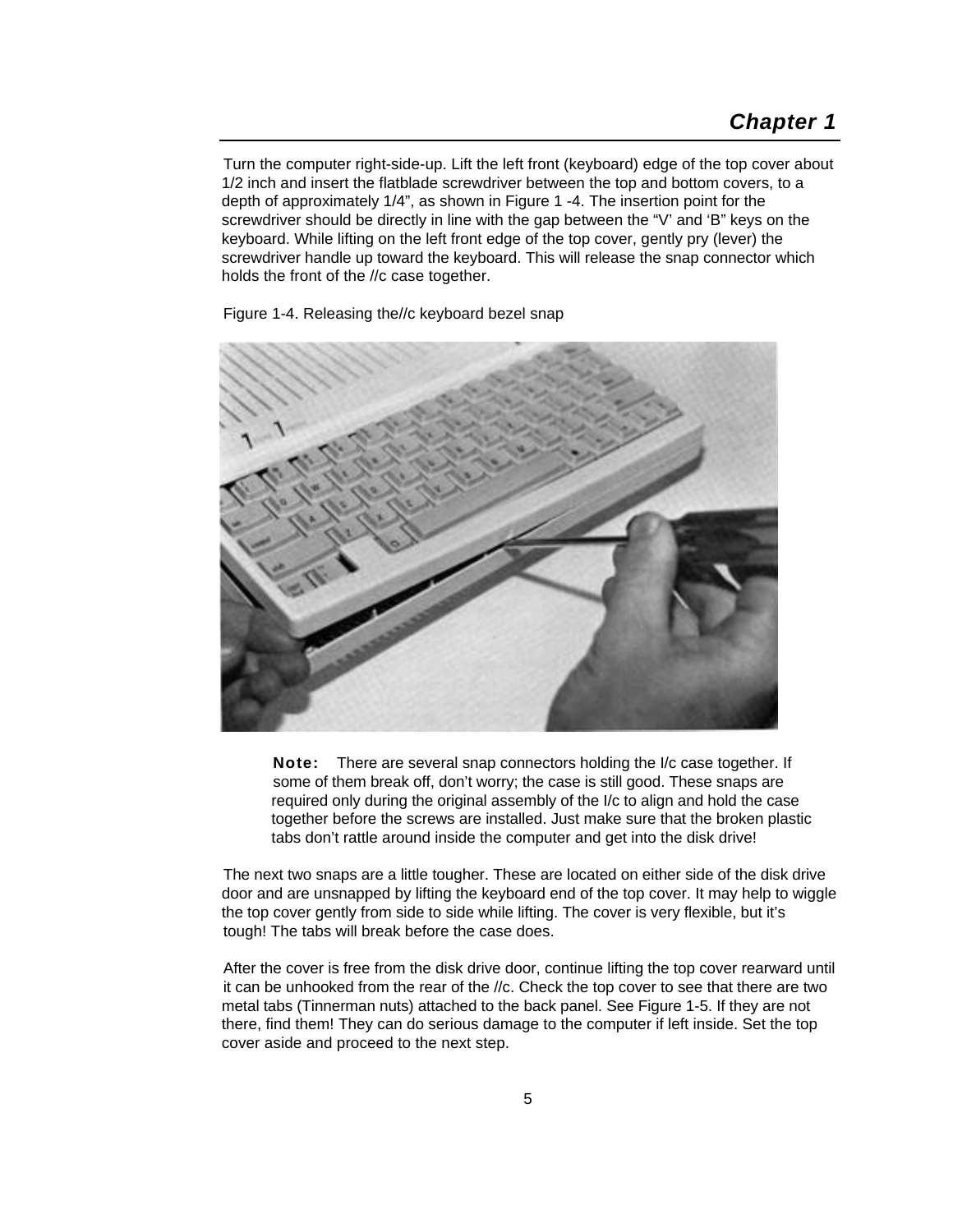Turn the computer right-side-up. Lift the left front (keyboard) edge of the top cover about 1/2 inch and insert the flatblade screwdriver between the top and bottom covers, to a depth of approximately 1/4”, as shown in Figure 1 -4. The insertion point for the screwdriver should be directly in line with the gap between the “V’ and ‘B” keys on the keyboard. While lifting on the left front edge of the top cover, gently pry (lever) the screwdriver handle up toward the keyboard. This will release the snap connector which holds the front of the //c case together.

Figure 1-4. Releasing the//c keyboard bezel snap

> **Note:** There are several snap connectors holding the I/c case together. If some of them break off, don’t worry; the case is still good. These snaps are required only during the original assembly of the I/c to align and hold the case together before the screws are installed. Just make sure that the broken plastic tabs don’t rattle around inside the computer and get into the disk drive!

The next two snaps are a little tougher. These are located on either side of the disk drive door and are unsnapped by lifting the keyboard end of the top cover. It may help to wiggle the top cover gently from side to side while lifting. The cover is very flexible, but it’s tough! The tabs will break before the case does.

After the cover is free from the disk drive door, continue lifting the top cover rearward until it can be unhooked from the rear of the //c. Check the top cover to see that there are two metal tabs (Tinnerman nuts) attached to the back panel. See Figure 1-5. If they are not there, find them! They can do serious damage to the computer if left inside. Set the top cover aside and proceed to the next step.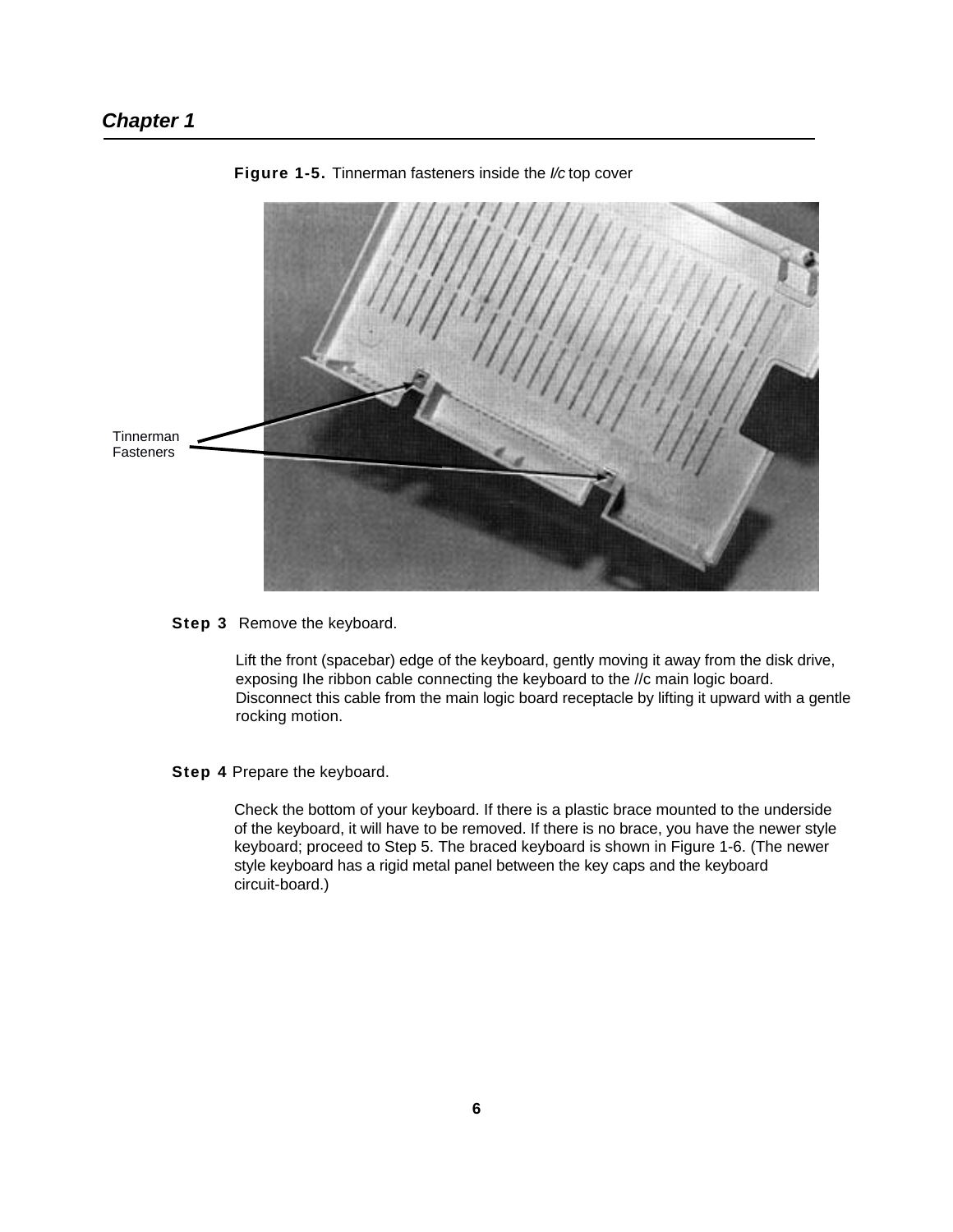**Figure 1-5.** Tinnerman fasteners inside the *//c* top cover

Tinnerman Fasteners

**Step 3** Remove the keyboard.

Lift the front (spacebar) edge of the keyboard, gently moving it away from the disk drive, exposing Ihe ribbon cable connecting the keyboard to the //c main logic board. Disconnect this cable from the main logic board receptacle by lifting it upward with a gentle rocking motion.

**Step 4** Prepare the keyboard.

Check the bottom of your keyboard. If there is a plastic brace mounted to the underside of the keyboard, it will have to be removed. If there is no brace, you have the newer style keyboard; proceed to Step 5. The braced keyboard is shown in Figure 1-6. (The newer style keyboard has a rigid metal panel between the key caps and the keyboard circuit-board.)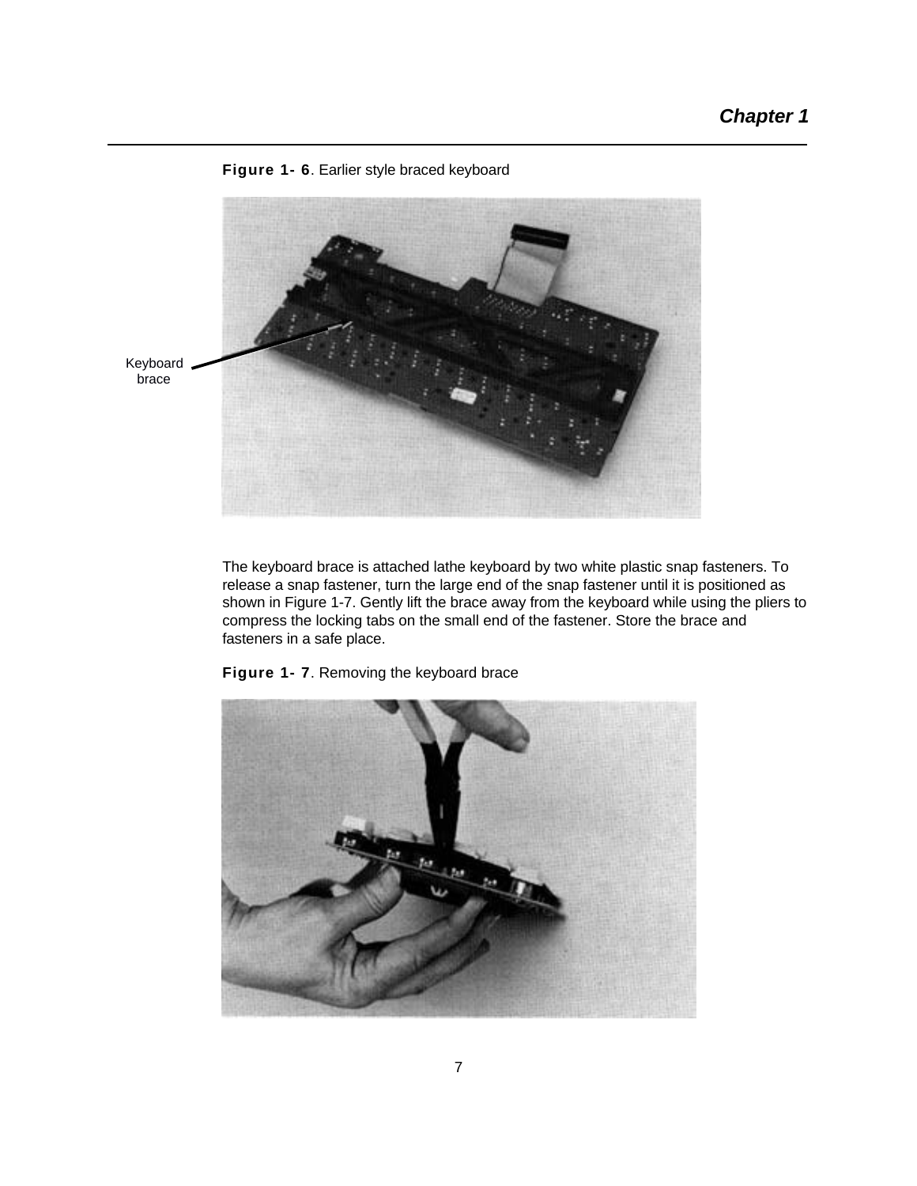**Figure 1- 6**. Earlier style braced keyboard

Keyboard brace

The keyboard brace is attached lathe keyboard by two white plastic snap fasteners. To release a snap fastener, turn the large end of the snap fastener until it is positioned as shown in Figure 1-7. Gently lift the brace away from the keyboard while using the pliers to compress the locking tabs on the small end of the fastener. Store the brace and fasteners in a safe place.

**Figure 1- 7**. Removing the keyboard brace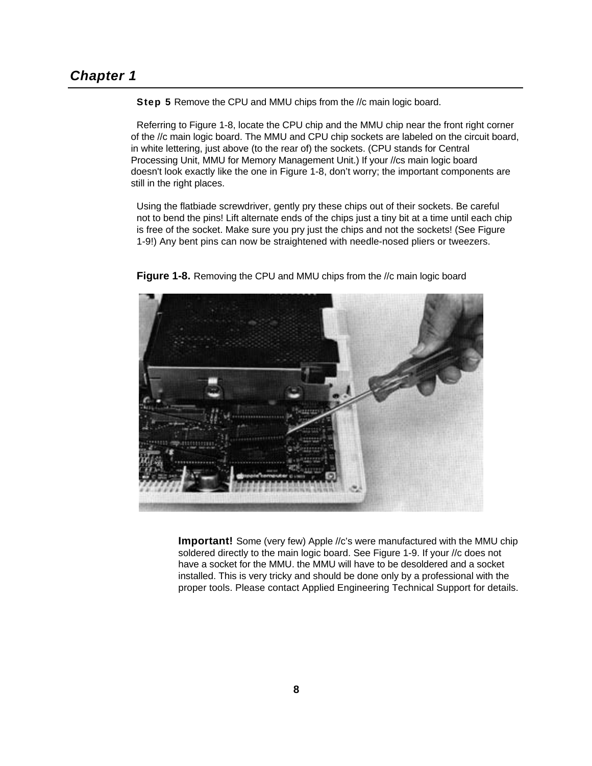**Step 5** Remove the CPU and MMU chips from the //c main logic board.

Referring to Figure 1-8, locate the CPU chip and the MMU chip near the front right corner of the //c main logic board. The MMU and CPU chip sockets are labeled on the circuit board, in white lettering, just above (to the rear of) the sockets. (CPU stands for Central Processing Unit, MMU for Memory Management Unit.) If your //cs main logic board doesn't look exactly like the one in Figure 1-8, don't worry; the important components are still in the right places.

Using the flatbiade screwdriver, gently pry these chips out of their sockets. Be careful not to bend the pins! Lift alternate ends of the chips just a tiny bit at a time until each chip is free of the socket. Make sure you pry just the chips and not the sockets! (See Figure 1-9!) Any bent pins can now be straightened with needle-nosed pliers or tweezers.

**Figure 1-8.** Removing the CPU and MMU chips from the //c main logic board

**Important!** Some (very few) Apple //c's were manufactured with the MMU chip soldered directly to the main logic board. See Figure 1-9. If your //c does not have a socket for the MMU. the MMU will have to be desoldered and a socket installed. This is very tricky and should be done only by a professional with the proper tools. Please contact Applied Engineering Technical Support for details.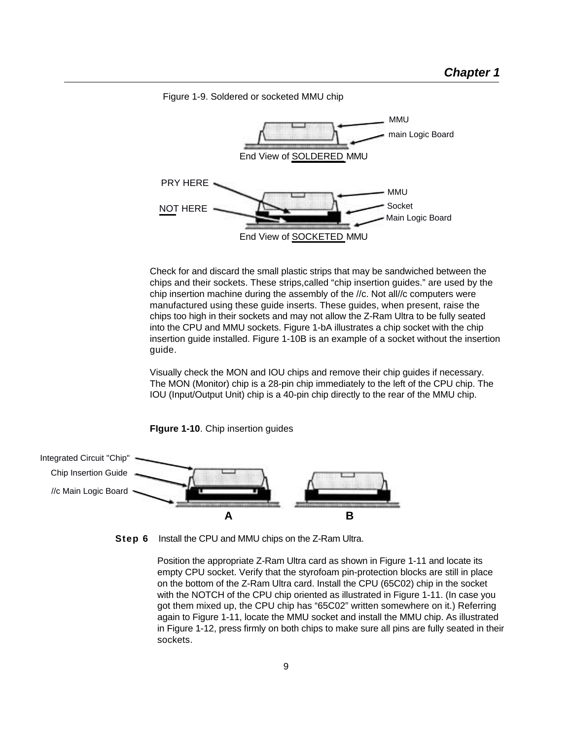Figure 1-9. Soldered or socketed MMU chip

MMU

main Logic Board

End View of SOLDERED MMU

PRY HERE

NOT HERE

MMU

Socket

Main Logic Board

End View of SOCKETED MMU

Check for and discard the small plastic strips that may be sandwiched between the chips and their sockets. These strips,called “chip insertion guides.” are used by the chip insertion machine during the assembly of the //c. Not all//c computers were manufactured using these guide inserts. These guides, when present, raise the chips too high in their sockets and may not allow the Z-Ram Ultra to be fully seated into the CPU and MMU sockets. Figure 1-bA illustrates a chip socket with the chip insertion guide installed. Figure 1-10B is an example of a socket without the insertion guide.

Visually check the MON and IOU chips and remove their chip guides if necessary. The MON (Monitor) chip is a 28-pin chip immediately to the left of the CPU chip. The IOU (Input/Output Unit) chip is a 40-pin chip directly to the rear of the MMU chip.

**FIgure 1-10**. Chip insertion guides

Integrated Circuit "Chip"

Chip Insertion Guide

//c Main Logic Board

A B

**Step 6** Install the CPU and MMU chips on the Z-Ram Ultra.

Position the appropriate Z-Ram Ultra card as shown in Figure 1-11 and locate its empty CPU socket. Verify that the styrofoam pin-protection blocks are still in place on the bottom of the Z-Ram Ultra card. Install the CPU (65C02) chip in the socket with the NOTCH of the CPU chip oriented as illustrated in Figure 1-11. (In case you got them mixed up, the CPU chip has “65C02” written somewhere on it.) Referring again to Figure 1-11, locate the MMU socket and install the MMU chip. As illustrated in Figure 1-12, press firmly on both chips to make sure all pins are fully seated in their sockets.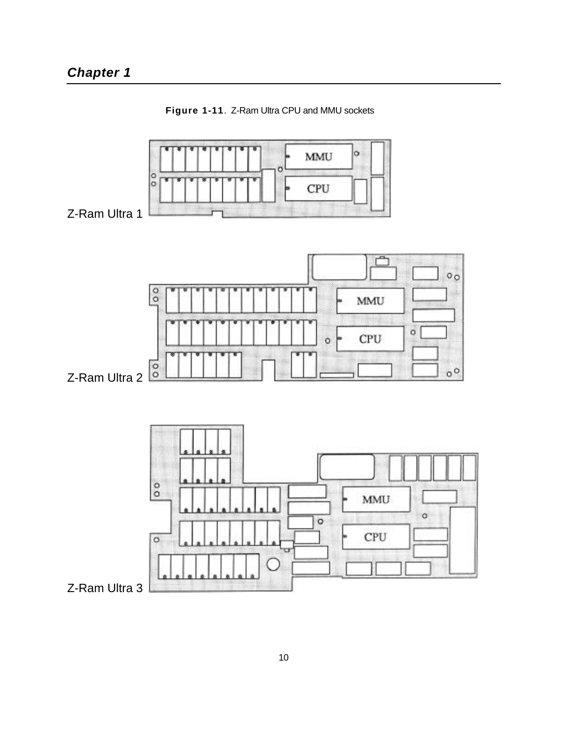**Figure 1-11**. Z-Ram Ultra CPU and MMU sockets

Z-Ram Ultra 1

Z-Ram Ultra 2

Z-Ram Ultra 3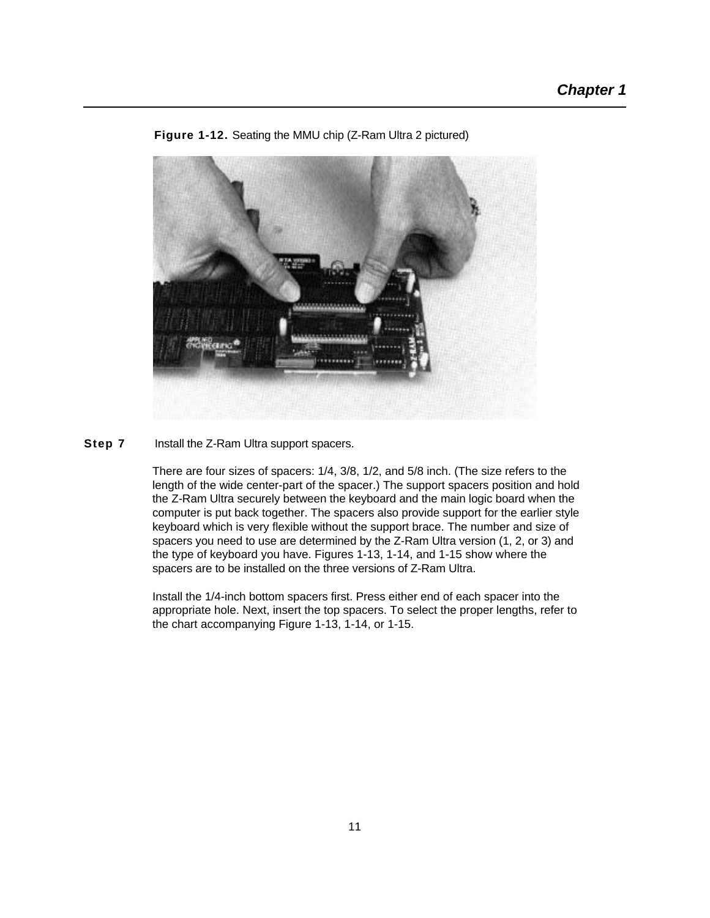**Figure 1-12.** Seating the MMU chip (Z-Ram Ultra 2 pictured)

**Step 7** Install the Z-Ram Ultra support spacers.

There are four sizes of spacers: 1/4, 3/8, 1/2, and 5/8 inch. (The size refers to the length of the wide center-part of the spacer.) The support spacers position and hold the Z-Ram Ultra securely between the keyboard and the main logic board when the computer is put back together. The spacers also provide support for the earlier style keyboard which is very flexible without the support brace. The number and size of spacers you need to use are determined by the Z-Ram Ultra version (1, 2, or 3) and the type of keyboard you have. Figures 1-13, 1-14, and 1-15 show where the spacers are to be installed on the three versions of Z-Ram Ultra.

Install the 1/4-inch bottom spacers first. Press either end of each spacer into the appropriate hole. Next, insert the top spacers. To select the proper lengths, refer to the chart accompanying Figure 1-13, 1-14, or 1-15.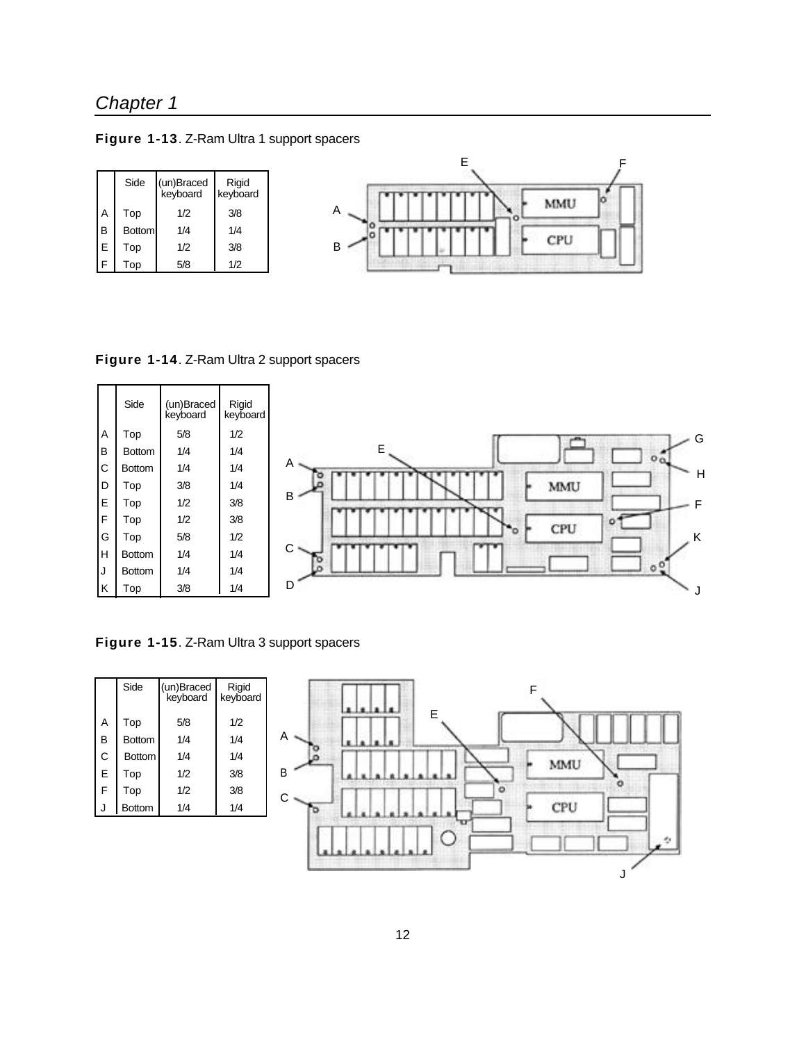**Figure 1-13**. Z-Ram Ultra 1 support spacers

| | Side | (un)Braced keyboard | Rigid keyboard |
|---|---|---|---|
| A | Top | 1/2 | 3/8 |
| B | Bottom | 1/4 | 1/4 |
| E | Top | 1/2 | 3/8 |
| F | Top | 5/8 | 1/2 |

**Figure 1-14**. Z-Ram Ultra 2 support spacers

| | Side | (un)Braced keyboard | Rigid keyboard |
|---|---|---|---|
| A | Top | 5/8 | 1/2 |
| B | Bottom | 1/4 | 1/4 |
| C | Bottom | 1/4 | 1/4 |
| D | Top | 3/8 | 1/4 |
| E | Top | 1/2 | 3/8 |
| F | Top | 1/2 | 3/8 |
| G | Top | 5/8 | 1/2 |
| H | Bottom | 1/4 | 1/4 |
| J | Bottom | 1/4 | 1/4 |
| K | Top | 3/8 | 1/4 |

**Figure 1-15**. Z-Ram Ultra 3 support spacers

| | Side | (un)Braced keyboard | Rigid keyboard |
|---|---|---|---|
| A | Top | 5/8 | 1/2 |
| B | Bottom | 1/4 | 1/4 |
| C | Bottom | 1/4 | 1/4 |
| E | Top | 1/2 | 3/8 |
| F | Top | 1/2 | 3/8 |
| J | Bottom | 1/4 | 1/4 |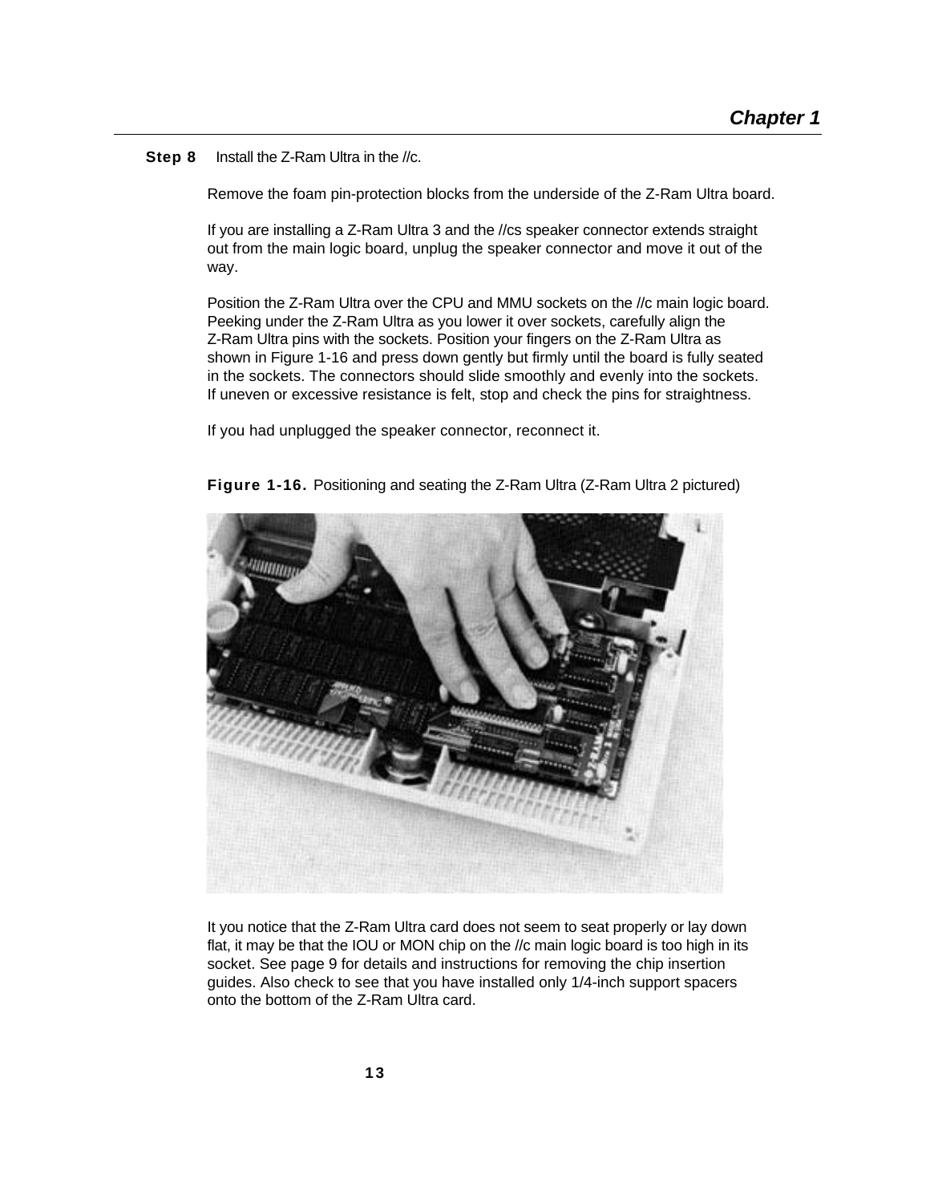**Step 8** Install the Z-Ram Ultra in the //c.

Remove the foam pin-protection blocks from the underside of the Z-Ram Ultra board.

If you are installing a Z-Ram Ultra 3 and the //cs speaker connector extends straight out from the main logic board, unplug the speaker connector and move it out of the way.

Position the Z-Ram Ultra over the CPU and MMU sockets on the //c main logic board. Peeking under the Z-Ram Ultra as you lower it over sockets, carefully align the Z-Ram Ultra pins with the sockets. Position your fingers on the Z-Ram Ultra as shown in Figure 1-16 and press down gently but firmly until the board is fully seated in the sockets. The connectors should slide smoothly and evenly into the sockets. If uneven or excessive resistance is felt, stop and check the pins for straightness.

If you had unplugged the speaker connector, reconnect it.

**Figure 1-16.** Positioning and seating the Z-Ram Ultra (Z-Ram Ultra 2 pictured)

It you notice that the Z-Ram Ultra card does not seem to seat properly or lay down flat, it may be that the IOU or MON chip on the //c main logic board is too high in its socket. See page 9 for details and instructions for removing the chip insertion guides. Also check to see that you have installed only 1/4-inch support spacers onto the bottom of the Z-Ram Ultra card.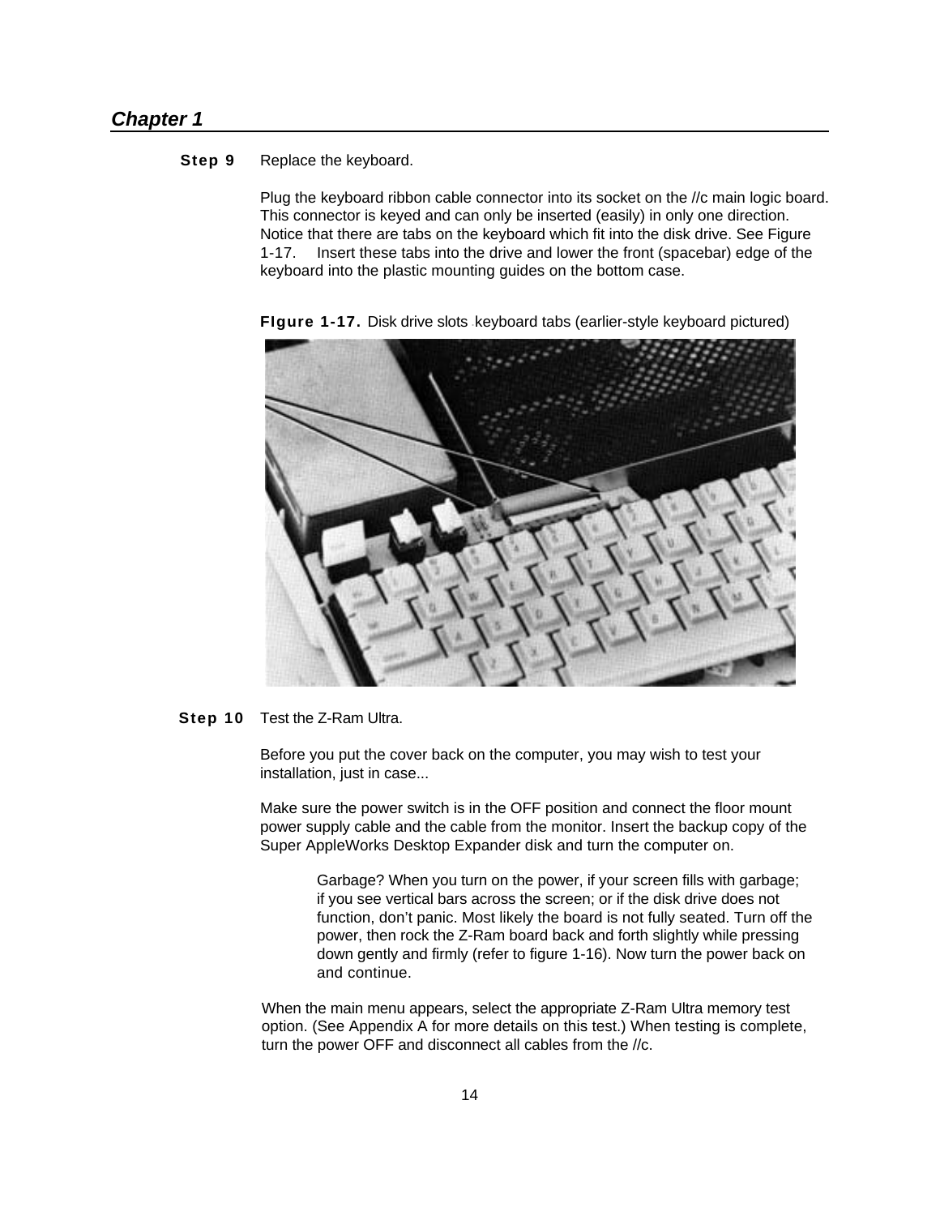**Step 9** Replace the keyboard.

Plug the keyboard ribbon cable connector into its socket on the //c main logic board. This connector is keyed and can only be inserted (easily) in only one direction. Notice that there are tabs on the keyboard which fit into the disk drive. See Figure 1-17. Insert these tabs into the drive and lower the front (spacebar) edge of the keyboard into the plastic mounting guides on the bottom case.

**FIgure 1-17.** Disk drive slots . keyboard tabs (earlier-style keyboard pictured)

**Step 10** Test the Z-Ram Ultra.

Before you put the cover back on the computer, you may wish to test your installation, just in case...

Make sure the power switch is in the OFF position and connect the floor mount power supply cable and the cable from the monitor. Insert the backup copy of the Super AppleWorks Desktop Expander disk and turn the computer on.

> Garbage? When you turn on the power, if your screen fills with garbage; if you see vertical bars across the screen; or if the disk drive does not function, don't panic. Most likely the board is not fully seated. Turn off the power, then rock the Z-Ram board back and forth slightly while pressing down gently and firmly (refer to figure 1-16). Now turn the power back on and continue.

When the main menu appears, select the appropriate Z-Ram Ultra memory test option. (See Appendix A for more details on this test.) When testing is complete, turn the power OFF and disconnect all cables from the //c.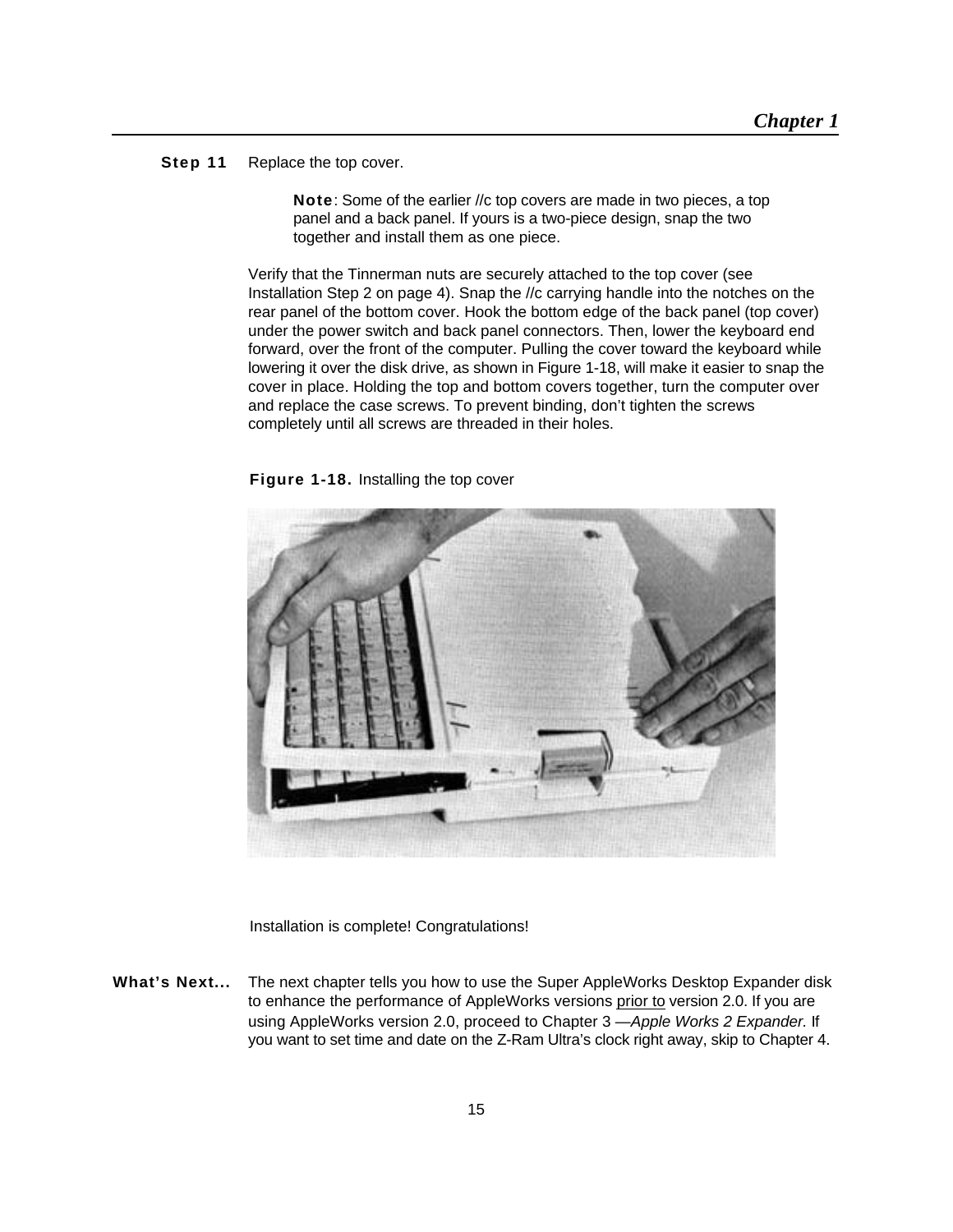**Step 11** Replace the top cover.

> **Note**: Some of the earlier //c top covers are made in two pieces, a top panel and a back panel. If yours is a two-piece design, snap the two together and install them as one piece.

Verify that the Tinnerman nuts are securely attached to the top cover (see Installation Step 2 on page 4). Snap the //c carrying handle into the notches on the rear panel of the bottom cover. Hook the bottom edge of the back panel (top cover) under the power switch and back panel connectors. Then, lower the keyboard end forward, over the front of the computer. Pulling the cover toward the keyboard while lowering it over the disk drive, as shown in Figure 1-18, will make it easier to snap the cover in place. Holding the top and bottom covers together, turn the computer over and replace the case screws. To prevent binding, don't tighten the screws completely until all screws are threaded in their holes.

**Figure 1-18.** Installing the top cover

Installation is complete! Congratulations!

**What's Next...** The next chapter tells you how to use the Super AppleWorks Desktop Expander disk to enhance the performance of AppleWorks versions prior to version 2.0. If you are using AppleWorks version 2.0, proceed to Chapter 3 —*Apple Works 2 Expander.* If you want to set time and date on the Z-Ram Ultra's clock right away, skip to Chapter 4.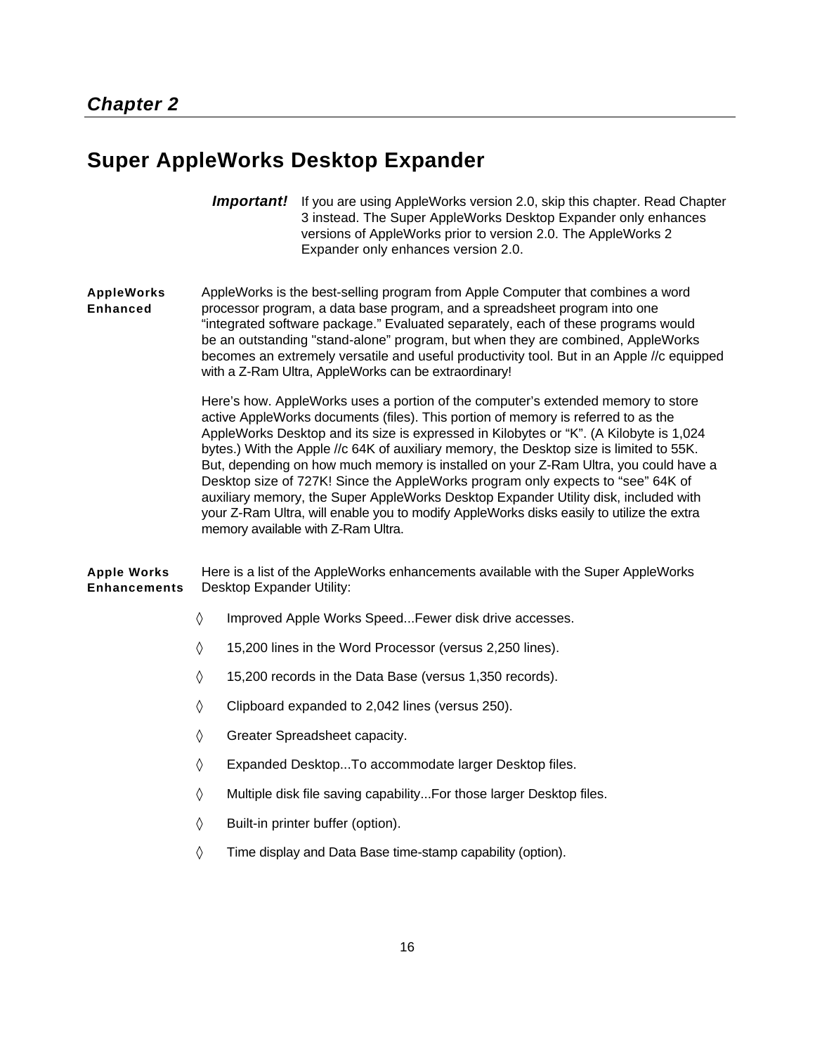*Chapter 2*

# Super AppleWorks Desktop Expander

***Important!*** If you are using AppleWorks version 2.0, skip this chapter. Read Chapter 3 instead. The Super AppleWorks Desktop Expander only enhances versions of AppleWorks prior to version 2.0. The AppleWorks 2 Expander only enhances version 2.0.

**AppleWorks Enhanced**

AppleWorks is the best-selling program from Apple Computer that combines a word processor program, a data base program, and a spreadsheet program into one "integrated software package." Evaluated separately, each of these programs would be an outstanding "stand-alone" program, but when they are combined, AppleWorks becomes an extremely versatile and useful productivity tool. But in an Apple //c equipped with a Z-Ram Ultra, AppleWorks can be extraordinary!

Here's how. AppleWorks uses a portion of the computer's extended memory to store active AppleWorks documents (files). This portion of memory is referred to as the AppleWorks Desktop and its size is expressed in Kilobytes or "K". (A Kilobyte is 1,024 bytes.) With the Apple //c 64K of auxiliary memory, the Desktop size is limited to 55K. But, depending on how much memory is installed on your Z-Ram Ultra, you could have a Desktop size of 727K! Since the AppleWorks program only expects to "see" 64K of auxiliary memory, the Super AppleWorks Desktop Expander Utility disk, included with your Z-Ram Ultra, will enable you to modify AppleWorks disks easily to utilize the extra memory available with Z-Ram Ultra.

**Apple Works Enhancements**

Here is a list of the AppleWorks enhancements available with the Super AppleWorks Desktop Expander Utility:

- Improved Apple Works Speed...Fewer disk drive accesses.
- 15,200 lines in the Word Processor (versus 2,250 lines).
- 15,200 records in the Data Base (versus 1,350 records).
- Clipboard expanded to 2,042 lines (versus 250).
- Greater Spreadsheet capacity.
- Expanded Desktop...To accommodate larger Desktop files.
- Multiple disk file saving capability...For those larger Desktop files.
- Built-in printer buffer (option).
- Time display and Data Base time-stamp capability (option).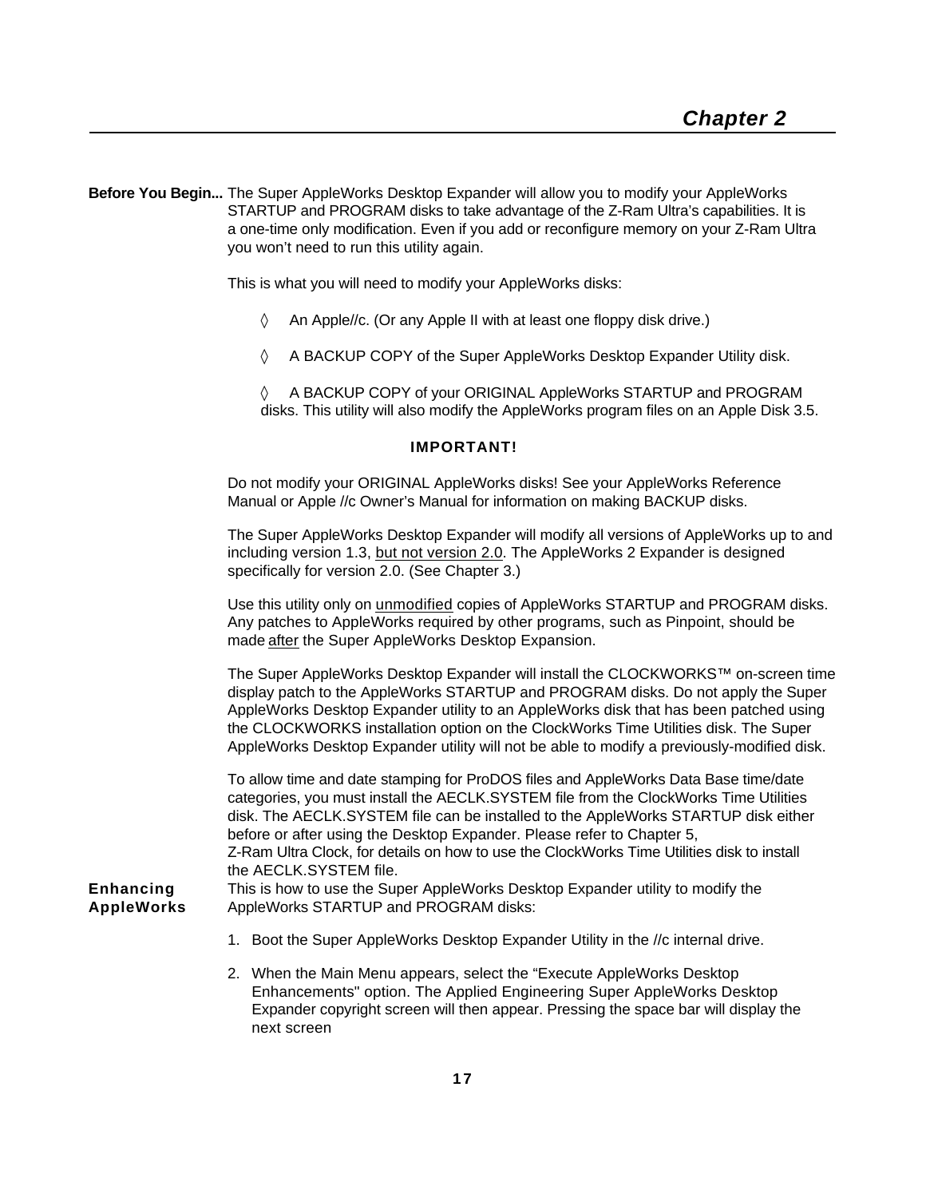# Chapter 2

**Before You Begin...** The Super AppleWorks Desktop Expander will allow you to modify your AppleWorks STARTUP and PROGRAM disks to take advantage of the Z-Ram Ultra's capabilities. It is a one-time only modification. Even if you add or reconfigure memory on your Z-Ram Ultra you won't need to run this utility again.

This is what you will need to modify your AppleWorks disks:

◊ An Apple//c. (Or any Apple II with at least one floppy disk drive.)

◊ A BACKUP COPY of the Super AppleWorks Desktop Expander Utility disk.

◊ A BACKUP COPY of your ORIGINAL AppleWorks STARTUP and PROGRAM disks. This utility will also modify the AppleWorks program files on an Apple Disk 3.5.

**IMPORTANT!**

Do not modify your ORIGINAL AppleWorks disks! See your AppleWorks Reference Manual or Apple //c Owner's Manual for information on making BACKUP disks.

The Super AppleWorks Desktop Expander will modify all versions of AppleWorks up to and including version 1.3, <u>but not version 2.0</u>. The AppleWorks 2 Expander is designed specifically for version 2.0. (See Chapter 3.)

Use this utility only on <u>unmodified</u> copies of AppleWorks STARTUP and PROGRAM disks. Any patches to AppleWorks required by other programs, such as Pinpoint, should be made <u>after</u> the Super AppleWorks Desktop Expansion.

The Super AppleWorks Desktop Expander will install the CLOCKWORKS™ on-screen time display patch to the AppleWorks STARTUP and PROGRAM disks. Do not apply the Super AppleWorks Desktop Expander utility to an AppleWorks disk that has been patched using the CLOCKWORKS installation option on the ClockWorks Time Utilities disk. The Super AppleWorks Desktop Expander utility will not be able to modify a previously-modified disk.

To allow time and date stamping for ProDOS files and AppleWorks Data Base time/date categories, you must install the AECLK.SYSTEM file from the ClockWorks Time Utilities disk. The AECLK.SYSTEM file can be installed to the AppleWorks STARTUP disk either before or after using the Desktop Expander. Please refer to Chapter 5, Z-Ram Ultra Clock, for details on how to use the ClockWorks Time Utilities disk to install the AECLK.SYSTEM file.

**Enhancing AppleWorks** This is how to use the Super AppleWorks Desktop Expander utility to modify the AppleWorks STARTUP and PROGRAM disks:

1. Boot the Super AppleWorks Desktop Expander Utility in the //c internal drive.
2. When the Main Menu appears, select the "Execute AppleWorks Desktop Enhancements" option. The Applied Engineering Super AppleWorks Desktop Expander copyright screen will then appear. Pressing the space bar will display the next screen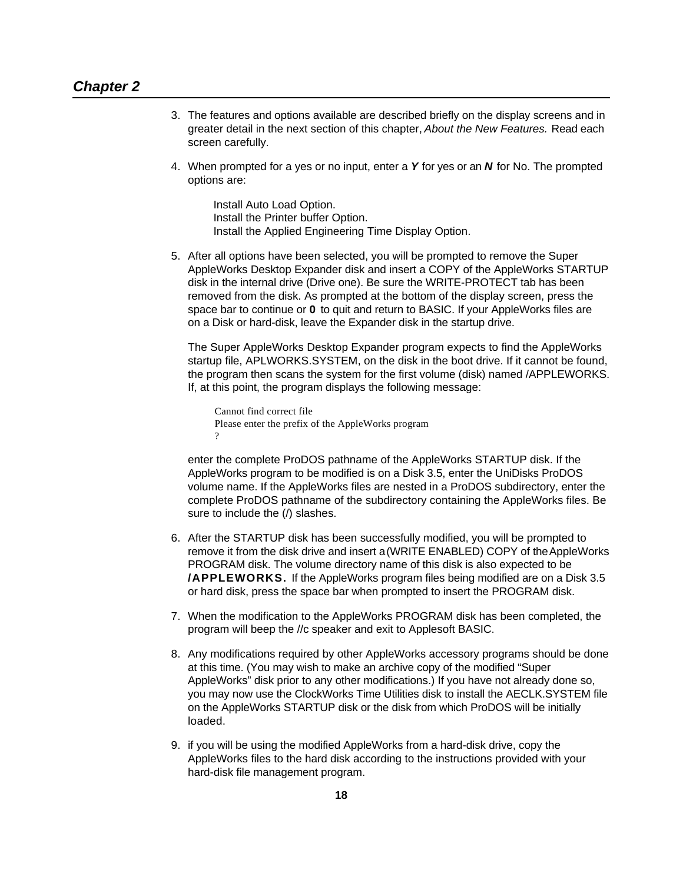3. The features and options available are described briefly on the display screens and in greater detail in the next section of this chapter, *About the New Features.* Read each screen carefully.

4. When prompted for a yes or no input, enter a ***Y*** for yes or an ***N*** for No. The prompted options are:

   Install Auto Load Option.
   Install the Printer buffer Option.
   Install the Applied Engineering Time Display Option.

5. After all options have been selected, you will be prompted to remove the Super AppleWorks Desktop Expander disk and insert a COPY of the AppleWorks STARTUP disk in the internal drive (Drive one). Be sure the WRITE-PROTECT tab has been removed from the disk. As prompted at the bottom of the display screen, press the space bar to continue or **0** to quit and return to BASIC. If your AppleWorks files are on a Disk or hard-disk, leave the Expander disk in the startup drive.

   The Super AppleWorks Desktop Expander program expects to find the AppleWorks startup file, APLWORKS.SYSTEM, on the disk in the boot drive. If it cannot be found, the program then scans the system for the first volume (disk) named /APPLEWORKS. If, at this point, the program displays the following message:

   ```
   Cannot find correct file
   Please enter the prefix of the AppleWorks program
   ?
   ```

   enter the complete ProDOS pathname of the AppleWorks STARTUP disk. If the AppleWorks program to be modified is on a Disk 3.5, enter the UniDisks ProDOS volume name. If the AppleWorks files are nested in a ProDOS subdirectory, enter the complete ProDOS pathname of the subdirectory containing the AppleWorks files. Be sure to include the (/) slashes.

6. After the STARTUP disk has been successfully modified, you will be prompted to remove it from the disk drive and insert a (WRITE ENABLED) COPY of the AppleWorks PROGRAM disk. The volume directory name of this disk is also expected to be **/APPLEWORKS.** If the AppleWorks program files being modified are on a Disk 3.5 or hard disk, press the space bar when prompted to insert the PROGRAM disk.

7. When the modification to the AppleWorks PROGRAM disk has been completed, the program will beep the //c speaker and exit to Applesoft BASIC.

8. Any modifications required by other AppleWorks accessory programs should be done at this time. (You may wish to make an archive copy of the modified "Super AppleWorks" disk prior to any other modifications.) If you have not already done so, you may now use the ClockWorks Time Utilities disk to install the AECLK.SYSTEM file on the AppleWorks STARTUP disk or the disk from which ProDOS will be initially loaded.

9. if you will be using the modified AppleWorks from a hard-disk drive, copy the AppleWorks files to the hard disk according to the instructions provided with your hard-disk file management program.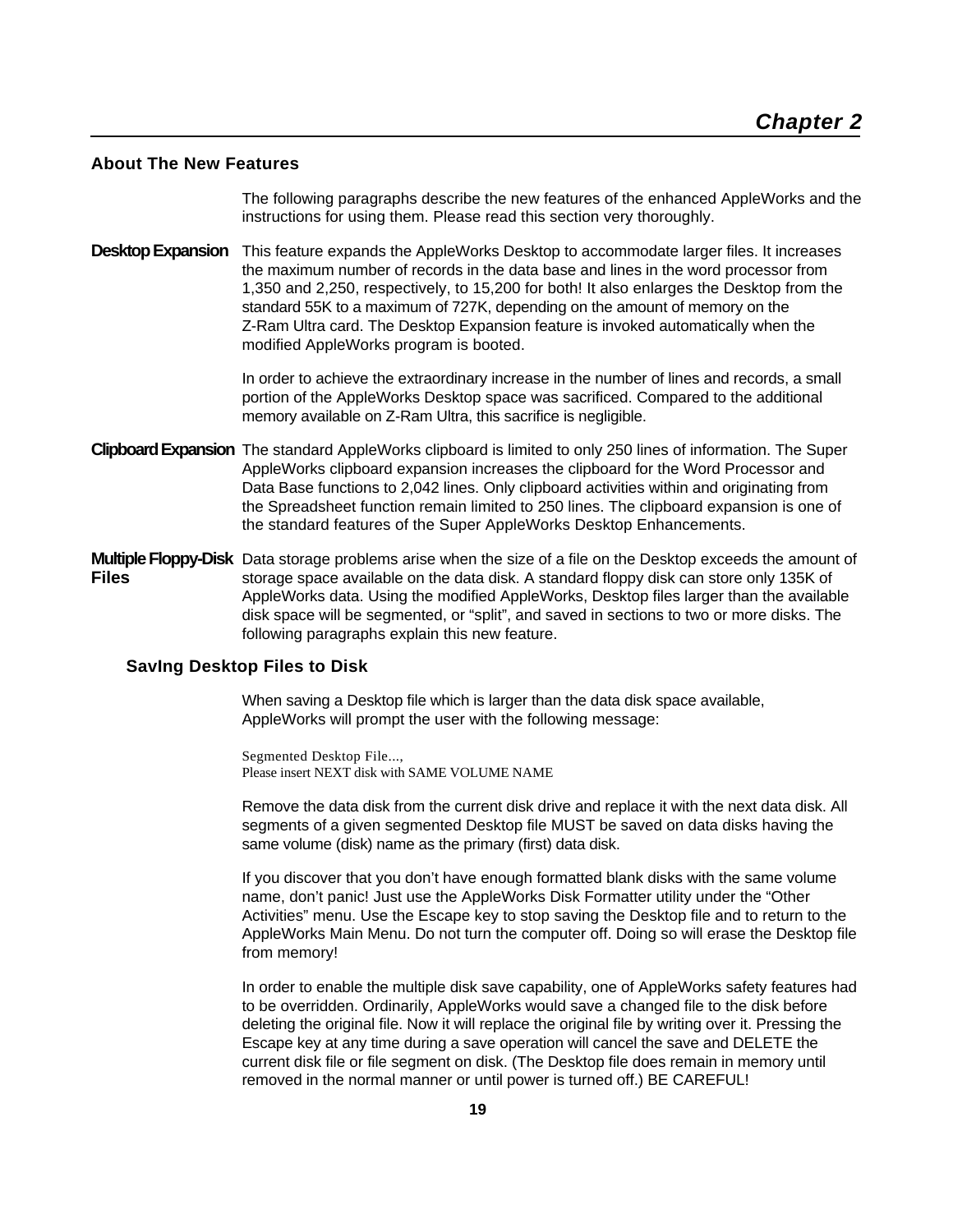# Chapter 2

## About The New Features

The following paragraphs describe the new features of the enhanced AppleWorks and the instructions for using them. Please read this section very thoroughly.

**Desktop Expansion** This feature expands the AppleWorks Desktop to accommodate larger files. It increases the maximum number of records in the data base and lines in the word processor from 1,350 and 2,250, respectively, to 15,200 for both! It also enlarges the Desktop from the standard 55K to a maximum of 727K, depending on the amount of memory on the Z-Ram Ultra card. The Desktop Expansion feature is invoked automatically when the modified AppleWorks program is booted.

In order to achieve the extraordinary increase in the number of lines and records, a small portion of the AppleWorks Desktop space was sacrificed. Compared to the additional memory available on Z-Ram Ultra, this sacrifice is negligible.

**Clipboard Expansion** The standard AppleWorks clipboard is limited to only 250 lines of information. The Super AppleWorks clipboard expansion increases the clipboard for the Word Processor and Data Base functions to 2,042 lines. Only clipboard activities within and originating from the Spreadsheet function remain limited to 250 lines. The clipboard expansion is one of the standard features of the Super AppleWorks Desktop Enhancements.

**Multiple Floppy-Disk Files** Data storage problems arise when the size of a file on the Desktop exceeds the amount of storage space available on the data disk. A standard floppy disk can store only 135K of AppleWorks data. Using the modified AppleWorks, Desktop files larger than the available disk space will be segmented, or “split”, and saved in sections to two or more disks. The following paragraphs explain this new feature.

### SavIng Desktop Files to Disk

When saving a Desktop file which is larger than the data disk space available, AppleWorks will prompt the user with the following message:

```
Segmented Desktop File...,
Please insert NEXT disk with SAME VOLUME NAME
```

Remove the data disk from the current disk drive and replace it with the next data disk. All segments of a given segmented Desktop file MUST be saved on data disks having the same volume (disk) name as the primary (first) data disk.

If you discover that you don’t have enough formatted blank disks with the same volume name, don’t panic! Just use the AppleWorks Disk Formatter utility under the “Other Activities” menu. Use the Escape key to stop saving the Desktop file and to return to the AppleWorks Main Menu. Do not turn the computer off. Doing so will erase the Desktop file from memory!

In order to enable the multiple disk save capability, one of AppleWorks safety features had to be overridden. Ordinarily, AppleWorks would save a changed file to the disk before deleting the original file. Now it will replace the original file by writing over it. Pressing the Escape key at any time during a save operation will cancel the save and DELETE the current disk file or file segment on disk. (The Desktop file does remain in memory until removed in the normal manner or until power is turned off.) BE CAREFUL!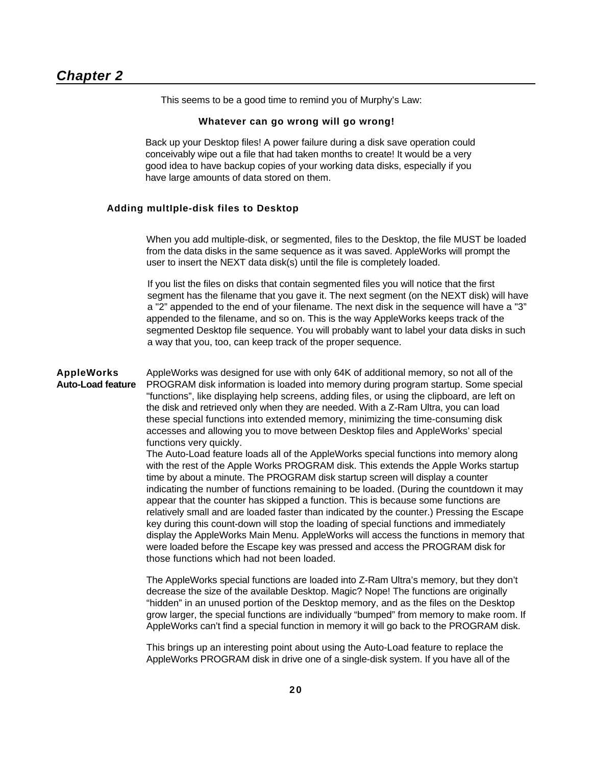## Chapter 2

This seems to be a good time to remind you of Murphy's Law:

**Whatever can go wrong will go wrong!**

Back up your Desktop files! A power failure during a disk save operation could conceivably wipe out a file that had taken months to create! It would be a very good idea to have backup copies of your working data disks, especially if you have large amounts of data stored on them.

### Adding multIple-disk files to Desktop

When you add multiple-disk, or segmented, files to the Desktop, the file MUST be loaded from the data disks in the same sequence as it was saved. AppleWorks will prompt the user to insert the NEXT data disk(s) until the file is completely loaded.

If you list the files on disks that contain segmented files you will notice that the first segment has the filename that you gave it. The next segment (on the NEXT disk) will have a "2" appended to the end of your filename. The next disk in the sequence will have a "3" appended to the filename, and so on. This is the way AppleWorks keeps track of the segmented Desktop file sequence. You will probably want to label your data disks in such a way that you, too, can keep track of the proper sequence.

### AppleWorks Auto-Load feature

AppleWorks was designed for use with only 64K of additional memory, so not all of the PROGRAM disk information is loaded into memory during program startup. Some special "functions", like displaying help screens, adding files, or using the clipboard, are left on the disk and retrieved only when they are needed. With a Z-Ram Ultra, you can load these special functions into extended memory, minimizing the time-consuming disk accesses and allowing you to move between Desktop files and AppleWorks' special functions very quickly.
The Auto-Load feature loads all of the AppleWorks special functions into memory along with the rest of the Apple Works PROGRAM disk. This extends the Apple Works startup time by about a minute. The PROGRAM disk startup screen will display a counter indicating the number of functions remaining to be loaded. (During the countdown it may appear that the counter has skipped a function. This is because some functions are relatively small and are loaded faster than indicated by the counter.) Pressing the Escape key during this count-down will stop the loading of special functions and immediately display the AppleWorks Main Menu. AppleWorks will access the functions in memory that were loaded before the Escape key was pressed and access the PROGRAM disk for those functions which had not been loaded.

The AppleWorks special functions are loaded into Z-Ram Ultra's memory, but they don't decrease the size of the available Desktop. Magic? Nope! The functions are originally "hidden" in an unused portion of the Desktop memory, and as the files on the Desktop grow larger, the special functions are individually "bumped" from memory to make room. If AppleWorks can't find a special function in memory it will go back to the PROGRAM disk.

This brings up an interesting point about using the Auto-Load feature to replace the AppleWorks PROGRAM disk in drive one of a single-disk system. If you have all of the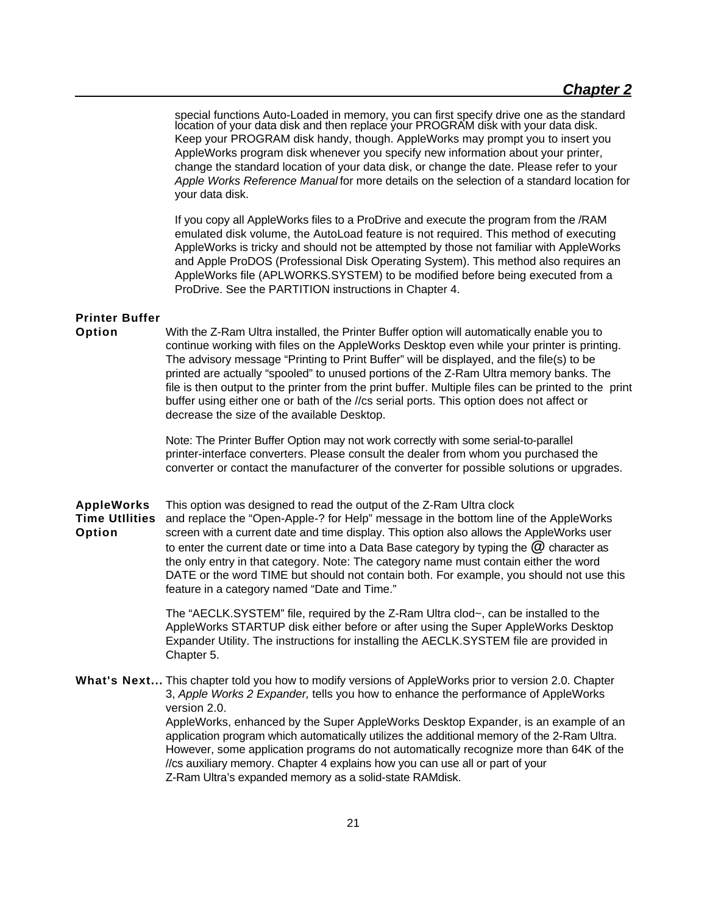special functions Auto-Loaded in memory, you can first specify drive one as the standard location of your data disk and then replace your PROGRAM disk with your data disk. Keep your PROGRAM disk handy, though. AppleWorks may prompt you to insert you AppleWorks program disk whenever you specify new information about your printer, change the standard location of your data disk, or change the date. Please refer to your *Apple Works Reference Manual* for more details on the selection of a standard location for your data disk.

If you copy all AppleWorks files to a ProDrive and execute the program from the /RAM emulated disk volume, the AutoLoad feature is not required. This method of executing AppleWorks is tricky and should not be attempted by those not familiar with AppleWorks and Apple ProDOS (Professional Disk Operating System). This method also requires an AppleWorks file (APLWORKS.SYSTEM) to be modified before being executed from a ProDrive. See the PARTITION instructions in Chapter 4.

**Printer Buffer Option**

With the Z-Ram Ultra installed, the Printer Buffer option will automatically enable you to continue working with files on the AppleWorks Desktop even while your printer is printing. The advisory message "Printing to Print Buffer" will be displayed, and the file(s) to be printed are actually "spooled" to unused portions of the Z-Ram Ultra memory banks. The file is then output to the printer from the print buffer. Multiple files can be printed to the print buffer using either one or bath of the //cs serial ports. This option does not affect or decrease the size of the available Desktop.

Note: The Printer Buffer Option may not work correctly with some serial-to-parallel printer-interface converters. Please consult the dealer from whom you purchased the converter or contact the manufacturer of the converter for possible solutions or upgrades.

**AppleWorks Time Utllities Option**

This option was designed to read the output of the Z-Ram Ultra clock and replace the "Open-Apple-? for Help" message in the bottom line of the AppleWorks screen with a current date and time display. This option also allows the AppleWorks user to enter the current date or time into a Data Base category by typing the @ character as the only entry in that category. Note: The category name must contain either the word DATE or the word TIME but should not contain both. For example, you should not use this feature in a category named "Date and Time."

The "AECLK.SYSTEM" file, required by the Z-Ram Ultra clod~, can be installed to the AppleWorks STARTUP disk either before or after using the Super AppleWorks Desktop Expander Utility. The instructions for installing the AECLK.SYSTEM file are provided in Chapter 5.

**What's Next...**

This chapter told you how to modify versions of AppleWorks prior to version 2.0. Chapter 3, *Apple Works 2 Expander,* tells you how to enhance the performance of AppleWorks version 2.0.

AppleWorks, enhanced by the Super AppleWorks Desktop Expander, is an example of an application program which automatically utilizes the additional memory of the 2-Ram Ultra. However, some application programs do not automatically recognize more than 64K of the //cs auxiliary memory. Chapter 4 explains how you can use all or part of your Z-Ram Ultra's expanded memory as a solid-state RAMdisk.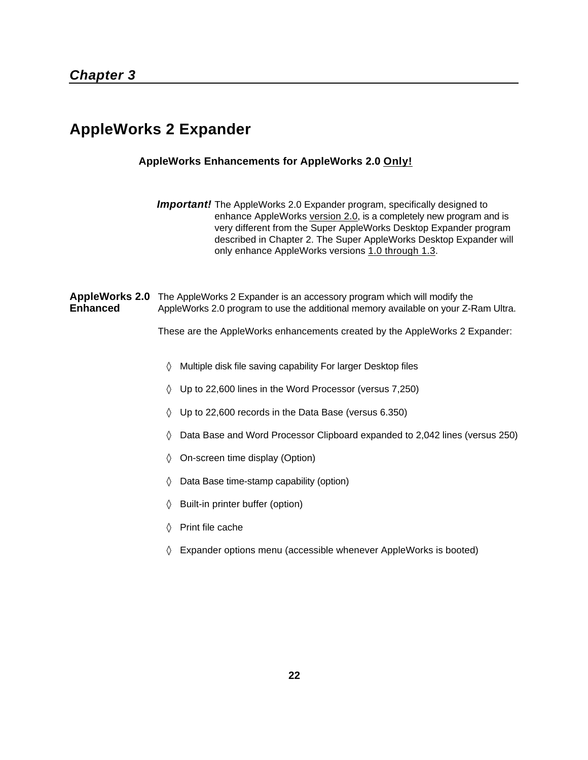## Chapter 3

# AppleWorks 2 Expander

### AppleWorks Enhancements for AppleWorks 2.0 Only!

***Important!*** The AppleWorks 2.0 Expander program, specifically designed to enhance AppleWorks version 2.0, is a completely new program and is very different from the Super AppleWorks Desktop Expander program described in Chapter 2. The Super AppleWorks Desktop Expander will only enhance AppleWorks versions 1.0 through 1.3.

**AppleWorks 2.0 Enhanced**

The AppleWorks 2 Expander is an accessory program which will modify the AppleWorks 2.0 program to use the additional memory available on your Z-Ram Ultra.

These are the AppleWorks enhancements created by the AppleWorks 2 Expander:

- Multiple disk file saving capability For larger Desktop files
- Up to 22,600 lines in the Word Processor (versus 7,250)
- Up to 22,600 records in the Data Base (versus 6.350)
- Data Base and Word Processor Clipboard expanded to 2,042 lines (versus 250)
- On-screen time display (Option)
- Data Base time-stamp capability (option)
- Built-in printer buffer (option)
- Print file cache
- Expander options menu (accessible whenever AppleWorks is booted)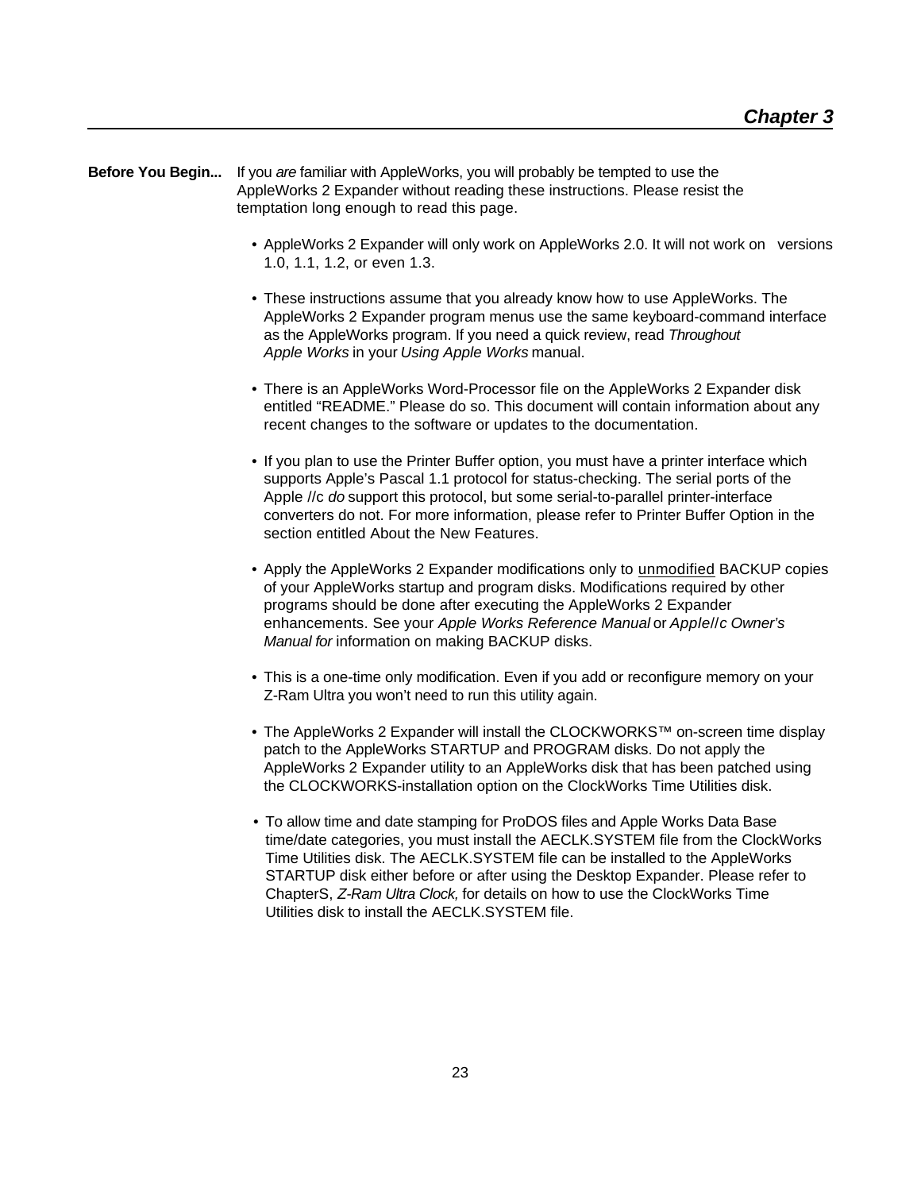## Chapter 3

**Before You Begin...** If you *are* familiar with AppleWorks, you will probably be tempted to use the AppleWorks 2 Expander without reading these instructions. Please resist the temptation long enough to read this page.

- AppleWorks 2 Expander will only work on AppleWorks 2.0. It will not work on versions 1.0, 1.1, 1.2, or even 1.3.

- These instructions assume that you already know how to use AppleWorks. The AppleWorks 2 Expander program menus use the same keyboard-command interface as the AppleWorks program. If you need a quick review, read *Throughout Apple Works* in your *Using Apple Works* manual.

- There is an AppleWorks Word-Processor file on the AppleWorks 2 Expander disk entitled "README." Please do so. This document will contain information about any recent changes to the software or updates to the documentation.

- If you plan to use the Printer Buffer option, you must have a printer interface which supports Apple's Pascal 1.1 protocol for status-checking. The serial ports of the Apple //c *do* support this protocol, but some serial-to-parallel printer-interface converters do not. For more information, please refer to Printer Buffer Option in the section entitled About the New Features.

- Apply the AppleWorks 2 Expander modifications only to <u>unmodified</u> BACKUP copies of your AppleWorks startup and program disks. Modifications required by other programs should be done after executing the AppleWorks 2 Expander enhancements. See your *Apple Works Reference Manual* or *Apple//c Owner's Manual for* information on making BACKUP disks.

- This is a one-time only modification. Even if you add or reconfigure memory on your Z-Ram Ultra you won't need to run this utility again.

- The AppleWorks 2 Expander will install the CLOCKWORKS™ on-screen time display patch to the AppleWorks STARTUP and PROGRAM disks. Do not apply the AppleWorks 2 Expander utility to an AppleWorks disk that has been patched using the CLOCKWORKS-installation option on the ClockWorks Time Utilities disk.

- To allow time and date stamping for ProDOS files and Apple Works Data Base time/date categories, you must install the AECLK.SYSTEM file from the ClockWorks Time Utilities disk. The AECLK.SYSTEM file can be installed to the AppleWorks STARTUP disk either before or after using the Desktop Expander. Please refer to ChapterS, *Z-Ram Ultra Clock,* for details on how to use the ClockWorks Time Utilities disk to install the AECLK.SYSTEM file.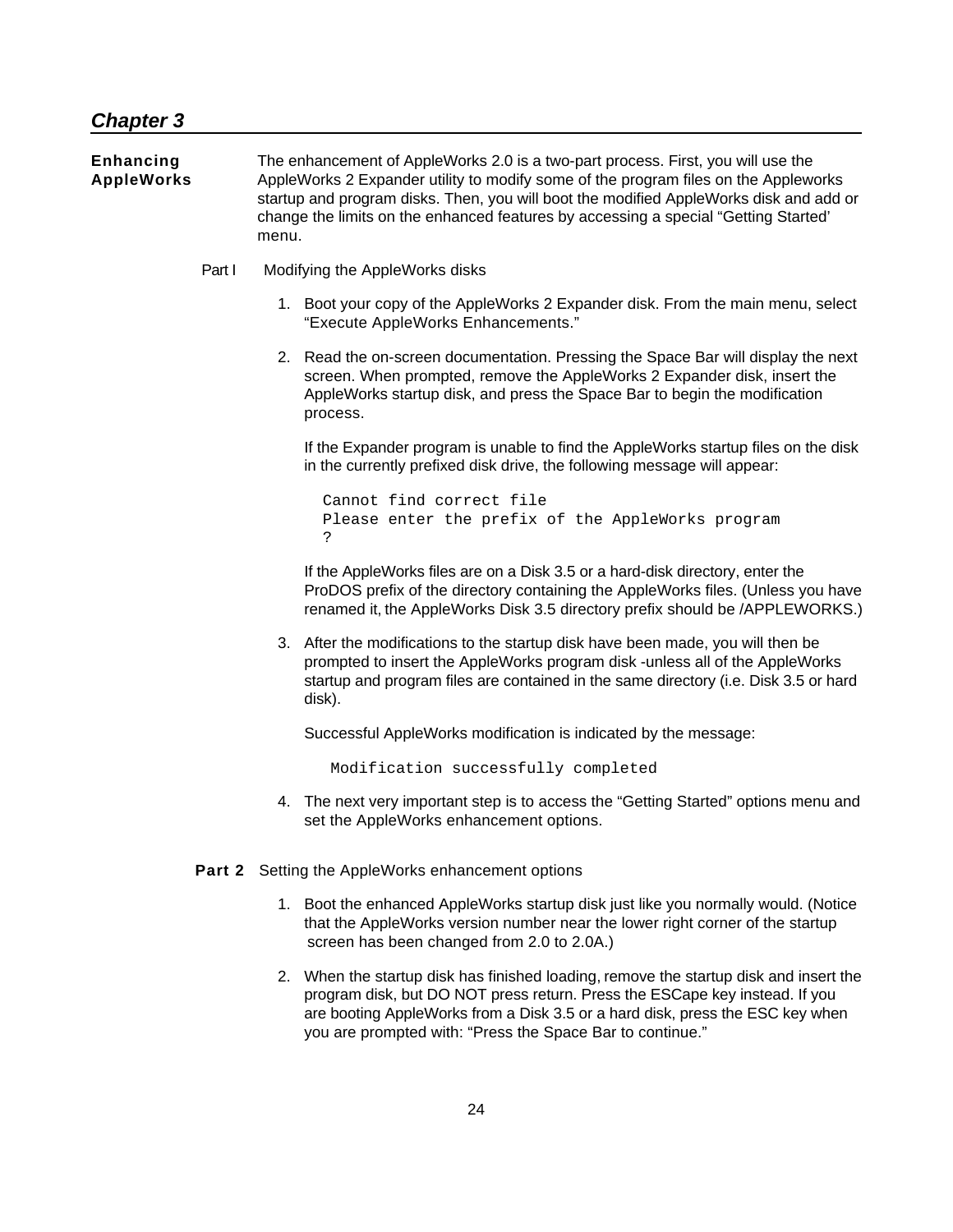## *Chapter 3*

**Enhancing AppleWorks**

The enhancement of AppleWorks 2.0 is a two-part process. First, you will use the AppleWorks 2 Expander utility to modify some of the program files on the Appleworks startup and program disks. Then, you will boot the modified AppleWorks disk and add or change the limits on the enhanced features by accessing a special “Getting Started’ menu.

Part I    Modifying the AppleWorks disks

1. Boot your copy of the AppleWorks 2 Expander disk. From the main menu, select “Execute AppleWorks Enhancements.”

2. Read the on-screen documentation. Pressing the Space Bar will display the next screen. When prompted, remove the AppleWorks 2 Expander disk, insert the AppleWorks startup disk, and press the Space Bar to begin the modification process.

   If the Expander program is unable to find the AppleWorks startup files on the disk in the currently prefixed disk drive, the following message will appear:

   ```
   Cannot find correct file
   Please enter the prefix of the AppleWorks program
   ?
   ```

   If the AppleWorks files are on a Disk 3.5 or a hard-disk directory, enter the ProDOS prefix of the directory containing the AppleWorks files. (Unless you have renamed it, the AppleWorks Disk 3.5 directory prefix should be /APPLEWORKS.)

3. After the modifications to the startup disk have been made, you will then be prompted to insert the AppleWorks program disk -unless all of the AppleWorks startup and program files are contained in the same directory (i.e. Disk 3.5 or hard disk).

   Successful AppleWorks modification is indicated by the message:

   ```
   Modification successfully completed
   ```

4. The next very important step is to access the “Getting Started” options menu and set the AppleWorks enhancement options.

**Part 2**    Setting the AppleWorks enhancement options

1. Boot the enhanced AppleWorks startup disk just like you normally would. (Notice that the AppleWorks version number near the lower right corner of the startup screen has been changed from 2.0 to 2.0A.)

2. When the startup disk has finished loading, remove the startup disk and insert the program disk, but DO NOT press return. Press the ESCape key instead. If you are booting AppleWorks from a Disk 3.5 or a hard disk, press the ESC key when you are prompted with: “Press the Space Bar to continue.”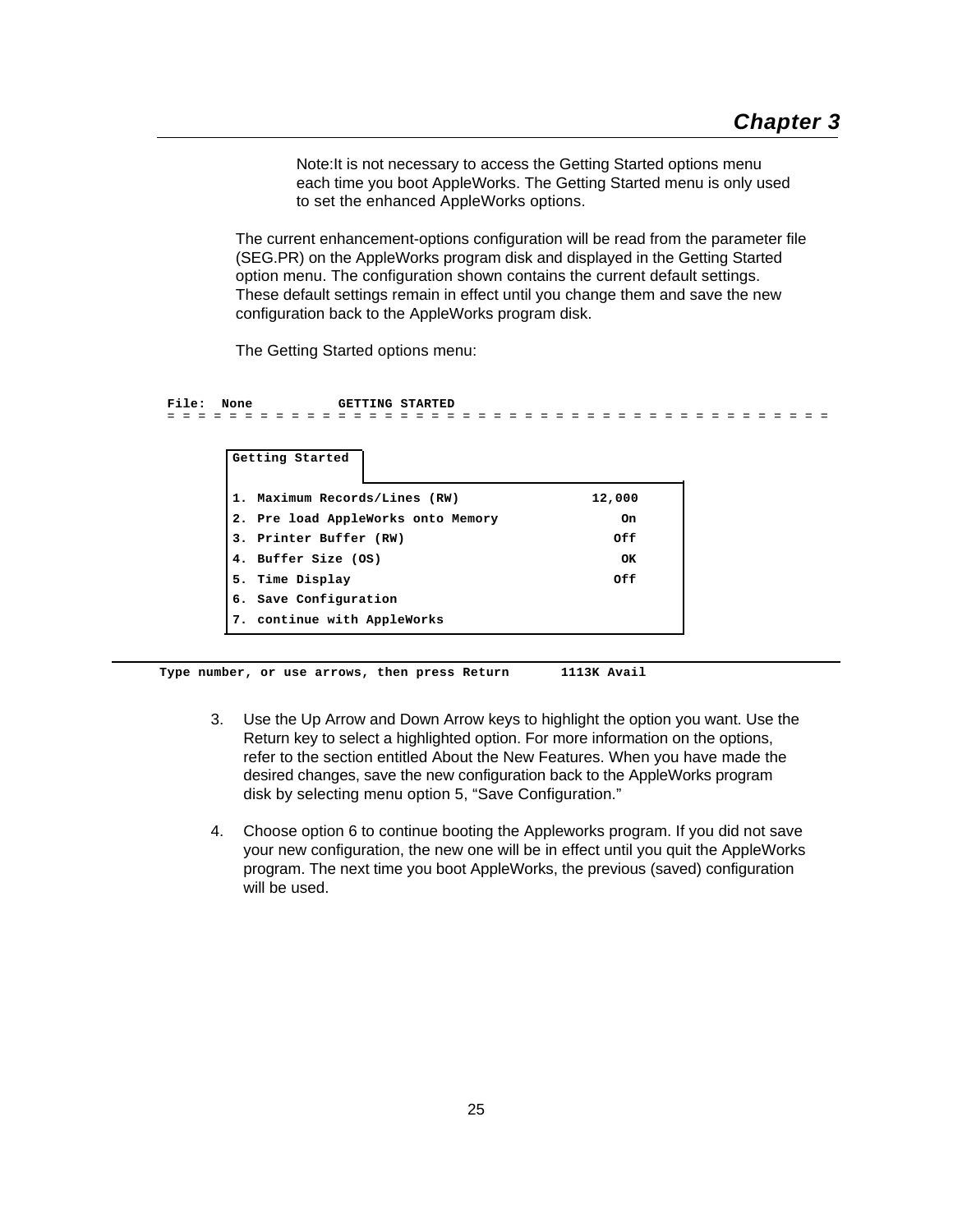Note:It is not necessary to access the Getting Started options menu each time you boot AppleWorks. The Getting Started menu is only used to set the enhanced AppleWorks options.

The current enhancement-options configuration will be read from the parameter file (SEG.PR) on the AppleWorks program disk and displayed in the Getting Started option menu. The configuration shown contains the current default settings. These default settings remain in effect until you change them and save the new configuration back to the AppleWorks program disk.

The Getting Started options menu:

```
File:  None           GETTING STARTED
= = = = = = = = = = = = = = = = = = = = = = = = = = = = = = = = = = = = = = = = = = = =

        Getting Started

        1. Maximum Records/Lines (RW)              12,000
        2. Pre load AppleWorks onto Memory             On
        3. Printer Buffer (RW)                        Off
        4. Buffer Size (OS)                            OK
        5. Time Display                               Off
        6. Save Configuration
        7. continue with AppleWorks

Type number, or use arrows, then press Return       1113K Avail
```

3. Use the Up Arrow and Down Arrow keys to highlight the option you want. Use the Return key to select a highlighted option. For more information on the options, refer to the section entitled About the New Features. When you have made the desired changes, save the new configuration back to the AppleWorks program disk by selecting menu option 5, “Save Configuration.”

4. Choose option 6 to continue booting the Appleworks program. If you did not save your new configuration, the new one will be in effect until you quit the AppleWorks program. The next time you boot AppleWorks, the previous (saved) configuration will be used.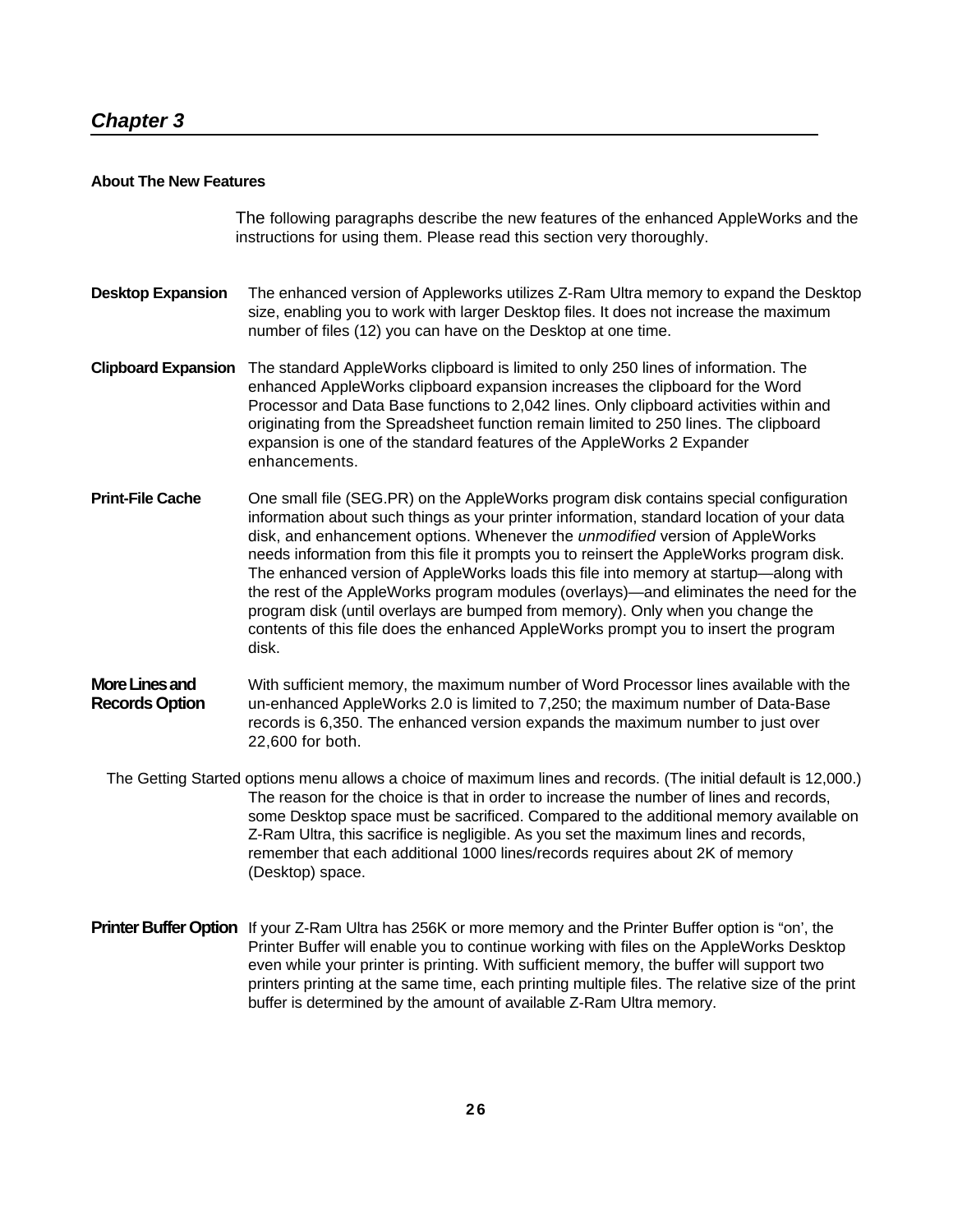## *Chapter 3*

### About The New Features

The following paragraphs describe the new features of the enhanced AppleWorks and the instructions for using them. Please read this section very thoroughly.

**Desktop Expansion** The enhanced version of Appleworks utilizes Z-Ram Ultra memory to expand the Desktop size, enabling you to work with larger Desktop files. It does not increase the maximum number of files (12) you can have on the Desktop at one time.

**Clipboard Expansion** The standard AppleWorks clipboard is limited to only 250 lines of information. The enhanced AppleWorks clipboard expansion increases the clipboard for the Word Processor and Data Base functions to 2,042 lines. Only clipboard activities within and originating from the Spreadsheet function remain limited to 250 lines. The clipboard expansion is one of the standard features of the AppleWorks 2 Expander enhancements.

**Print-File Cache** One small file (SEG.PR) on the AppleWorks program disk contains special configuration information about such things as your printer information, standard location of your data disk, and enhancement options. Whenever the *unmodified* version of AppleWorks needs information from this file it prompts you to reinsert the AppleWorks program disk. The enhanced version of AppleWorks loads this file into memory at startup—along with the rest of the AppleWorks program modules (overlays)—and eliminates the need for the program disk (until overlays are bumped from memory). Only when you change the contents of this file does the enhanced AppleWorks prompt you to insert the program disk.

**More Lines and Records Option** With sufficient memory, the maximum number of Word Processor lines available with the un-enhanced AppleWorks 2.0 is limited to 7,250; the maximum number of Data-Base records is 6,350. The enhanced version expands the maximum number to just over 22,600 for both.

The Getting Started options menu allows a choice of maximum lines and records. (The initial default is 12,000.) The reason for the choice is that in order to increase the number of lines and records, some Desktop space must be sacrificed. Compared to the additional memory available on Z-Ram Ultra, this sacrifice is negligible. As you set the maximum lines and records, remember that each additional 1000 lines/records requires about 2K of memory (Desktop) space.

**Printer Buffer Option** If your Z-Ram Ultra has 256K or more memory and the Printer Buffer option is "on', the Printer Buffer will enable you to continue working with files on the AppleWorks Desktop even while your printer is printing. With sufficient memory, the buffer will support two printers printing at the same time, each printing multiple files. The relative size of the print buffer is determined by the amount of available Z-Ram Ultra memory.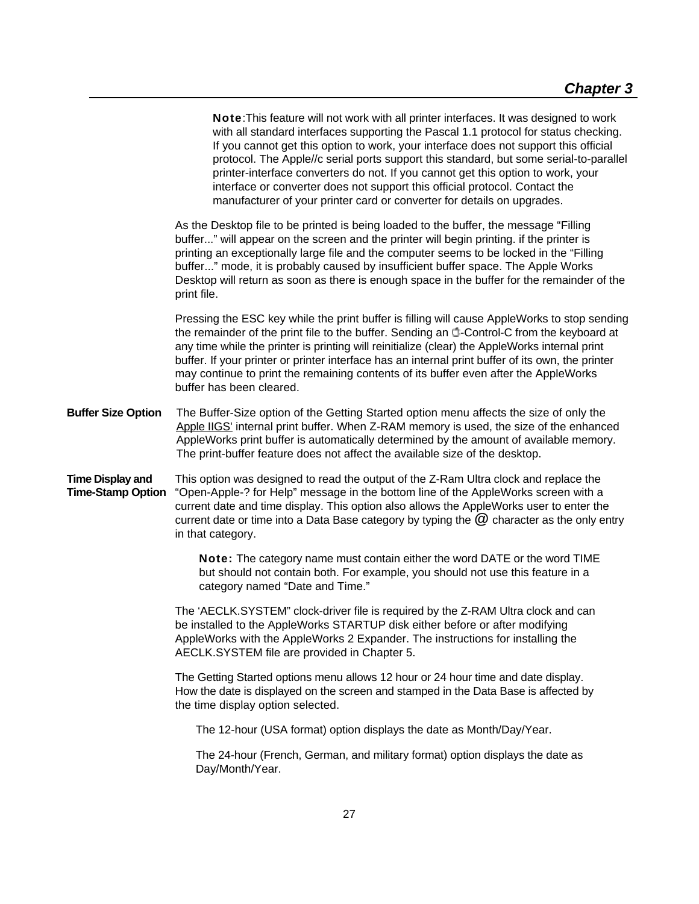**Note**:This feature will not work with all printer interfaces. It was designed to work with all standard interfaces supporting the Pascal 1.1 protocol for status checking. If you cannot get this option to work, your interface does not support this official protocol. The Apple//c serial ports support this standard, but some serial-to-parallel printer-interface converters do not. If you cannot get this option to work, your interface or converter does not support this official protocol. Contact the manufacturer of your printer card or converter for details on upgrades.

As the Desktop file to be printed is being loaded to the buffer, the message “Filling buffer...” will appear on the screen and the printer will begin printing. if the printer is printing an exceptionally large file and the computer seems to be locked in the “Filling buffer...” mode, it is probably caused by insufficient buffer space. The Apple Works Desktop will return as soon as there is enough space in the buffer for the remainder of the print file.

Pressing the ESC key while the print buffer is filling will cause AppleWorks to stop sending the remainder of the print file to the buffer. Sending an -Control-C from the keyboard at any time while the printer is printing will reinitialize (clear) the AppleWorks internal print buffer. If your printer or printer interface has an internal print buffer of its own, the printer may continue to print the remaining contents of its buffer even after the AppleWorks buffer has been cleared.

**Buffer Size Option**

The Buffer-Size option of the Getting Started option menu affects the size of only the Apple IIGS' internal print buffer. When Z-RAM memory is used, the size of the enhanced AppleWorks print buffer is automatically determined by the amount of available memory. The print-buffer feature does not affect the available size of the desktop.

**Time Display and Time-Stamp Option**

This option was designed to read the output of the Z-Ram Ultra clock and replace the “Open-Apple-? for Help” message in the bottom line of the AppleWorks screen with a current date and time display. This option also allows the AppleWorks user to enter the current date or time into a Data Base category by typing the @ character as the only entry in that category.

**Note:** The category name must contain either the word DATE or the word TIME but should not contain both. For example, you should not use this feature in a category named “Date and Time.”

The ‘AECLK.SYSTEM” clock-driver file is required by the Z-RAM Ultra clock and can be installed to the AppleWorks STARTUP disk either before or after modifying AppleWorks with the AppleWorks 2 Expander. The instructions for installing the AECLK.SYSTEM file are provided in Chapter 5.

The Getting Started options menu allows 12 hour or 24 hour time and date display. How the date is displayed on the screen and stamped in the Data Base is affected by the time display option selected.

The 12-hour (USA format) option displays the date as Month/Day/Year.

The 24-hour (French, German, and military format) option displays the date as Day/Month/Year.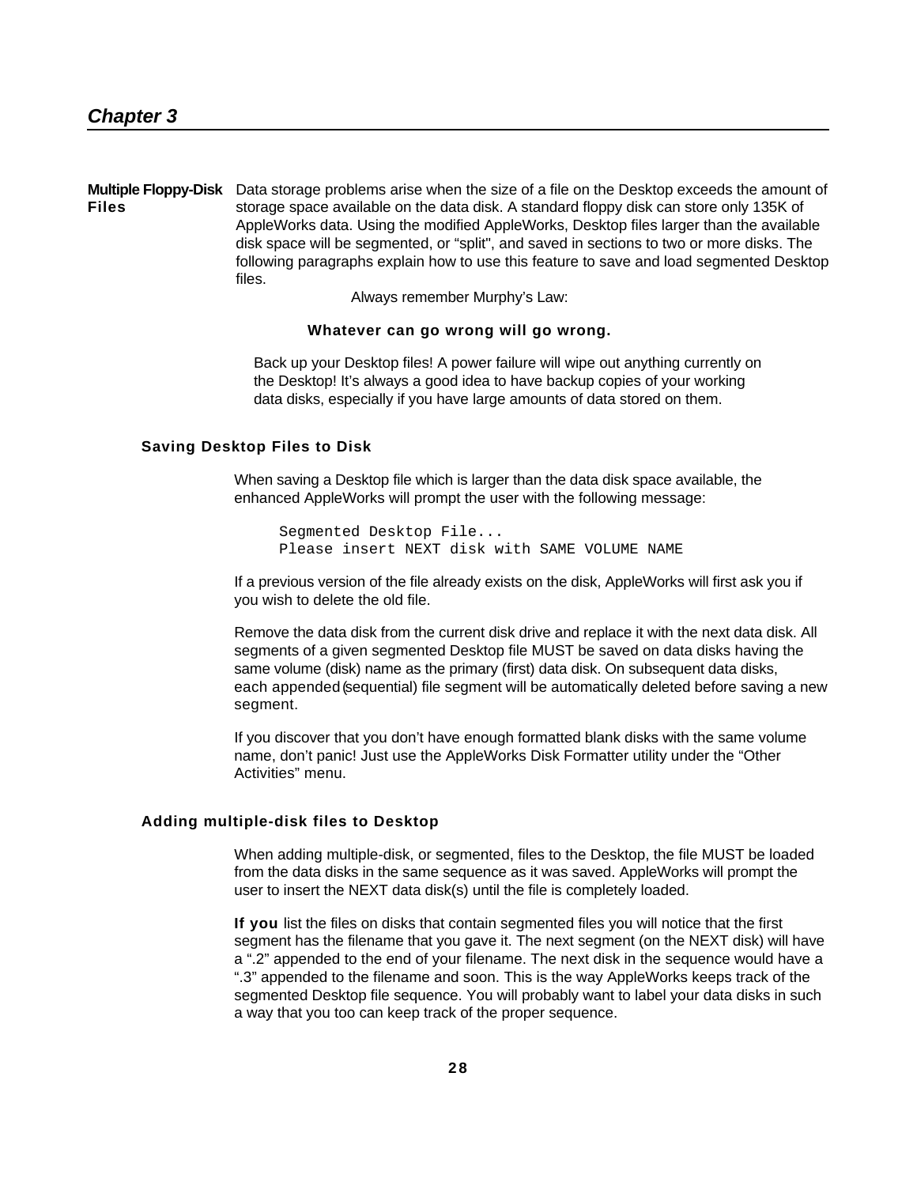## Chapter 3

**Multiple Floppy-Disk Files**

Data storage problems arise when the size of a file on the Desktop exceeds the amount of storage space available on the data disk. A standard floppy disk can store only 135K of AppleWorks data. Using the modified AppleWorks, Desktop files larger than the available disk space will be segmented, or "split", and saved in sections to two or more disks. The following paragraphs explain how to use this feature to save and load segmented Desktop files.

Always remember Murphy's Law:

**Whatever can go wrong will go wrong.**

Back up your Desktop files! A power failure will wipe out anything currently on the Desktop! It's always a good idea to have backup copies of your working data disks, especially if you have large amounts of data stored on them.

### Saving Desktop Files to Disk

When saving a Desktop file which is larger than the data disk space available, the enhanced AppleWorks will prompt the user with the following message:

```
Segmented Desktop File...
Please insert NEXT disk with SAME VOLUME NAME
```

If a previous version of the file already exists on the disk, AppleWorks will first ask you if you wish to delete the old file.

Remove the data disk from the current disk drive and replace it with the next data disk. All segments of a given segmented Desktop file MUST be saved on data disks having the same volume (disk) name as the primary (first) data disk. On subsequent data disks, each appended (sequential) file segment will be automatically deleted before saving a new segment.

If you discover that you don't have enough formatted blank disks with the same volume name, don't panic! Just use the AppleWorks Disk Formatter utility under the "Other Activities" menu.

### Adding multiple-disk files to Desktop

When adding multiple-disk, or segmented, files to the Desktop, the file MUST be loaded from the data disks in the same sequence as it was saved. AppleWorks will prompt the user to insert the NEXT data disk(s) until the file is completely loaded.

If you list the files on disks that contain segmented files you will notice that the first segment has the filename that you gave it. The next segment (on the NEXT disk) will have a ".2" appended to the end of your filename. The next disk in the sequence would have a ".3" appended to the filename and soon. This is the way AppleWorks keeps track of the segmented Desktop file sequence. You will probably want to label your data disks in such a way that you too can keep track of the proper sequence.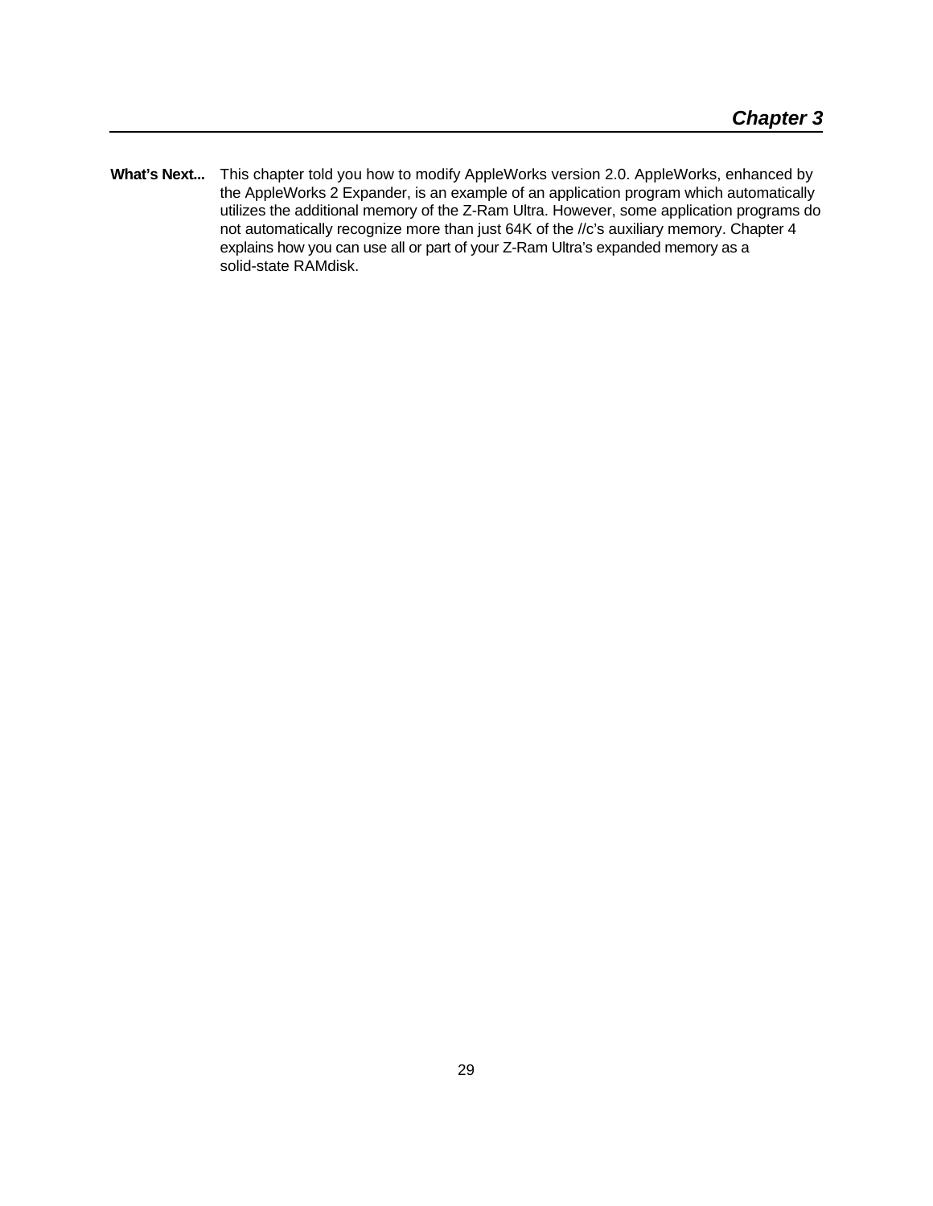**What's Next...** This chapter told you how to modify AppleWorks version 2.0. AppleWorks, enhanced by the AppleWorks 2 Expander, is an example of an application program which automatically utilizes the additional memory of the Z-Ram Ultra. However, some application programs do not automatically recognize more than just 64K of the //c's auxiliary memory. Chapter 4 explains how you can use all or part of your Z-Ram Ultra's expanded memory as a solid-state RAMdisk.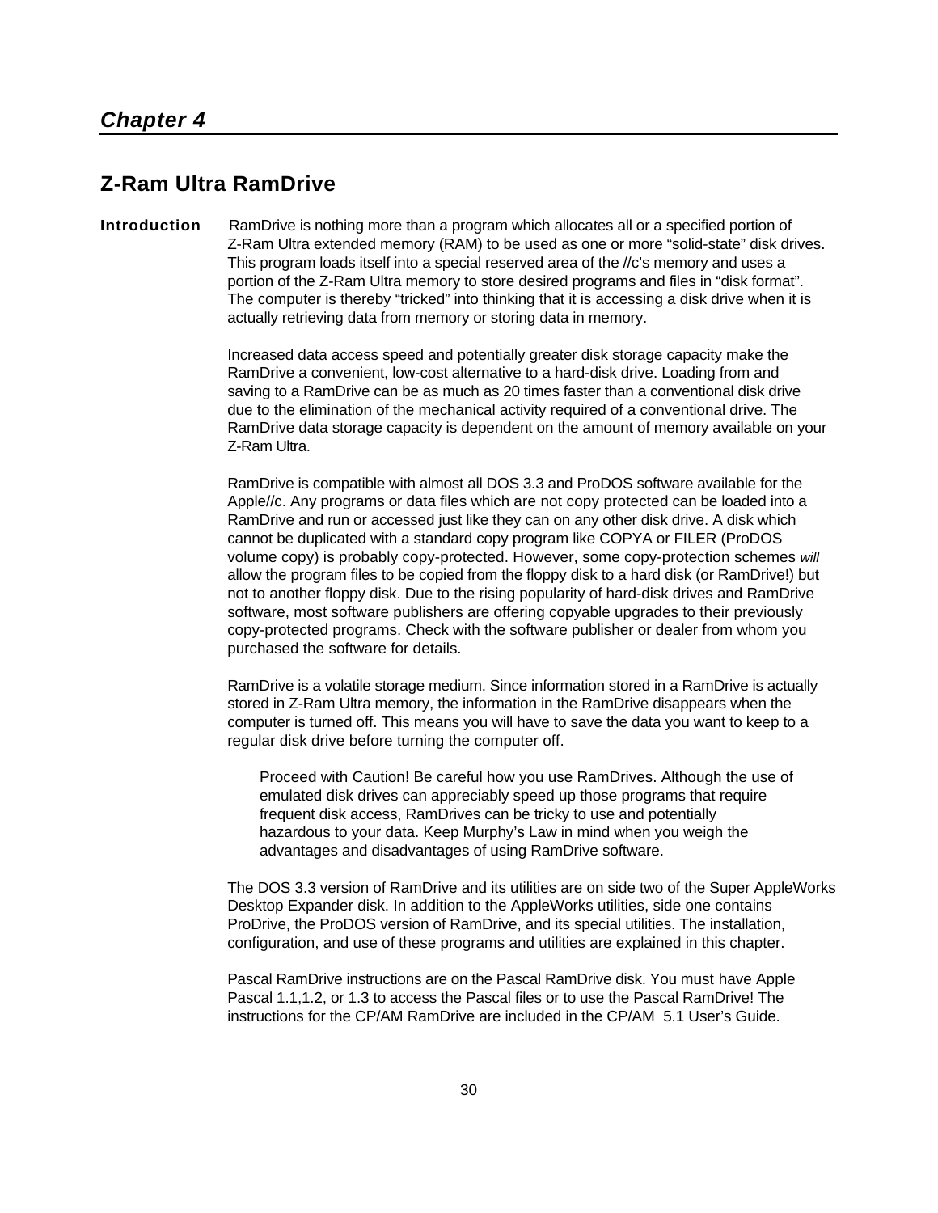# *Chapter 4*

## Z-Ram Ultra RamDrive

**Introduction** RamDrive is nothing more than a program which allocates all or a specified portion of Z-Ram Ultra extended memory (RAM) to be used as one or more “solid-state” disk drives. This program loads itself into a special reserved area of the //c’s memory and uses a portion of the Z-Ram Ultra memory to store desired programs and files in “disk format”. The computer is thereby “tricked” into thinking that it is accessing a disk drive when it is actually retrieving data from memory or storing data in memory.

Increased data access speed and potentially greater disk storage capacity make the RamDrive a convenient, low-cost alternative to a hard-disk drive. Loading from and saving to a RamDrive can be as much as 20 times faster than a conventional disk drive due to the elimination of the mechanical activity required of a conventional drive. The RamDrive data storage capacity is dependent on the amount of memory available on your Z-Ram Ultra.

RamDrive is compatible with almost all DOS 3.3 and ProDOS software available for the Apple//c. Any programs or data files which <u>are not copy protected</u> can be loaded into a RamDrive and run or accessed just like they can on any other disk drive. A disk which cannot be duplicated with a standard copy program like COPYA or FILER (ProDOS volume copy) is probably copy-protected. However, some copy-protection schemes *will* allow the program files to be copied from the floppy disk to a hard disk (or RamDrive!) but not to another floppy disk. Due to the rising popularity of hard-disk drives and RamDrive software, most software publishers are offering copyable upgrades to their previously copy-protected programs. Check with the software publisher or dealer from whom you purchased the software for details.

RamDrive is a volatile storage medium. Since information stored in a RamDrive is actually stored in Z-Ram Ultra memory, the information in the RamDrive disappears when the computer is turned off. This means you will have to save the data you want to keep to a regular disk drive before turning the computer off.

> Proceed with Caution! Be careful how you use RamDrives. Although the use of emulated disk drives can appreciably speed up those programs that require frequent disk access, RamDrives can be tricky to use and potentially hazardous to your data. Keep Murphy’s Law in mind when you weigh the advantages and disadvantages of using RamDrive software.

The DOS 3.3 version of RamDrive and its utilities are on side two of the Super AppleWorks Desktop Expander disk. In addition to the AppleWorks utilities, side one contains ProDrive, the ProDOS version of RamDrive, and its special utilities. The installation, configuration, and use of these programs and utilities are explained in this chapter.

Pascal RamDrive instructions are on the Pascal RamDrive disk. You <u>must</u> have Apple Pascal 1.1,1.2, or 1.3 to access the Pascal files or to use the Pascal RamDrive! The instructions for the CP/AM RamDrive are included in the CP/AM 5.1 User’s Guide.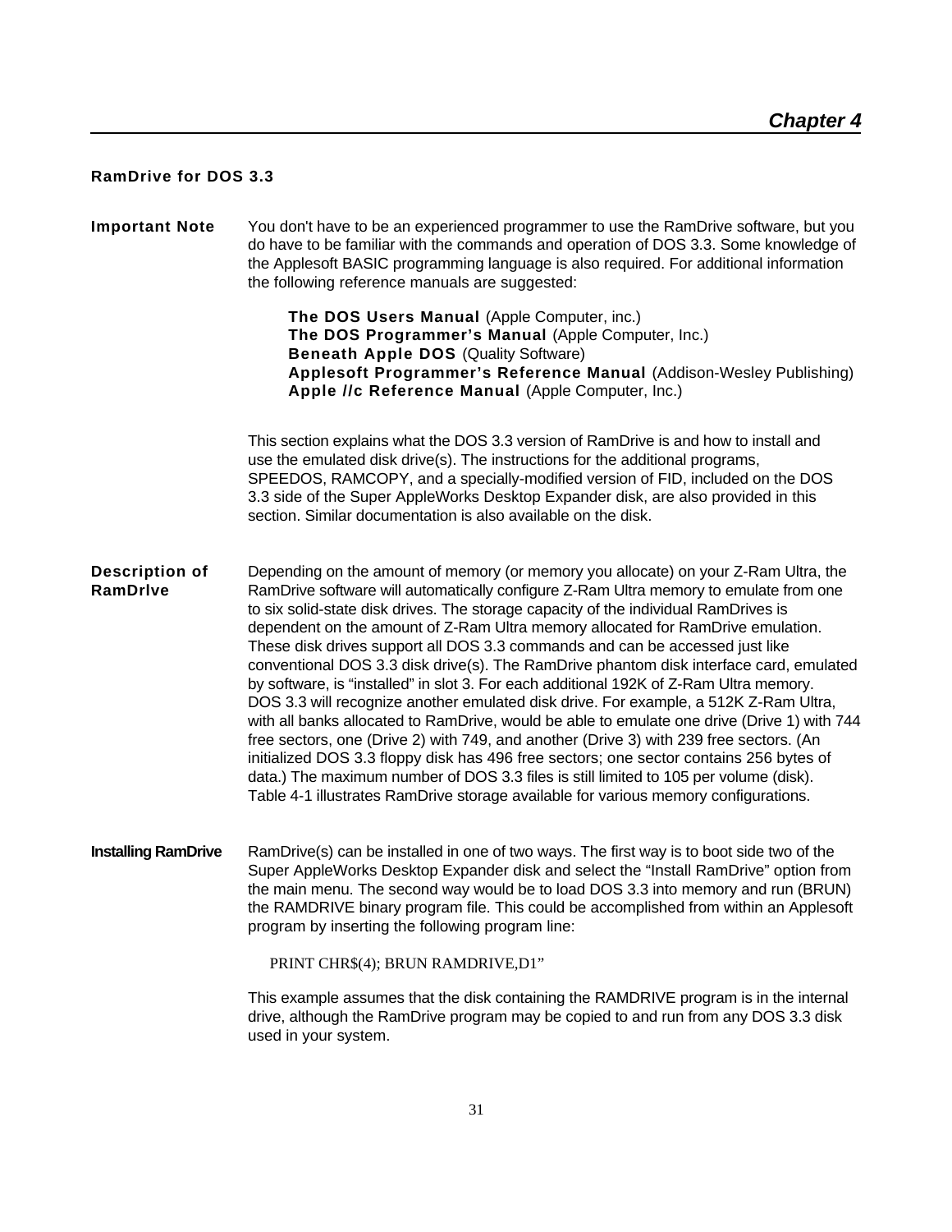## RamDrive for DOS 3.3

**Important Note**

You don't have to be an experienced programmer to use the RamDrive software, but you do have to be familiar with the commands and operation of DOS 3.3. Some knowledge of the Applesoft BASIC programming language is also required. For additional information the following reference manuals are suggested:

> **The DOS Users Manual** (Apple Computer, inc.)
> **The DOS Programmer's Manual** (Apple Computer, Inc.)
> **Beneath Apple DOS** (Quality Software)
> **Applesoft Programmer's Reference Manual** (Addison-Wesley Publishing)
> **Apple //c Reference Manual** (Apple Computer, Inc.)

This section explains what the DOS 3.3 version of RamDrive is and how to install and use the emulated disk drive(s). The instructions for the additional programs, SPEEDOS, RAMCOPY, and a specially-modified version of FID, included on the DOS 3.3 side of the Super AppleWorks Desktop Expander disk, are also provided in this section. Similar documentation is also available on the disk.

**Description of RamDrIve**

Depending on the amount of memory (or memory you allocate) on your Z-Ram Ultra, the RamDrive software will automatically configure Z-Ram Ultra memory to emulate from one to six solid-state disk drives. The storage capacity of the individual RamDrives is dependent on the amount of Z-Ram Ultra memory allocated for RamDrive emulation. These disk drives support all DOS 3.3 commands and can be accessed just like conventional DOS 3.3 disk drive(s). The RamDrive phantom disk interface card, emulated by software, is "installed" in slot 3. For each additional 192K of Z-Ram Ultra memory. DOS 3.3 will recognize another emulated disk drive. For example, a 512K Z-Ram Ultra, with all banks allocated to RamDrive, would be able to emulate one drive (Drive 1) with 744 free sectors, one (Drive 2) with 749, and another (Drive 3) with 239 free sectors. (An initialized DOS 3.3 floppy disk has 496 free sectors; one sector contains 256 bytes of data.) The maximum number of DOS 3.3 files is still limited to 105 per volume (disk). Table 4-1 illustrates RamDrive storage available for various memory configurations.

**Installing RamDrive**

RamDrive(s) can be installed in one of two ways. The first way is to boot side two of the Super AppleWorks Desktop Expander disk and select the "Install RamDrive" option from the main menu. The second way would be to load DOS 3.3 into memory and run (BRUN) the RAMDRIVE binary program file. This could be accomplished from within an Applesoft program by inserting the following program line:

```
PRINT CHR$(4); BRUN RAMDRIVE,D1"
```

This example assumes that the disk containing the RAMDRIVE program is in the internal drive, although the RamDrive program may be copied to and run from any DOS 3.3 disk used in your system.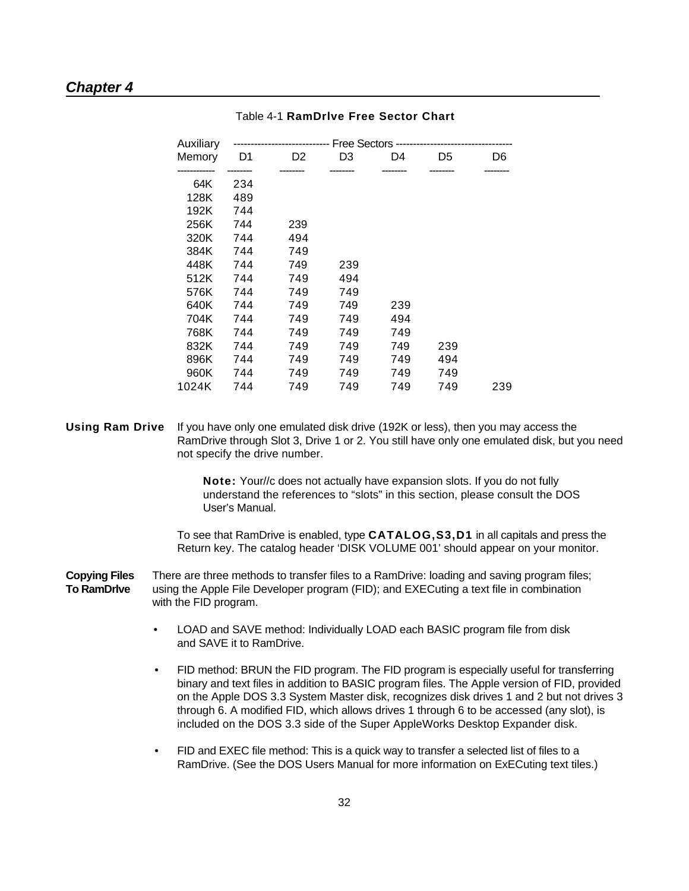Table 4-1 **RamDrIve Free Sector Chart**

| Auxiliary Memory | D1 | D2 | D3 | D4 | D5 | D6 |
|---|---|---|---|---|---|---|
| 64K | 234 | | | | | |
| 128K | 489 | | | | | |
| 192K | 744 | | | | | |
| 256K | 744 | 239 | | | | |
| 320K | 744 | 494 | | | | |
| 384K | 744 | 749 | | | | |
| 448K | 744 | 749 | 239 | | | |
| 512K | 744 | 749 | 494 | | | |
| 576K | 744 | 749 | 749 | | | |
| 640K | 744 | 749 | 749 | 239 | | |
| 704K | 744 | 749 | 749 | 494 | | |
| 768K | 744 | 749 | 749 | 749 | | |
| 832K | 744 | 749 | 749 | 749 | 239 | |
| 896K | 744 | 749 | 749 | 749 | 494 | |
| 960K | 744 | 749 | 749 | 749 | 749 | |
| 1024K | 744 | 749 | 749 | 749 | 749 | 239 |

Free Sectors (columns D1–D6)

**Using Ram Drive** If you have only one emulated disk drive (192K or less), then you may access the RamDrive through Slot 3, Drive 1 or 2. You still have only one emulated disk, but you need not specify the drive number.

> **Note:** Your//c does not actually have expansion slots. If you do not fully understand the references to "slots" in this section, please consult the DOS User's Manual.

To see that RamDrive is enabled, type **CATALOG,S3,D1** in all capitals and press the Return key. The catalog header 'DISK VOLUME 001' should appear on your monitor.

**Copying Files To RamDrIve** There are three methods to transfer files to a RamDrive: loading and saving program files; using the Apple File Developer program (FID); and EXECuting a text file in combination with the FID program.

- LOAD and SAVE method: Individually LOAD each BASIC program file from disk and SAVE it to RamDrive.
- FID method: BRUN the FID program. The FID program is especially useful for transferring binary and text files in addition to BASIC program files. The Apple version of FID, provided on the Apple DOS 3.3 System Master disk, recognizes disk drives 1 and 2 but not drives 3 through 6. A modified FID, which allows drives 1 through 6 to be accessed (any slot), is included on the DOS 3.3 side of the Super AppleWorks Desktop Expander disk.
- FID and EXEC file method: This is a quick way to transfer a selected list of files to a RamDrive. (See the DOS Users Manual for more information on ExECuting text tiles.)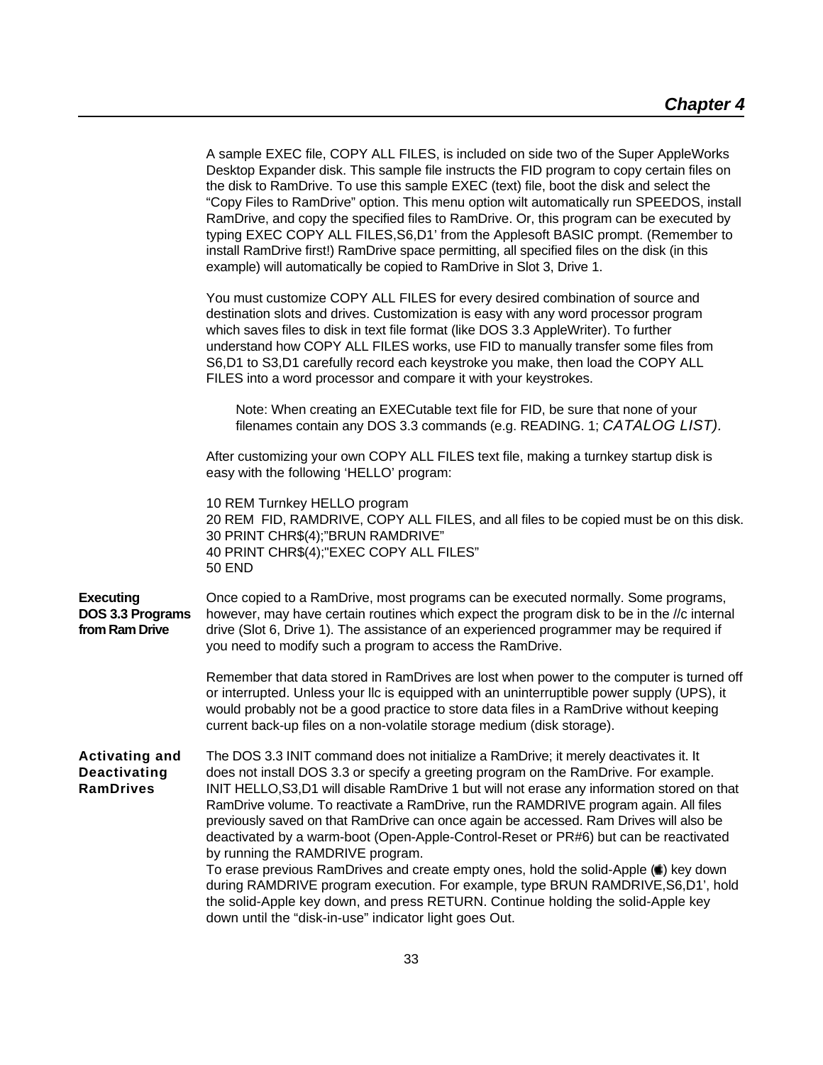A sample EXEC file, COPY ALL FILES, is included on side two of the Super AppleWorks Desktop Expander disk. This sample file instructs the FID program to copy certain files on the disk to RamDrive. To use this sample EXEC (text) file, boot the disk and select the "Copy Files to RamDrive" option. This menu option wilt automatically run SPEEDOS, install RamDrive, and copy the specified files to RamDrive. Or, this program can be executed by typing EXEC COPY ALL FILES,S6,D1' from the Applesoft BASIC prompt. (Remember to install RamDrive first!) RamDrive space permitting, all specified files on the disk (in this example) will automatically be copied to RamDrive in Slot 3, Drive 1.

You must customize COPY ALL FILES for every desired combination of source and destination slots and drives. Customization is easy with any word processor program which saves files to disk in text file format (like DOS 3.3 AppleWriter). To further understand how COPY ALL FILES works, use FID to manually transfer some files from S6,D1 to S3,D1 carefully record each keystroke you make, then load the COPY ALL FILES into a word processor and compare it with your keystrokes.

> Note: When creating an EXECutable text file for FID, be sure that none of your filenames contain any DOS 3.3 commands (e.g. READING. 1; *CATALOG LIST).*

After customizing your own COPY ALL FILES text file, making a turnkey startup disk is easy with the following 'HELLO' program:

```
10 REM Turnkey HELLO program
20 REM  FID, RAMDRIVE, COPY ALL FILES, and all files to be copied must be on this disk.
30 PRINT CHR$(4);"BRUN RAMDRIVE"
40 PRINT CHR$(4);"EXEC COPY ALL FILES"
50 END
```

**Executing DOS 3.3 Programs from Ram Drive**

Once copied to a RamDrive, most programs can be executed normally. Some programs, however, may have certain routines which expect the program disk to be in the //c internal drive (Slot 6, Drive 1). The assistance of an experienced programmer may be required if you need to modify such a program to access the RamDrive.

Remember that data stored in RamDrives are lost when power to the computer is turned off or interrupted. Unless your llc is equipped with an uninterruptible power supply (UPS), it would probably not be a good practice to store data files in a RamDrive without keeping current back-up files on a non-volatile storage medium (disk storage).

**Activating and Deactivating RamDrives**

The DOS 3.3 INIT command does not initialize a RamDrive; it merely deactivates it. It does not install DOS 3.3 or specify a greeting program on the RamDrive. For example. INIT HELLO,S3,D1 will disable RamDrive 1 but will not erase any information stored on that RamDrive volume. To reactivate a RamDrive, run the RAMDRIVE program again. All files previously saved on that RamDrive can once again be accessed. Ram Drives will also be deactivated by a warm-boot (Open-Apple-Control-Reset or PR#6) but can be reactivated by running the RAMDRIVE program.
To erase previous RamDrives and create empty ones, hold the solid-Apple () key down during RAMDRIVE program execution. For example, type BRUN RAMDRIVE,S6,D1', hold the solid-Apple key down, and press RETURN. Continue holding the solid-Apple key down until the "disk-in-use" indicator light goes Out.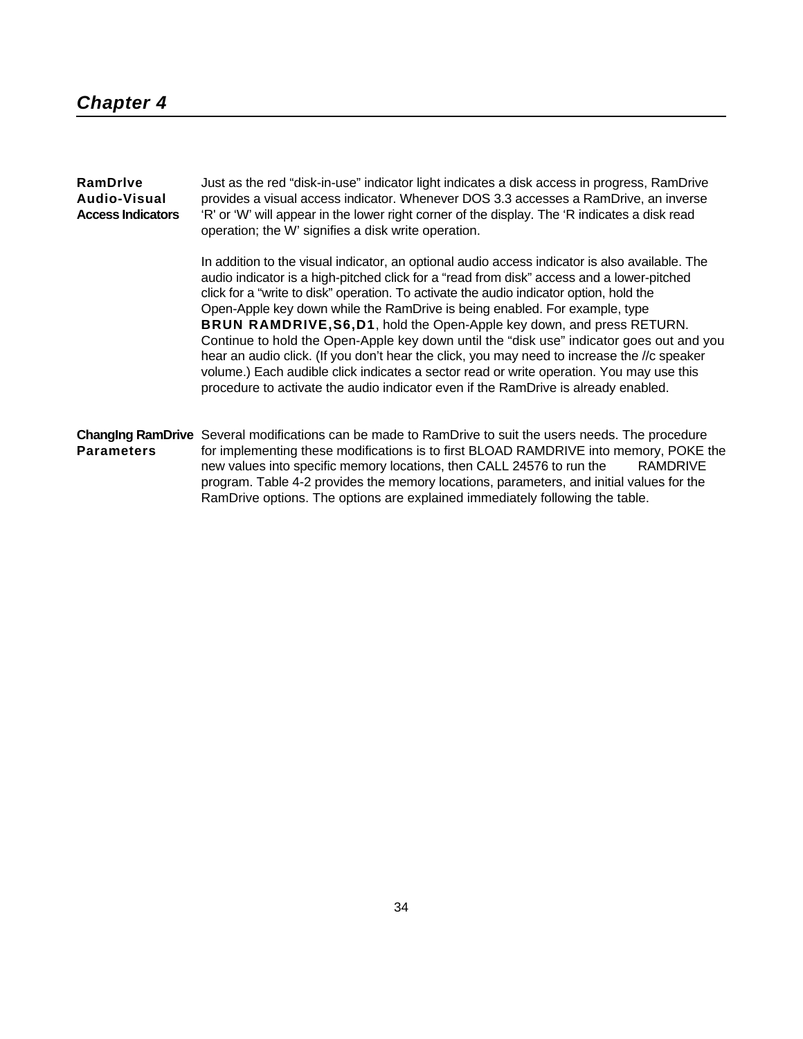## Chapter 4

### RamDrive Audio-Visual Access Indicators

Just as the red “disk-in-use” indicator light indicates a disk access in progress, RamDrive provides a visual access indicator. Whenever DOS 3.3 accesses a RamDrive, an inverse ‘R’ or ‘W’ will appear in the lower right corner of the display. The ‘R indicates a disk read operation; the W’ signifies a disk write operation.

In addition to the visual indicator, an optional audio access indicator is also available. The audio indicator is a high-pitched click for a “read from disk” access and a lower-pitched click for a “write to disk” operation. To activate the audio indicator option, hold the Open-Apple key down while the RamDrive is being enabled. For example, type **BRUN RAMDRIVE,S6,D1**, hold the Open-Apple key down, and press RETURN. Continue to hold the Open-Apple key down until the “disk use” indicator goes out and you hear an audio click. (If you don’t hear the click, you may need to increase the //c speaker volume.) Each audible click indicates a sector read or write operation. You may use this procedure to activate the audio indicator even if the RamDrive is already enabled.

### Changing RamDrive Parameters

Several modifications can be made to RamDrive to suit the users needs. The procedure for implementing these modifications is to first BLOAD RAMDRIVE into memory, POKE the new values into specific memory locations, then CALL 24576 to run the RAMDRIVE program. Table 4-2 provides the memory locations, parameters, and initial values for the RamDrive options. The options are explained immediately following the table.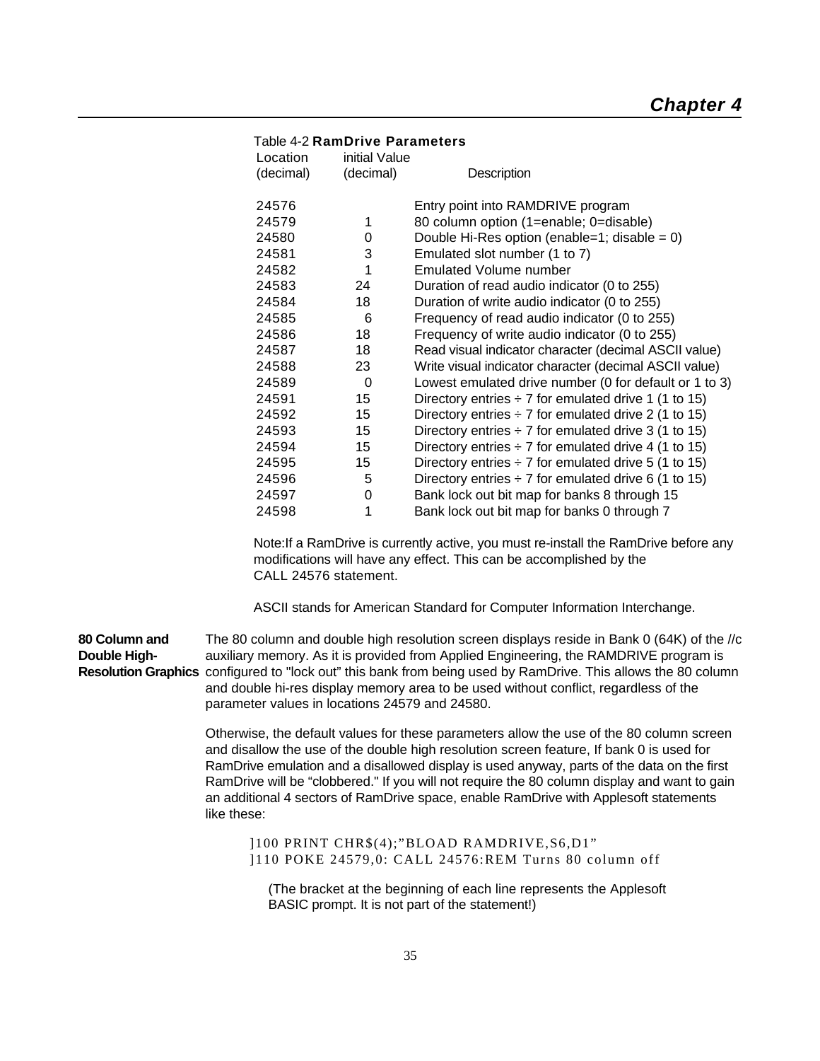Table 4-2 **RamDrive Parameters**

| Location (decimal) | initial Value (decimal) | Description |
|---|---|---|
| 24576 | | Entry point into RAMDRIVE program |
| 24579 | 1 | 80 column option (1=enable; 0=disable) |
| 24580 | 0 | Double Hi-Res option (enable=1; disable = 0) |
| 24581 | 3 | Emulated slot number (1 to 7) |
| 24582 | 1 | Emulated Volume number |
| 24583 | 24 | Duration of read audio indicator (0 to 255) |
| 24584 | 18 | Duration of write audio indicator (0 to 255) |
| 24585 | 6 | Frequency of read audio indicator (0 to 255) |
| 24586 | 18 | Frequency of write audio indicator (0 to 255) |
| 24587 | 18 | Read visual indicator character (decimal ASCII value) |
| 24588 | 23 | Write visual indicator character (decimal ASCII value) |
| 24589 | 0 | Lowest emulated drive number (0 for default or 1 to 3) |
| 24591 | 15 | Directory entries ÷ 7 for emulated drive 1 (1 to 15) |
| 24592 | 15 | Directory entries ÷ 7 for emulated drive 2 (1 to 15) |
| 24593 | 15 | Directory entries ÷ 7 for emulated drive 3 (1 to 15) |
| 24594 | 15 | Directory entries ÷ 7 for emulated drive 4 (1 to 15) |
| 24595 | 15 | Directory entries ÷ 7 for emulated drive 5 (1 to 15) |
| 24596 | 5 | Directory entries ÷ 7 for emulated drive 6 (1 to 15) |
| 24597 | 0 | Bank lock out bit map for banks 8 through 15 |
| 24598 | 1 | Bank lock out bit map for banks 0 through 7 |

Note:If a RamDrive is currently active, you must re-install the RamDrive before any modifications will have any effect. This can be accomplished by the CALL 24576 statement.

ASCII stands for American Standard for Computer Information Interchange.

**80 Column and Double High-Resolution Graphics**

The 80 column and double high resolution screen displays reside in Bank 0 (64K) of the //c auxiliary memory. As it is provided from Applied Engineering, the RAMDRIVE program is configured to "lock out" this bank from being used by RamDrive. This allows the 80 column and double hi-res display memory area to be used without conflict, regardless of the parameter values in locations 24579 and 24580.

Otherwise, the default values for these parameters allow the use of the 80 column screen and disallow the use of the double high resolution screen feature, If bank 0 is used for RamDrive emulation and a disallowed display is used anyway, parts of the data on the first RamDrive will be "clobbered." If you will not require the 80 column display and want to gain an additional 4 sectors of RamDrive space, enable RamDrive with Applesoft statements like these:

```
]100 PRINT CHR$(4);"BLOAD RAMDRIVE,S6,D1"
]110 POKE 24579,0: CALL 24576:REM Turns 80 column off
```

(The bracket at the beginning of each line represents the Applesoft BASIC prompt. It is not part of the statement!)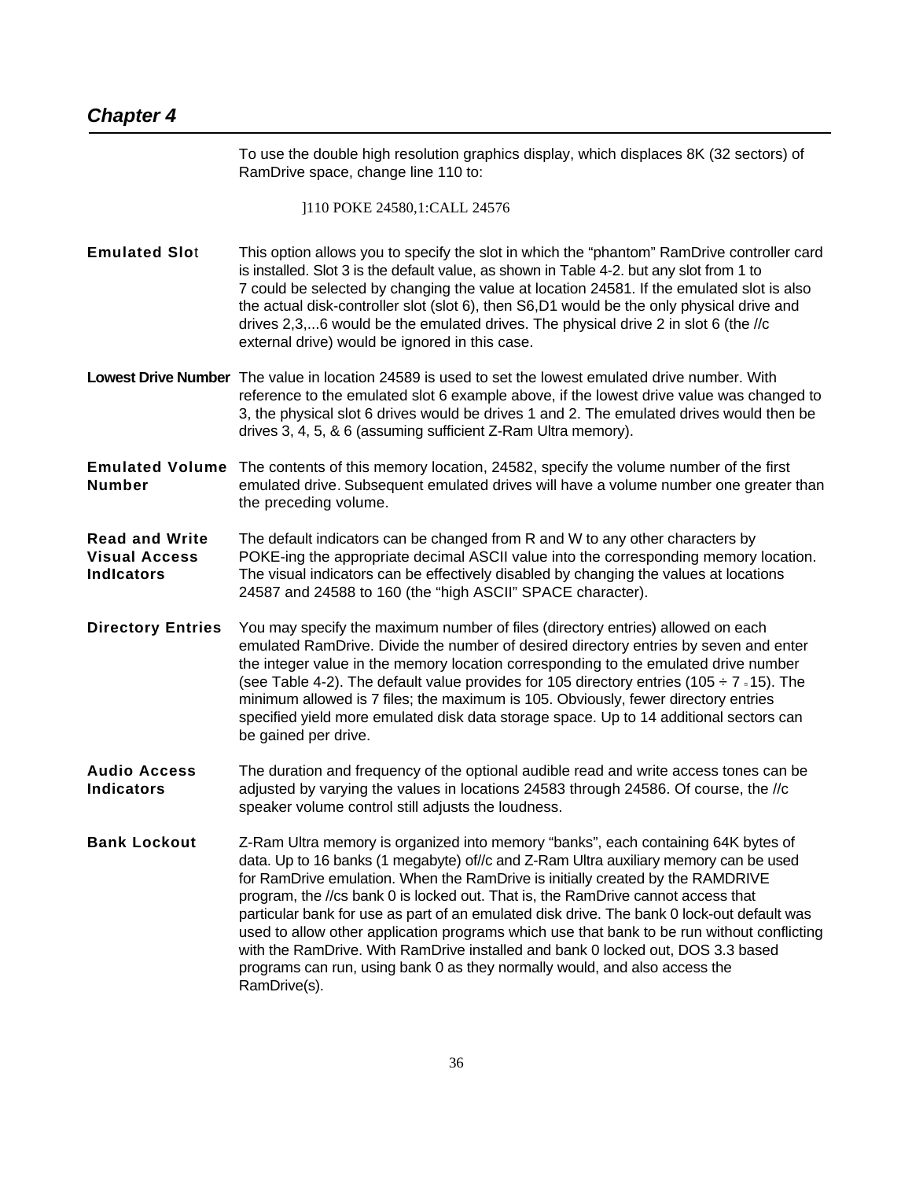To use the double high resolution graphics display, which displaces 8K (32 sectors) of RamDrive space, change line 110 to:

```
]110 POKE 24580,1:CALL 24576
```

**Emulated Slot** This option allows you to specify the slot in which the "phantom" RamDrive controller card is installed. Slot 3 is the default value, as shown in Table 4-2. but any slot from 1 to 7 could be selected by changing the value at location 24581. If the emulated slot is also the actual disk-controller slot (slot 6), then S6,D1 would be the only physical drive and drives 2,3,...6 would be the emulated drives. The physical drive 2 in slot 6 (the //c external drive) would be ignored in this case.

**Lowest Drive Number** The value in location 24589 is used to set the lowest emulated drive number. With reference to the emulated slot 6 example above, if the lowest drive value was changed to 3, the physical slot 6 drives would be drives 1 and 2. The emulated drives would then be drives 3, 4, 5, & 6 (assuming sufficient Z-Ram Ultra memory).

**Emulated Volume Number** The contents of this memory location, 24582, specify the volume number of the first emulated drive. Subsequent emulated drives will have a volume number one greater than the preceding volume.

**Read and Write Visual Access Indicators** The default indicators can be changed from R and W to any other characters by POKE-ing the appropriate decimal ASCII value into the corresponding memory location. The visual indicators can be effectively disabled by changing the values at locations 24587 and 24588 to 160 (the "high ASCII" SPACE character).

**Directory Entries** You may specify the maximum number of files (directory entries) allowed on each emulated RamDrive. Divide the number of desired directory entries by seven and enter the integer value in the memory location corresponding to the emulated drive number (see Table 4-2). The default value provides for 105 directory entries (105 ÷ 7 = 15). The minimum allowed is 7 files; the maximum is 105. Obviously, fewer directory entries specified yield more emulated disk data storage space. Up to 14 additional sectors can be gained per drive.

**Audio Access Indicators** The duration and frequency of the optional audible read and write access tones can be adjusted by varying the values in locations 24583 through 24586. Of course, the //c speaker volume control still adjusts the loudness.

**Bank Lockout** Z-Ram Ultra memory is organized into memory "banks", each containing 64K bytes of data. Up to 16 banks (1 megabyte) of//c and Z-Ram Ultra auxiliary memory can be used for RamDrive emulation. When the RamDrive is initially created by the RAMDRIVE program, the //cs bank 0 is locked out. That is, the RamDrive cannot access that particular bank for use as part of an emulated disk drive. The bank 0 lock-out default was used to allow other application programs which use that bank to be run without conflicting with the RamDrive. With RamDrive installed and bank 0 locked out, DOS 3.3 based programs can run, using bank 0 as they normally would, and also access the RamDrive(s).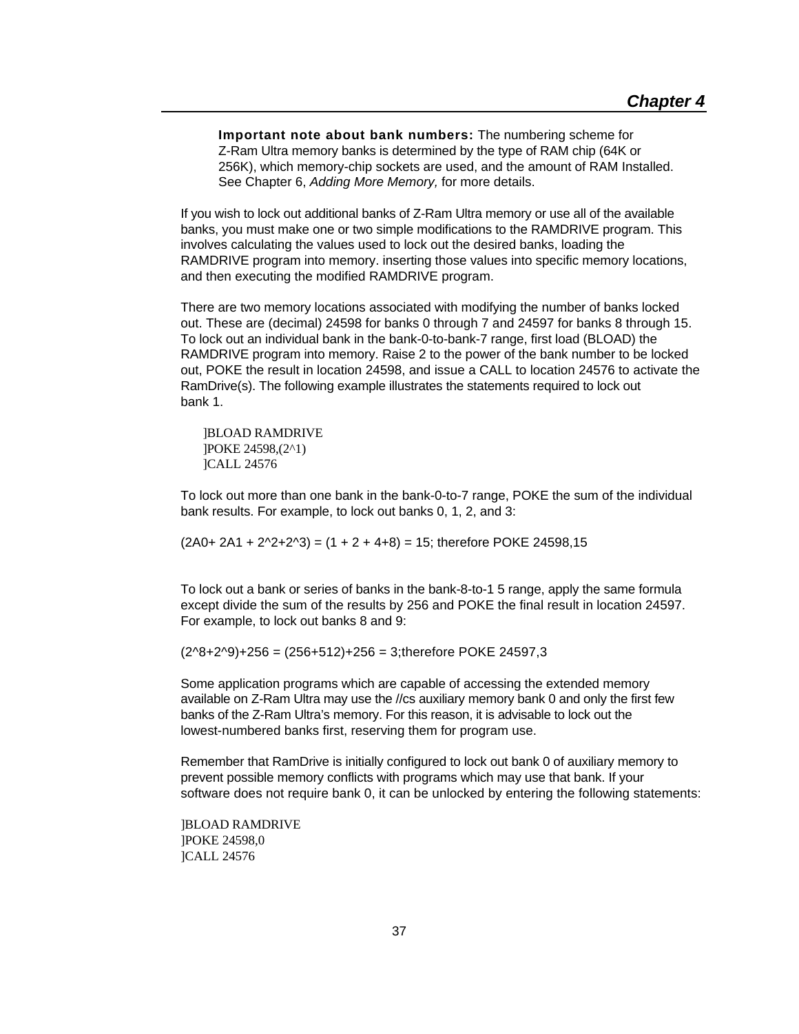**Important note about bank numbers:** The numbering scheme for Z-Ram Ultra memory banks is determined by the type of RAM chip (64K or 256K), which memory-chip sockets are used, and the amount of RAM Installed. See Chapter 6, *Adding More Memory,* for more details.

If you wish to lock out additional banks of Z-Ram Ultra memory or use all of the available banks, you must make one or two simple modifications to the RAMDRIVE program. This involves calculating the values used to lock out the desired banks, loading the RAMDRIVE program into memory. inserting those values into specific memory locations, and then executing the modified RAMDRIVE program.

There are two memory locations associated with modifying the number of banks locked out. These are (decimal) 24598 for banks 0 through 7 and 24597 for banks 8 through 15. To lock out an individual bank in the bank-0-to-bank-7 range, first load (BLOAD) the RAMDRIVE program into memory. Raise 2 to the power of the bank number to be locked out, POKE the result in location 24598, and issue a CALL to location 24576 to activate the RamDrive(s). The following example illustrates the statements required to lock out bank 1.

```
]BLOAD RAMDRIVE
]POKE 24598,(2^1)
]CALL 24576
```

To lock out more than one bank in the bank-0-to-7 range, POKE the sum of the individual bank results. For example, to lock out banks 0, 1, 2, and 3:

(2A0+ 2A1 + 2^2+2^3) = (1 + 2 + 4+8) = 15; therefore POKE 24598,15

To lock out a bank or series of banks in the bank-8-to-1 5 range, apply the same formula except divide the sum of the results by 256 and POKE the final result in location 24597. For example, to lock out banks 8 and 9:

(2^8+2^9)+256 = (256+512)+256 = 3;therefore POKE 24597,3

Some application programs which are capable of accessing the extended memory available on Z-Ram Ultra may use the //cs auxiliary memory bank 0 and only the first few banks of the Z-Ram Ultra's memory. For this reason, it is advisable to lock out the lowest-numbered banks first, reserving them for program use.

Remember that RamDrive is initially configured to lock out bank 0 of auxiliary memory to prevent possible memory conflicts with programs which may use that bank. If your software does not require bank 0, it can be unlocked by entering the following statements:

```
]BLOAD RAMDRIVE
]POKE 24598,0
]CALL 24576
```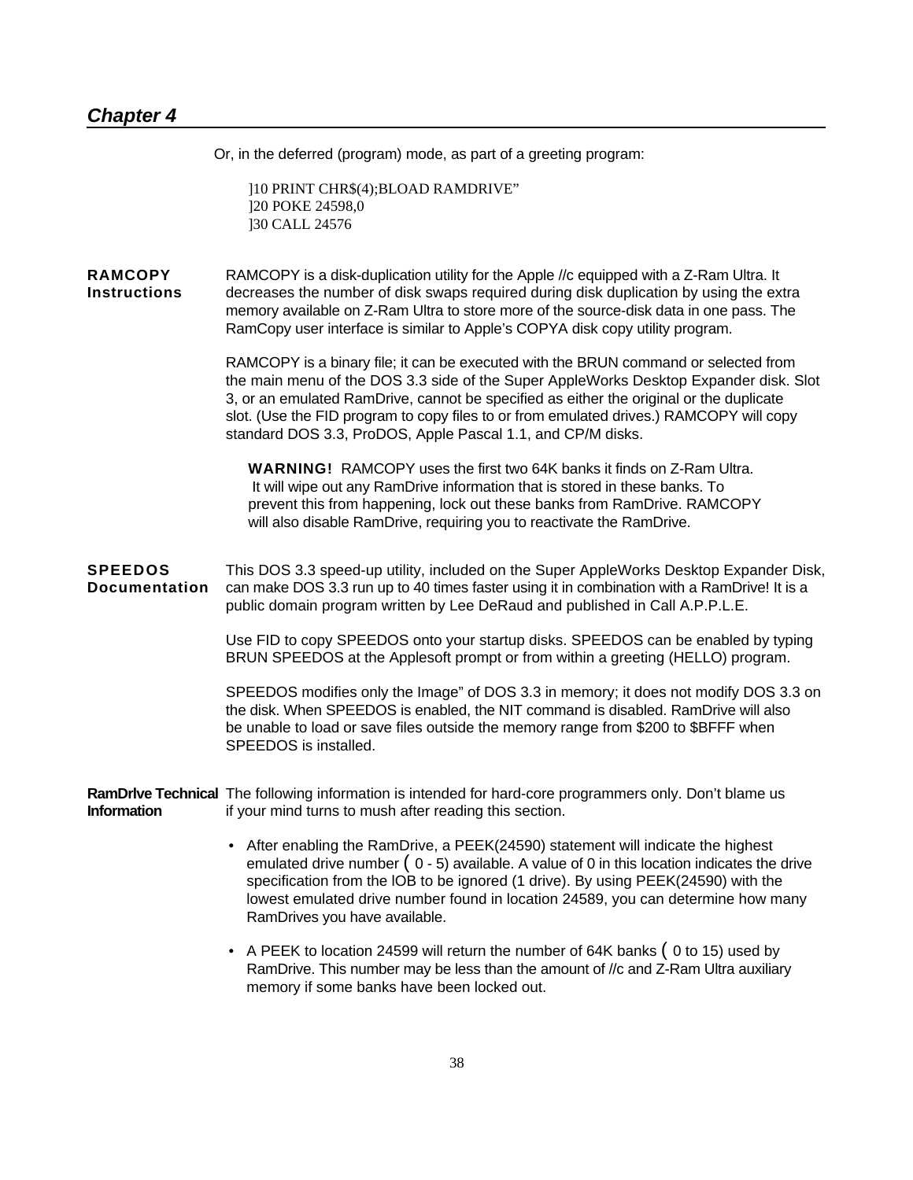## Chapter 4

Or, in the deferred (program) mode, as part of a greeting program:

```
]10 PRINT CHR$(4);BLOAD RAMDRIVE"
]20 POKE 24598,0
]30 CALL 24576
```

### RAMCOPY Instructions

RAMCOPY is a disk-duplication utility for the Apple //c equipped with a Z-Ram Ultra. It decreases the number of disk swaps required during disk duplication by using the extra memory available on Z-Ram Ultra to store more of the source-disk data in one pass. The RamCopy user interface is similar to Apple's COPYA disk copy utility program.

RAMCOPY is a binary file; it can be executed with the BRUN command or selected from the main menu of the DOS 3.3 side of the Super AppleWorks Desktop Expander disk. Slot 3, or an emulated RamDrive, cannot be specified as either the original or the duplicate slot. (Use the FID program to copy files to or from emulated drives.) RAMCOPY will copy standard DOS 3.3, ProDOS, Apple Pascal 1.1, and CP/M disks.

> **WARNING!** RAMCOPY uses the first two 64K banks it finds on Z-Ram Ultra. It will wipe out any RamDrive information that is stored in these banks. To prevent this from happening, lock out these banks from RamDrive. RAMCOPY will also disable RamDrive, requiring you to reactivate the RamDrive.

### SPEEDOS Documentation

This DOS 3.3 speed-up utility, included on the Super AppleWorks Desktop Expander Disk, can make DOS 3.3 run up to 40 times faster using it in combination with a RamDrive! It is a public domain program written by Lee DeRaud and published in Call A.P.P.L.E.

Use FID to copy SPEEDOS onto your startup disks. SPEEDOS can be enabled by typing BRUN SPEEDOS at the Applesoft prompt or from within a greeting (HELLO) program.

SPEEDOS modifies only the Image" of DOS 3.3 in memory; it does not modify DOS 3.3 on the disk. When SPEEDOS is enabled, the NIT command is disabled. RamDrive will also be unable to load or save files outside the memory range from $200 to $BFFF when SPEEDOS is installed.

### RamDrlve Technical Information

The following information is intended for hard-core programmers only. Don't blame us if your mind turns to mush after reading this section.

- After enabling the RamDrive, a PEEK(24590) statement will indicate the highest emulated drive number ( 0 - 5) available. A value of 0 in this location indicates the drive specification from the lOB to be ignored (1 drive). By using PEEK(24590) with the lowest emulated drive number found in location 24589, you can determine how many RamDrives you have available.
- A PEEK to location 24599 will return the number of 64K banks ( 0 to 15) used by RamDrive. This number may be less than the amount of //c and Z-Ram Ultra auxiliary memory if some banks have been locked out.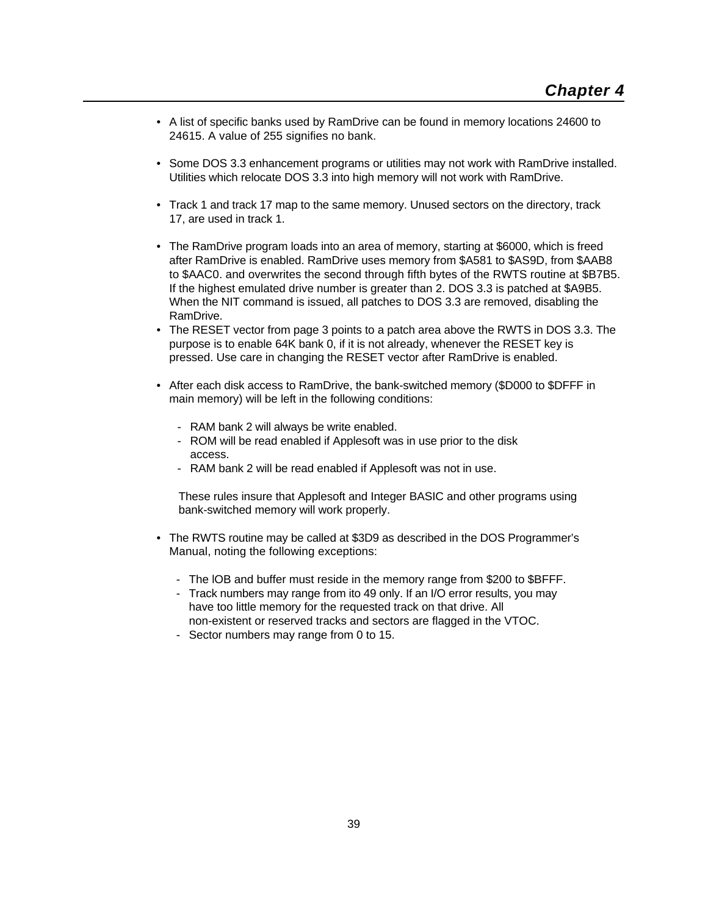- A list of specific banks used by RamDrive can be found in memory locations 24600 to 24615. A value of 255 signifies no bank.

- Some DOS 3.3 enhancement programs or utilities may not work with RamDrive installed. Utilities which relocate DOS 3.3 into high memory will not work with RamDrive.

- Track 1 and track 17 map to the same memory. Unused sectors on the directory, track 17, are used in track 1.

- The RamDrive program loads into an area of memory, starting at $6000, which is freed after RamDrive is enabled. RamDrive uses memory from $A581 to $AS9D, from $AAB8 to $AAC0. and overwrites the second through fifth bytes of the RWTS routine at $B7B5. If the highest emulated drive number is greater than 2. DOS 3.3 is patched at $A9B5. When the NIT command is issued, all patches to DOS 3.3 are removed, disabling the RamDrive.
- The RESET vector from page 3 points to a patch area above the RWTS in DOS 3.3. The purpose is to enable 64K bank 0, if it is not already, whenever the RESET key is pressed. Use care in changing the RESET vector after RamDrive is enabled.

- After each disk access to RamDrive, the bank-switched memory ($D000 to $DFFF in main memory) will be left in the following conditions:

  - RAM bank 2 will always be write enabled.
  - ROM will be read enabled if Applesoft was in use prior to the disk access.
  - RAM bank 2 will be read enabled if Applesoft was not in use.

  These rules insure that Applesoft and Integer BASIC and other programs using bank-switched memory will work properly.

- The RWTS routine may be called at $3D9 as described in the DOS Programmer's Manual, noting the following exceptions:

  - The lOB and buffer must reside in the memory range from $200 to $BFFF.
  - Track numbers may range from ito 49 only. If an I/O error results, you may have too little memory for the requested track on that drive. All non-existent or reserved tracks and sectors are flagged in the VTOC.
  - Sector numbers may range from 0 to 15.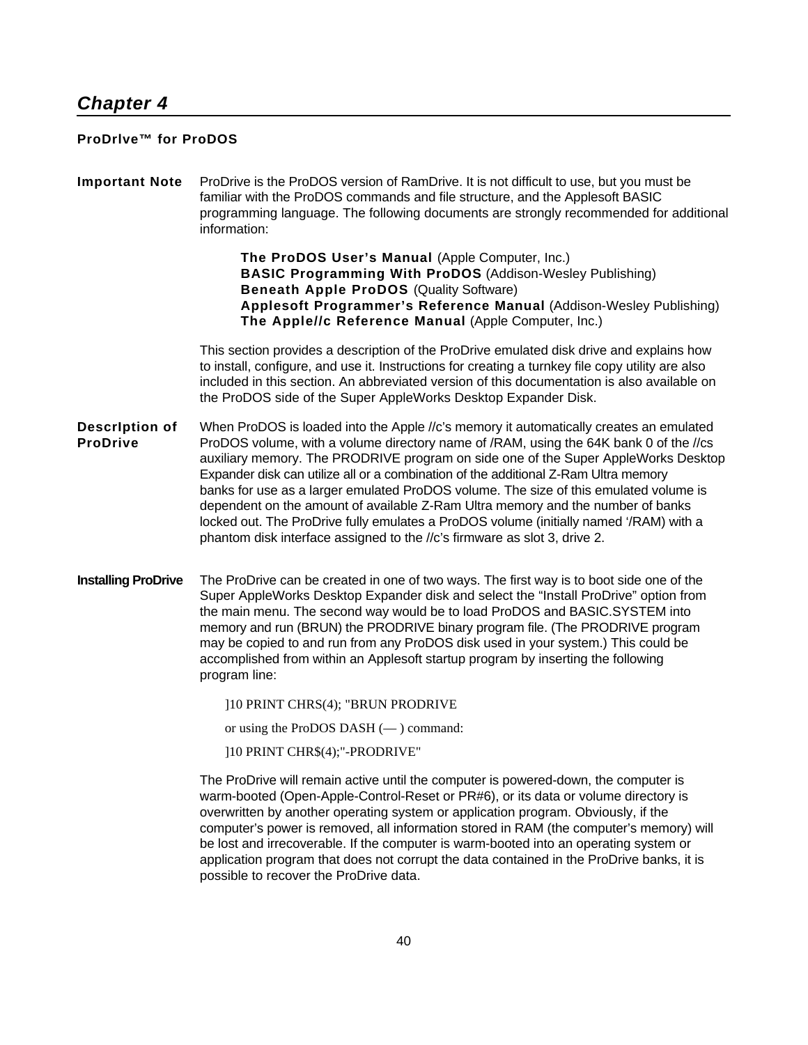# Chapter 4

## ProDrlve™ for ProDOS

**Important Note**

ProDrive is the ProDOS version of RamDrive. It is not difficult to use, but you must be familiar with the ProDOS commands and file structure, and the Applesoft BASIC programming language. The following documents are strongly recommended for additional information:

> **The ProDOS User's Manual** (Apple Computer, Inc.)
> **BASIC Programming With ProDOS** (Addison-Wesley Publishing)
> **Beneath Apple ProDOS** (Quality Software)
> **Applesoft Programmer's Reference Manual** (Addison-Wesley Publishing)
> **The Apple//c Reference Manual** (Apple Computer, Inc.)

This section provides a description of the ProDrive emulated disk drive and explains how to install, configure, and use it. Instructions for creating a turnkey file copy utility are also included in this section. An abbreviated version of this documentation is also available on the ProDOS side of the Super AppleWorks Desktop Expander Disk.

**DescrIption of ProDrive**

When ProDOS is loaded into the Apple //c's memory it automatically creates an emulated ProDOS volume, with a volume directory name of /RAM, using the 64K bank 0 of the //cs auxiliary memory. The PRODRIVE program on side one of the Super AppleWorks Desktop Expander disk can utilize all or a combination of the additional Z-Ram Ultra memory banks for use as a larger emulated ProDOS volume. The size of this emulated volume is dependent on the amount of available Z-Ram Ultra memory and the number of banks locked out. The ProDrive fully emulates a ProDOS volume (initially named '/RAM) with a phantom disk interface assigned to the //c's firmware as slot 3, drive 2.

**Installing ProDrive**

The ProDrive can be created in one of two ways. The first way is to boot side one of the Super AppleWorks Desktop Expander disk and select the "Install ProDrive" option from the main menu. The second way would be to load ProDOS and BASIC.SYSTEM into memory and run (BRUN) the PRODRIVE binary program file. (The PRODRIVE program may be copied to and run from any ProDOS disk used in your system.) This could be accomplished from within an Applesoft startup program by inserting the following program line:

```
]10 PRINT CHRS(4); "BRUN PRODRIVE
```

or using the ProDOS DASH (— ) command:

```
]10 PRINT CHR$(4);"-PRODRIVE"
```

The ProDrive will remain active until the computer is powered-down, the computer is warm-booted (Open-Apple-Control-Reset or PR#6), or its data or volume directory is overwritten by another operating system or application program. Obviously, if the computer's power is removed, all information stored in RAM (the computer's memory) will be lost and irrecoverable. If the computer is warm-booted into an operating system or application program that does not corrupt the data contained in the ProDrive banks, it is possible to recover the ProDrive data.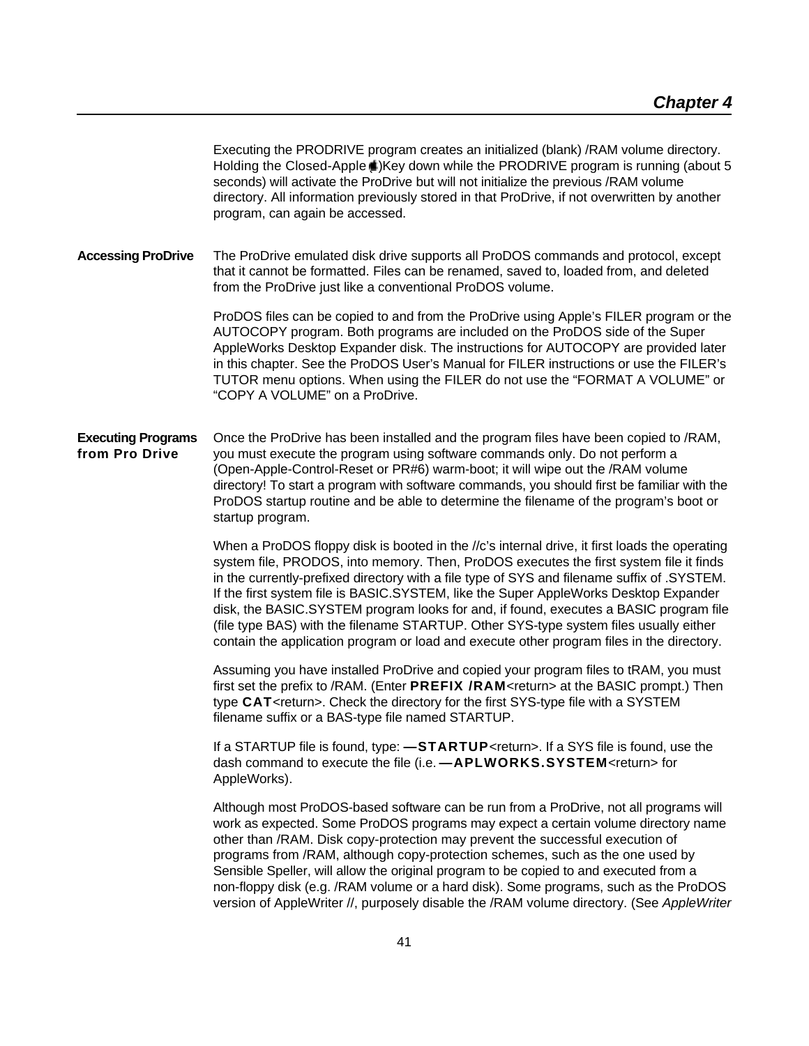Executing the PRODRIVE program creates an initialized (blank) /RAM volume directory. Holding the Closed-Apple ( )Key down while the PRODRIVE program is running (about 5 seconds) will activate the ProDrive but will not initialize the previous /RAM volume directory. All information previously stored in that ProDrive, if not overwritten by another program, can again be accessed.

**Accessing ProDrive**

The ProDrive emulated disk drive supports all ProDOS commands and protocol, except that it cannot be formatted. Files can be renamed, saved to, loaded from, and deleted from the ProDrive just like a conventional ProDOS volume.

ProDOS files can be copied to and from the ProDrive using Apple's FILER program or the AUTOCOPY program. Both programs are included on the ProDOS side of the Super AppleWorks Desktop Expander disk. The instructions for AUTOCOPY are provided later in this chapter. See the ProDOS User's Manual for FILER instructions or use the FILER's TUTOR menu options. When using the FILER do not use the "FORMAT A VOLUME" or "COPY A VOLUME" on a ProDrive.

**Executing Programs from Pro Drive**

Once the ProDrive has been installed and the program files have been copied to /RAM, you must execute the program using software commands only. Do not perform a (Open-Apple-Control-Reset or PR#6) warm-boot; it will wipe out the /RAM volume directory! To start a program with software commands, you should first be familiar with the ProDOS startup routine and be able to determine the filename of the program's boot or startup program.

When a ProDOS floppy disk is booted in the //c's internal drive, it first loads the operating system file, PRODOS, into memory. Then, ProDOS executes the first system file it finds in the currently-prefixed directory with a file type of SYS and filename suffix of .SYSTEM. If the first system file is BASIC.SYSTEM, like the Super AppleWorks Desktop Expander disk, the BASIC.SYSTEM program looks for and, if found, executes a BASIC program file (file type BAS) with the filename STARTUP. Other SYS-type system files usually either contain the application program or load and execute other program files in the directory.

Assuming you have installed ProDrive and copied your program files to tRAM, you must first set the prefix to /RAM. (Enter **PREFIX /RAM**<return> at the BASIC prompt.) Then type **CAT**<return>. Check the directory for the first SYS-type file with a SYSTEM filename suffix or a BAS-type file named STARTUP.

If a STARTUP file is found, type: **—STARTUP**<return>. If a SYS file is found, use the dash command to execute the file (i.e. **—APLWORKS.SYSTEM**<return> for AppleWorks).

Although most ProDOS-based software can be run from a ProDrive, not all programs will work as expected. Some ProDOS programs may expect a certain volume directory name other than /RAM. Disk copy-protection may prevent the successful execution of programs from /RAM, although copy-protection schemes, such as the one used by Sensible Speller, will allow the original program to be copied to and executed from a non-floppy disk (e.g. /RAM volume or a hard disk). Some programs, such as the ProDOS version of AppleWriter //, purposely disable the /RAM volume directory. (See *AppleWriter*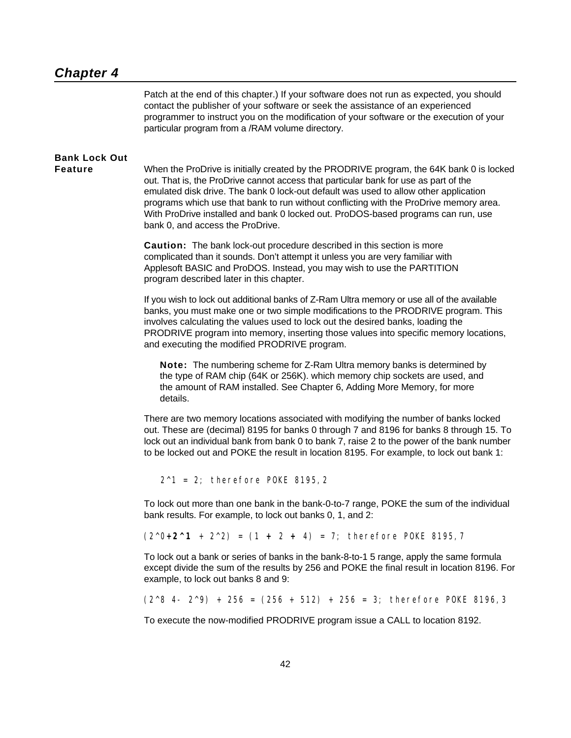Patch at the end of this chapter.) If your software does not run as expected, you should contact the publisher of your software or seek the assistance of an experienced programmer to instruct you on the modification of your software or the execution of your particular program from a /RAM volume directory.

### Bank Lock Out Feature

When the ProDrive is initially created by the PRODRIVE program, the 64K bank 0 is locked out. That is, the ProDrive cannot access that particular bank for use as part of the emulated disk drive. The bank 0 lock-out default was used to allow other application programs which use that bank to run without conflicting with the ProDrive memory area. With ProDrive installed and bank 0 locked out. ProDOS-based programs can run, use bank 0, and access the ProDrive.

**Caution:** The bank lock-out procedure described in this section is more complicated than it sounds. Don't attempt it unless you are very familiar with Applesoft BASIC and ProDOS. Instead, you may wish to use the PARTITION program described later in this chapter.

If you wish to lock out additional banks of Z-Ram Ultra memory or use all of the available banks, you must make one or two simple modifications to the PRODRIVE program. This involves calculating the values used to lock out the desired banks, loading the PRODRIVE program into memory, inserting those values into specific memory locations, and executing the modified PRODRIVE program.

> **Note:** The numbering scheme for Z-Ram Ultra memory banks is determined by the type of RAM chip (64K or 256K). which memory chip sockets are used, and the amount of RAM installed. See Chapter 6, Adding More Memory, for more details.

There are two memory locations associated with modifying the number of banks locked out. These are (decimal) 8195 for banks 0 through 7 and 8196 for banks 8 through 15. To lock out an individual bank from bank 0 to bank 7, raise 2 to the power of the bank number to be locked out and POKE the result in location 8195. For example, to lock out bank 1:

```
2^1 = 2; therefore POKE 8195,2
```

To lock out more than one bank in the bank-0-to-7 range, POKE the sum of the individual bank results. For example, to lock out banks 0, 1, and 2:

```
(2^0+2^1 + 2^2) = (1 + 2 + 4) = 7; therefore POKE 8195,7
```

To lock out a bank or series of banks in the bank-8-to-1 5 range, apply the same formula except divide the sum of the results by 256 and POKE the final result in location 8196. For example, to lock out banks 8 and 9:

```
(2^8 4- 2^9) + 256 = (256 + 512) + 256 = 3; therefore POKE 8196,3
```

To execute the now-modified PRODRIVE program issue a CALL to location 8192.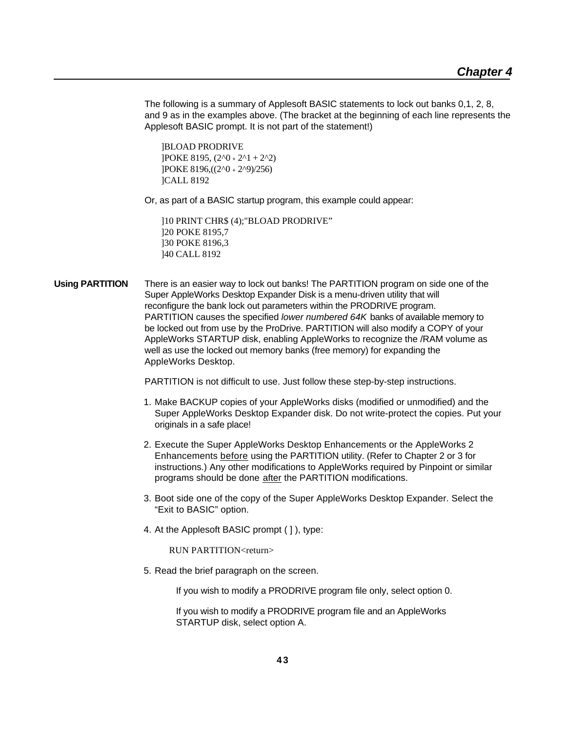The following is a summary of Applesoft BASIC statements to lock out banks 0,1, 2, 8, and 9 as in the examples above. (The bracket at the beginning of each line represents the Applesoft BASIC prompt. It is not part of the statement!)

```
]BLOAD PRODRIVE
]POKE 8195, (2^0 + 2^1 + 2^2)
]POKE 8196,((2^0 + 2^9)/256)
]CALL 8192
```

Or, as part of a BASIC startup program, this example could appear:

```
]10 PRINT CHR$ (4);"BLOAD PRODRIVE”
]20 POKE 8195,7
]30 POKE 8196,3
]40 CALL 8192
```

## Using PARTITION

There is an easier way to lock out banks! The PARTITION program on side one of the Super AppleWorks Desktop Expander Disk is a menu-driven utility that will reconfigure the bank lock out parameters within the PRODRIVE program. PARTITION causes the specified *lower numbered 64K* banks of available memory to be locked out from use by the ProDrive. PARTITION will also modify a COPY of your AppleWorks STARTUP disk, enabling AppleWorks to recognize the /RAM volume as well as use the locked out memory banks (free memory) for expanding the AppleWorks Desktop.

PARTITION is not difficult to use. Just follow these step-by-step instructions.

1. Make BACKUP copies of your AppleWorks disks (modified or unmodified) and the Super AppleWorks Desktop Expander disk. Do not write-protect the copies. Put your originals in a safe place!
2. Execute the Super AppleWorks Desktop Enhancements or the AppleWorks 2 Enhancements <u>before</u> using the PARTITION utility. (Refer to Chapter 2 or 3 for instructions.) Any other modifications to AppleWorks required by Pinpoint or similar programs should be done <u>after</u> the PARTITION modifications.
3. Boot side one of the copy of the Super AppleWorks Desktop Expander. Select the “Exit to BASIC” option.
4. At the Applesoft BASIC prompt ( ] ), type:

   ```
   RUN PARTITION<return>
   ```

5. Read the brief paragraph on the screen.

   If you wish to modify a PRODRIVE program file only, select option 0.

   If you wish to modify a PRODRIVE program file and an AppleWorks STARTUP disk, select option A.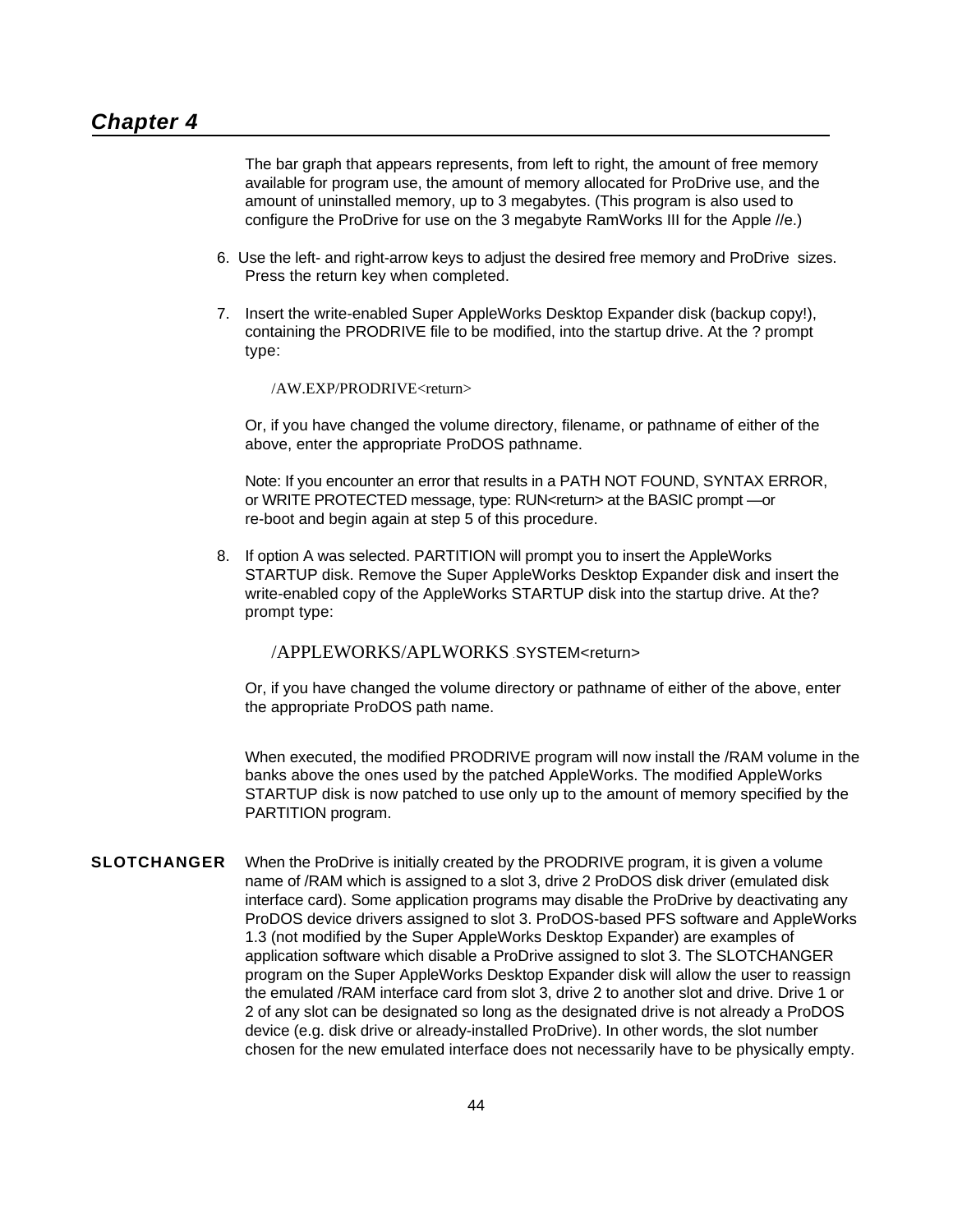## Chapter 4

The bar graph that appears represents, from left to right, the amount of free memory available for program use, the amount of memory allocated for ProDrive use, and the amount of uninstalled memory, up to 3 megabytes. (This program is also used to configure the ProDrive for use on the 3 megabyte RamWorks III for the Apple //e.)

6. Use the left- and right-arrow keys to adjust the desired free memory and ProDrive sizes. Press the return key when completed.

7. Insert the write-enabled Super AppleWorks Desktop Expander disk (backup copy!), containing the PRODRIVE file to be modified, into the startup drive. At the ? prompt type:

   /AW.EXP/PRODRIVE<return>

   Or, if you have changed the volume directory, filename, or pathname of either of the above, enter the appropriate ProDOS pathname.

   Note: If you encounter an error that results in a PATH NOT FOUND, SYNTAX ERROR, or WRITE PROTECTED message, type: RUN<return> at the BASIC prompt —or re-boot and begin again at step 5 of this procedure.

8. If option A was selected. PARTITION will prompt you to insert the AppleWorks STARTUP disk. Remove the Super AppleWorks Desktop Expander disk and insert the write-enabled copy of the AppleWorks STARTUP disk into the startup drive. At the? prompt type:

   /APPLEWORKS/APLWORKS.SYSTEM<return>

   Or, if you have changed the volume directory or pathname of either of the above, enter the appropriate ProDOS path name.

   When executed, the modified PRODRIVE program will now install the /RAM volume in the banks above the ones used by the patched AppleWorks. The modified AppleWorks STARTUP disk is now patched to use only up to the amount of memory specified by the PARTITION program.

**SLOTCHANGER** When the ProDrive is initially created by the PRODRIVE program, it is given a volume name of /RAM which is assigned to a slot 3, drive 2 ProDOS disk driver (emulated disk interface card). Some application programs may disable the ProDrive by deactivating any ProDOS device drivers assigned to slot 3. ProDOS-based PFS software and AppleWorks 1.3 (not modified by the Super AppleWorks Desktop Expander) are examples of application software which disable a ProDrive assigned to slot 3. The SLOTCHANGER program on the Super AppleWorks Desktop Expander disk will allow the user to reassign the emulated /RAM interface card from slot 3, drive 2 to another slot and drive. Drive 1 or 2 of any slot can be designated so long as the designated drive is not already a ProDOS device (e.g. disk drive or already-installed ProDrive). In other words, the slot number chosen for the new emulated interface does not necessarily have to be physically empty.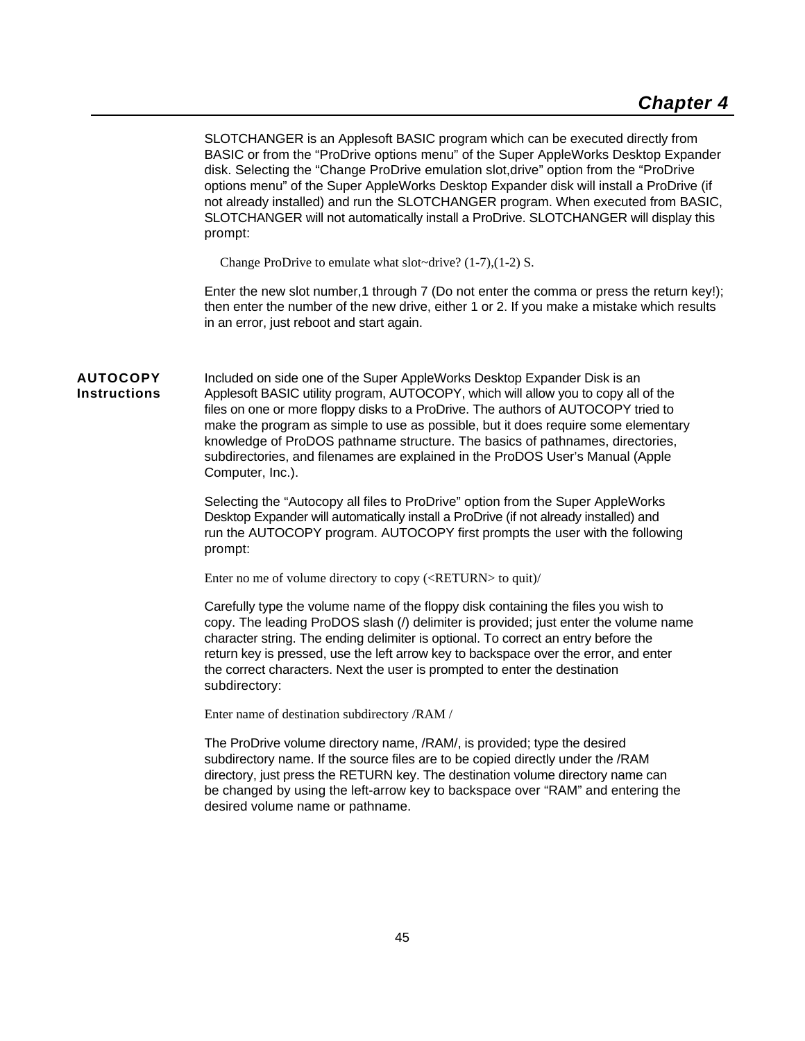SLOTCHANGER is an Applesoft BASIC program which can be executed directly from BASIC or from the "ProDrive options menu" of the Super AppleWorks Desktop Expander disk. Selecting the "Change ProDrive emulation slot,drive" option from the "ProDrive options menu" of the Super AppleWorks Desktop Expander disk will install a ProDrive (if not already installed) and run the SLOTCHANGER program. When executed from BASIC, SLOTCHANGER will not automatically install a ProDrive. SLOTCHANGER will display this prompt:

```
Change ProDrive to emulate what slot~drive? (1-7),(1-2) S.
```

Enter the new slot number,1 through 7 (Do not enter the comma or press the return key!); then enter the number of the new drive, either 1 or 2. If you make a mistake which results in an error, just reboot and start again.

## AUTOCOPY Instructions

Included on side one of the Super AppleWorks Desktop Expander Disk is an Applesoft BASIC utility program, AUTOCOPY, which will allow you to copy all of the files on one or more floppy disks to a ProDrive. The authors of AUTOCOPY tried to make the program as simple to use as possible, but it does require some elementary knowledge of ProDOS pathname structure. The basics of pathnames, directories, subdirectories, and filenames are explained in the ProDOS User's Manual (Apple Computer, Inc.).

Selecting the "Autocopy all files to ProDrive" option from the Super AppleWorks Desktop Expander will automatically install a ProDrive (if not already installed) and run the AUTOCOPY program. AUTOCOPY first prompts the user with the following prompt:

```
Enter no me of volume directory to copy (<RETURN> to quit)/
```

Carefully type the volume name of the floppy disk containing the files you wish to copy. The leading ProDOS slash (/) delimiter is provided; just enter the volume name character string. The ending delimiter is optional. To correct an entry before the return key is pressed, use the left arrow key to backspace over the error, and enter the correct characters. Next the user is prompted to enter the destination subdirectory:

```
Enter name of destination subdirectory /RAM /
```

The ProDrive volume directory name, /RAM/, is provided; type the desired subdirectory name. If the source files are to be copied directly under the /RAM directory, just press the RETURN key. The destination volume directory name can be changed by using the left-arrow key to backspace over "RAM" and entering the desired volume name or pathname.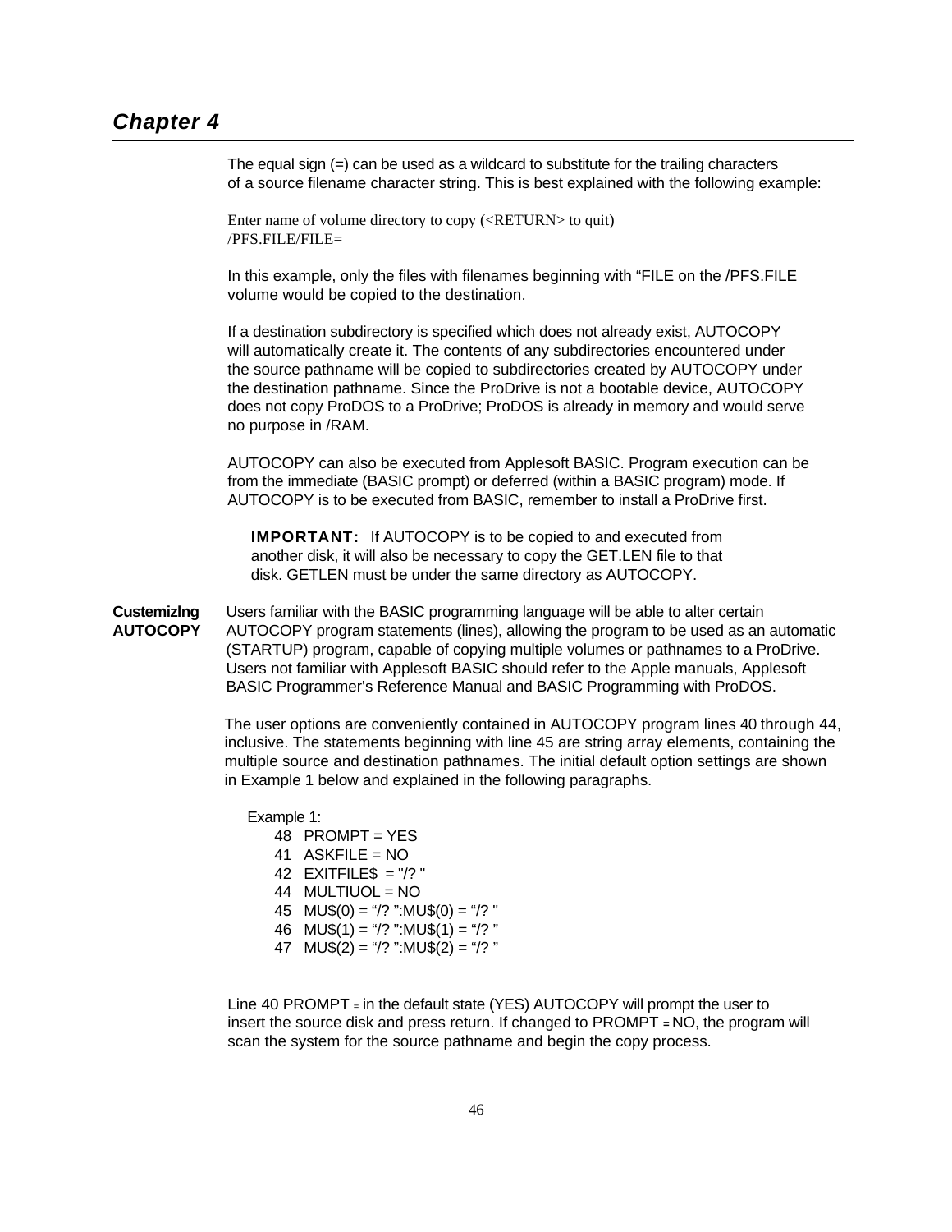## Chapter 4

The equal sign (=) can be used as a wildcard to substitute for the trailing characters of a source filename character string. This is best explained with the following example:

```
Enter name of volume directory to copy (<RETURN> to quit)
/PFS.FILE/FILE=
```

In this example, only the files with filenames beginning with “FILE on the /PFS.FILE volume would be copied to the destination.

If a destination subdirectory is specified which does not already exist, AUTOCOPY will automatically create it. The contents of any subdirectories encountered under the source pathname will be copied to subdirectories created by AUTOCOPY under the destination pathname. Since the ProDrive is not a bootable device, AUTOCOPY does not copy ProDOS to a ProDrive; ProDOS is already in memory and would serve no purpose in /RAM.

AUTOCOPY can also be executed from Applesoft BASIC. Program execution can be from the immediate (BASIC prompt) or deferred (within a BASIC program) mode. If AUTOCOPY is to be executed from BASIC, remember to install a ProDrive first.

> **IMPORTANT:** If AUTOCOPY is to be copied to and executed from another disk, it will also be necessary to copy the GET.LEN file to that disk. GETLEN must be under the same directory as AUTOCOPY.

**CustemizIng AUTOCOPY**

Users familiar with the BASIC programming language will be able to alter certain AUTOCOPY program statements (lines), allowing the program to be used as an automatic (STARTUP) program, capable of copying multiple volumes or pathnames to a ProDrive. Users not familiar with Applesoft BASIC should refer to the Apple manuals, Applesoft BASIC Programmer’s Reference Manual and BASIC Programming with ProDOS.

The user options are conveniently contained in AUTOCOPY program lines 40 through 44, inclusive. The statements beginning with line 45 are string array elements, containing the multiple source and destination pathnames. The initial default option settings are shown in Example 1 below and explained in the following paragraphs.

Example 1:

```
48  PROMPT = YES
41  ASKFILE = NO
42  EXITFILE$  = "/? "
44  MULTIUOL = NO
45  MU$(0) = “/? ”:MU$(0) = “/? "
46  MU$(1) = “/? ”:MU$(1) = “/? ”
47  MU$(2) = “/? ”:MU$(2) = “/? ”
```

Line 40 PROMPT = in the default state (YES) AUTOCOPY will prompt the user to insert the source disk and press return. If changed to PROMPT = NO, the program will scan the system for the source pathname and begin the copy process.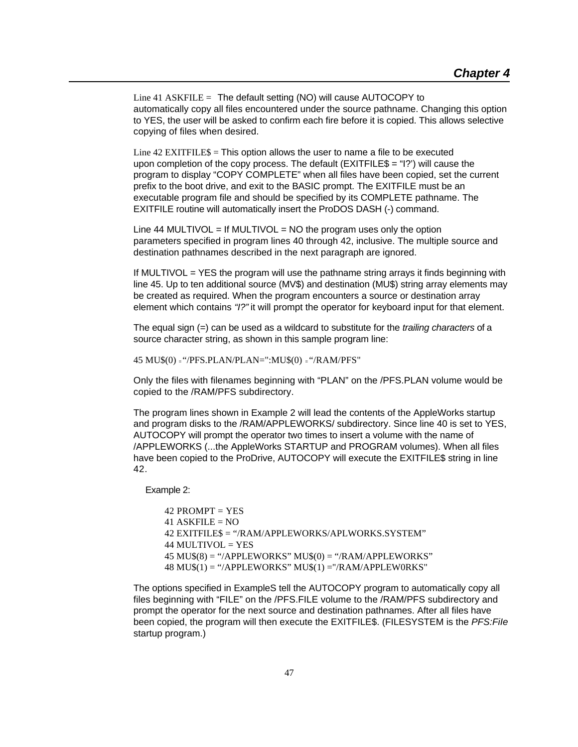Line 41 ASKFILE = The default setting (NO) will cause AUTOCOPY to automatically copy all files encountered under the source pathname. Changing this option to YES, the user will be asked to confirm each fire before it is copied. This allows selective copying of files when desired.

Line 42 EXITFILE$ = This option allows the user to name a file to be executed upon completion of the copy process. The default (EXITFILE$ = "I?') will cause the program to display "COPY COMPLETE" when all files have been copied, set the current prefix to the boot drive, and exit to the BASIC prompt. The EXITFILE must be an executable program file and should be specified by its COMPLETE pathname. The EXITFILE routine will automatically insert the ProDOS DASH (-) command.

Line 44 MULTIVOL = If MULTIVOL = NO the program uses only the option parameters specified in program lines 40 through 42, inclusive. The multiple source and destination pathnames described in the next paragraph are ignored.

If MULTIVOL = YES the program will use the pathname string arrays it finds beginning with line 45. Up to ten additional source (MV$) and destination (MU$) string array elements may be created as required. When the program encounters a source or destination array element which contains *"I?"* it will prompt the operator for keyboard input for that element.

The equal sign (=) can be used as a wildcard to substitute for the *trailing characters* of a source character string, as shown in this sample program line:

```
45 MU$(0) = "/PFS.PLAN/PLAN=":MU$(0) = "/RAM/PFS"
```

Only the files with filenames beginning with "PLAN" on the /PFS.PLAN volume would be copied to the /RAM/PFS subdirectory.

The program lines shown in Example 2 will lead the contents of the AppleWorks startup and program disks to the /RAM/APPLEWORKS/ subdirectory. Since line 40 is set to YES, AUTOCOPY will prompt the operator two times to insert a volume with the name of /APPLEWORKS (...the AppleWorks STARTUP and PROGRAM volumes). When all files have been copied to the ProDrive, AUTOCOPY will execute the EXITFILE$ string in line 42.

Example 2:

```
42 PROMPT = YES
41 ASKFILE = NO
42 EXITFILE$ = "/RAM/APPLEWORKS/APLWORKS.SYSTEM"
44 MULTIVOL = YES
45 MU$(8) = "/APPLEWORKS" MU$(0) = "/RAM/APPLEWORKS"
48 MU$(1) = "/APPLEWORKS" MU$(1) ="/RAM/APPLEW0RKS"
```

The options specified in ExampleS tell the AUTOCOPY program to automatically copy all files beginning with "FILE" on the /PFS.FILE volume to the /RAM/PFS subdirectory and prompt the operator for the next source and destination pathnames. After all files have been copied, the program will then execute the EXITFILE$. (FILESYSTEM is the *PFS:FiIe* startup program.)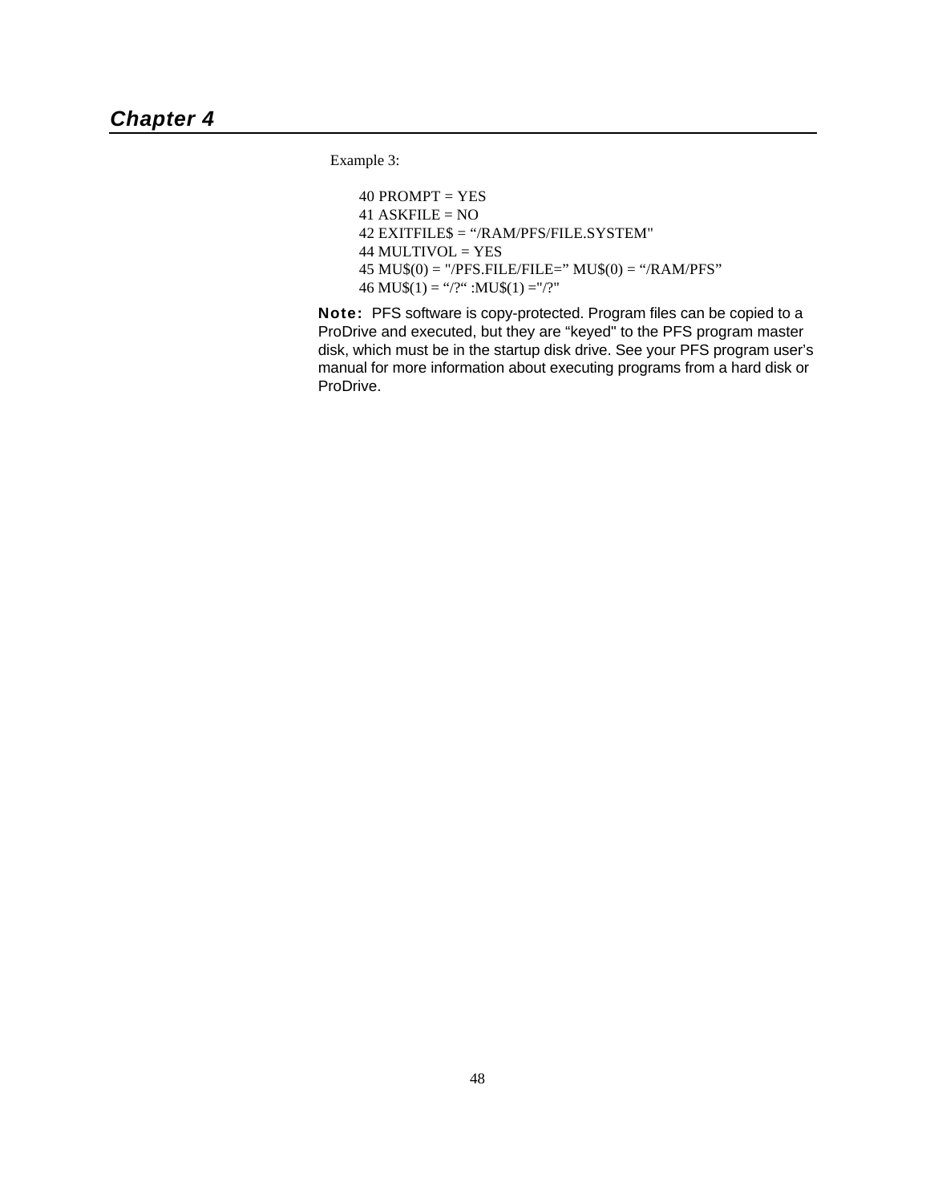Example 3:

```
40 PROMPT = YES
41 ASKFILE = NO
42 EXITFILE$ = “/RAM/PFS/FILE.SYSTEM"
44 MULTIVOL = YES
45 MU$(0) = "/PFS.FILE/FILE=” MU$(0) = “/RAM/PFS”
46 MU$(1) = “/?“ :MU$(1) ="/?"
```

**Note:** PFS software is copy-protected. Program files can be copied to a ProDrive and executed, but they are “keyed" to the PFS program master disk, which must be in the startup disk drive. See your PFS program user’s manual for more information about executing programs from a hard disk or ProDrive.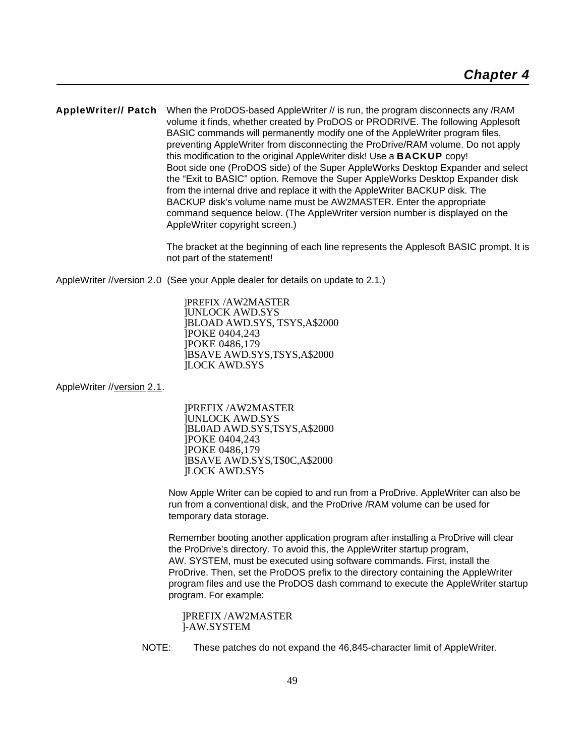## AppleWriter// Patch

When the ProDOS-based AppleWriter // is run, the program disconnects any /RAM volume it finds, whether created by ProDOS or PRODRIVE. The following Applesoft BASIC commands will permanently modify one of the AppleWriter program files, preventing AppleWriter from disconnecting the ProDrive/RAM volume. Do not apply this modification to the original AppleWriter disk! Use a **BACKUP** copy!
Boot side one (ProDOS side) of the Super AppleWorks Desktop Expander and select the "Exit to BASIC" option. Remove the Super AppleWorks Desktop Expander disk from the internal drive and replace it with the AppleWriter BACKUP disk. The BACKUP disk's volume name must be AW2MASTER. Enter the appropriate command sequence below. (The AppleWriter version number is displayed on the AppleWriter copyright screen.)

The bracket at the beginning of each line represents the Applesoft BASIC prompt. It is not part of the statement!

AppleWriter //version 2.0 (See your Apple dealer for details on update to 2.1.)

```
]PREFIX /AW2MASTER
]UNLOCK AWD.SYS
]BLOAD AWD.SYS, TSYS,A$2000
]POKE 0404,243
]POKE 0486,179
]BSAVE AWD.SYS,TSYS,A$2000
]LOCK AWD.SYS
```

AppleWriter //version 2.1.

```
]PREFIX /AW2MASTER
]UNLOCK AWD.SYS
]BL0AD AWD.SYS,TSYS,A$2000
]POKE 0404,243
]POKE 0486,179
]BSAVE AWD.SYS,T$0C,A$2000
]LOCK AWD.SYS
```

Now Apple Writer can be copied to and run from a ProDrive. AppleWriter can also be run from a conventional disk, and the ProDrive /RAM volume can be used for temporary data storage.

Remember booting another application program after installing a ProDrive will clear the ProDrive's directory. To avoid this, the AppleWriter startup program, AW. SYSTEM, must be executed using software commands. First, install the ProDrive. Then, set the ProDOS prefix to the directory containing the AppleWriter program files and use the ProDOS dash command to execute the AppleWriter startup program. For example:

```
]PREFIX /AW2MASTER
]-AW.SYSTEM
```

NOTE: These patches do not expand the 46,845-character limit of AppleWriter.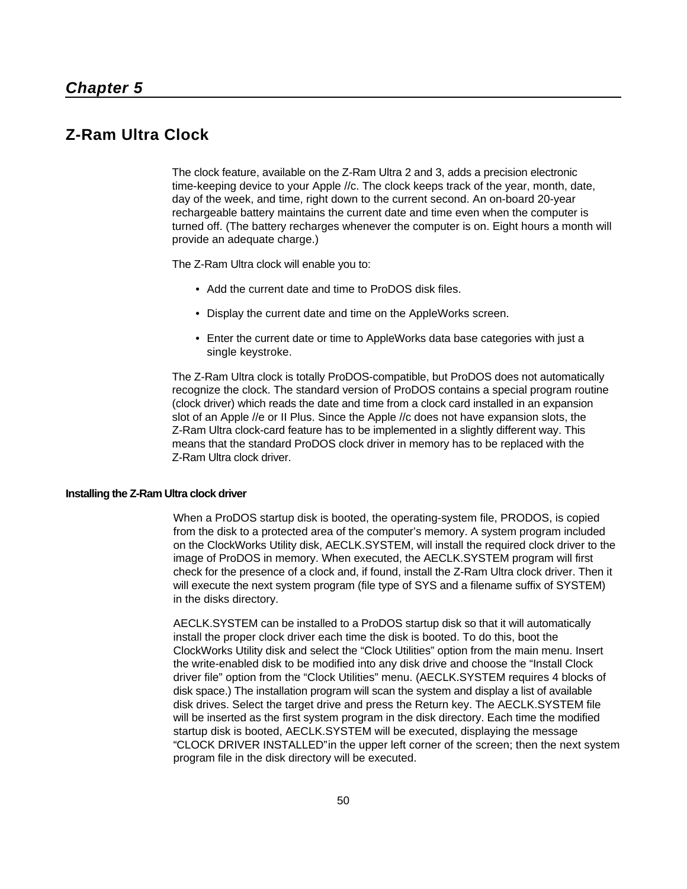## *Chapter 5*

# Z-Ram Ultra Clock

The clock feature, available on the Z-Ram Ultra 2 and 3, adds a precision electronic time-keeping device to your Apple //c. The clock keeps track of the year, month, date, day of the week, and time, right down to the current second. An on-board 20-year rechargeable battery maintains the current date and time even when the computer is turned off. (The battery recharges whenever the computer is on. Eight hours a month will provide an adequate charge.)

The Z-Ram Ultra clock will enable you to:

- Add the current date and time to ProDOS disk files.
- Display the current date and time on the AppleWorks screen.
- Enter the current date or time to AppleWorks data base categories with just a single keystroke.

The Z-Ram Ultra clock is totally ProDOS-compatible, but ProDOS does not automatically recognize the clock. The standard version of ProDOS contains a special program routine (clock driver) which reads the date and time from a clock card installed in an expansion slot of an Apple //e or II Plus. Since the Apple //c does not have expansion slots, the Z-Ram Ultra clock-card feature has to be implemented in a slightly different way. This means that the standard ProDOS clock driver in memory has to be replaced with the Z-Ram Ultra clock driver.

#### Installing the Z-Ram Ultra clock driver

When a ProDOS startup disk is booted, the operating-system file, PRODOS, is copied from the disk to a protected area of the computer's memory. A system program included on the ClockWorks Utility disk, AECLK.SYSTEM, will install the required clock driver to the image of ProDOS in memory. When executed, the AECLK.SYSTEM program will first check for the presence of a clock and, if found, install the Z-Ram Ultra clock driver. Then it will execute the next system program (file type of SYS and a filename suffix of SYSTEM) in the disks directory.

AECLK.SYSTEM can be installed to a ProDOS startup disk so that it will automatically install the proper clock driver each time the disk is booted. To do this, boot the ClockWorks Utility disk and select the "Clock Utilities" option from the main menu. Insert the write-enabled disk to be modified into any disk drive and choose the "Install Clock driver file" option from the "Clock Utilities" menu. (AECLK.SYSTEM requires 4 blocks of disk space.) The installation program will scan the system and display a list of available disk drives. Select the target drive and press the Return key. The AECLK.SYSTEM file will be inserted as the first system program in the disk directory. Each time the modified startup disk is booted, AECLK.SYSTEM will be executed, displaying the message "CLOCK DRIVER INSTALLED"in the upper left corner of the screen; then the next system program file in the disk directory will be executed.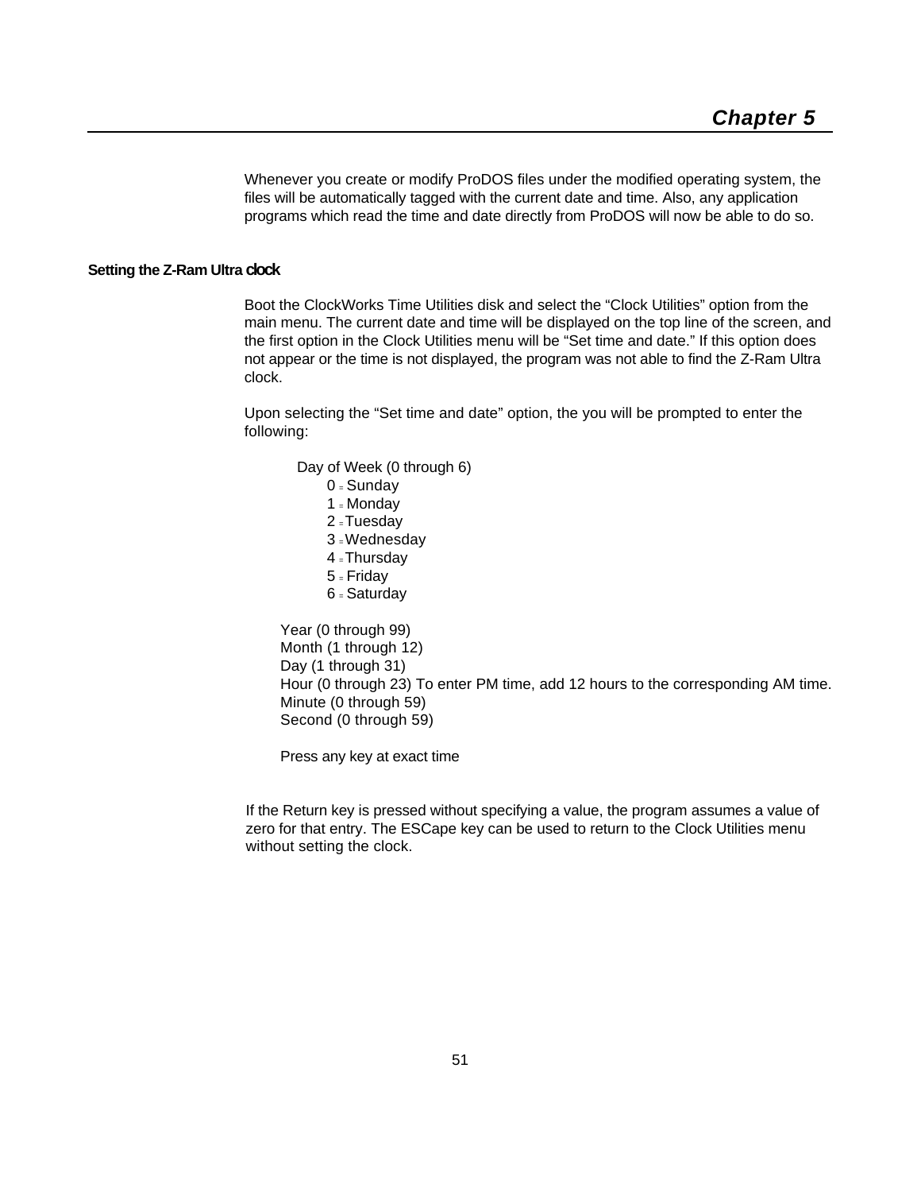Whenever you create or modify ProDOS files under the modified operating system, the files will be automatically tagged with the current date and time. Also, any application programs which read the time and date directly from ProDOS will now be able to do so.

### Setting the Z-Ram Ultra clock

Boot the ClockWorks Time Utilities disk and select the “Clock Utilities” option from the main menu. The current date and time will be displayed on the top line of the screen, and the first option in the Clock Utilities menu will be “Set time and date.” If this option does not appear or the time is not displayed, the program was not able to find the Z-Ram Ultra clock.

Upon selecting the “Set time and date” option, the you will be prompted to enter the following:

- Day of Week (0 through 6)
  - 0 = Sunday
  - 1 = Monday
  - 2 = Tuesday
  - 3 = Wednesday
  - 4 = Thursday
  - 5 = Friday
  - 6 = Saturday

Year (0 through 99)
Month (1 through 12)
Day (1 through 31)
Hour (0 through 23) To enter PM time, add 12 hours to the corresponding AM time.
Minute (0 through 59)
Second (0 through 59)

Press any key at exact time

If the Return key is pressed without specifying a value, the program assumes a value of zero for that entry. The ESCape key can be used to return to the Clock Utilities menu without setting the clock.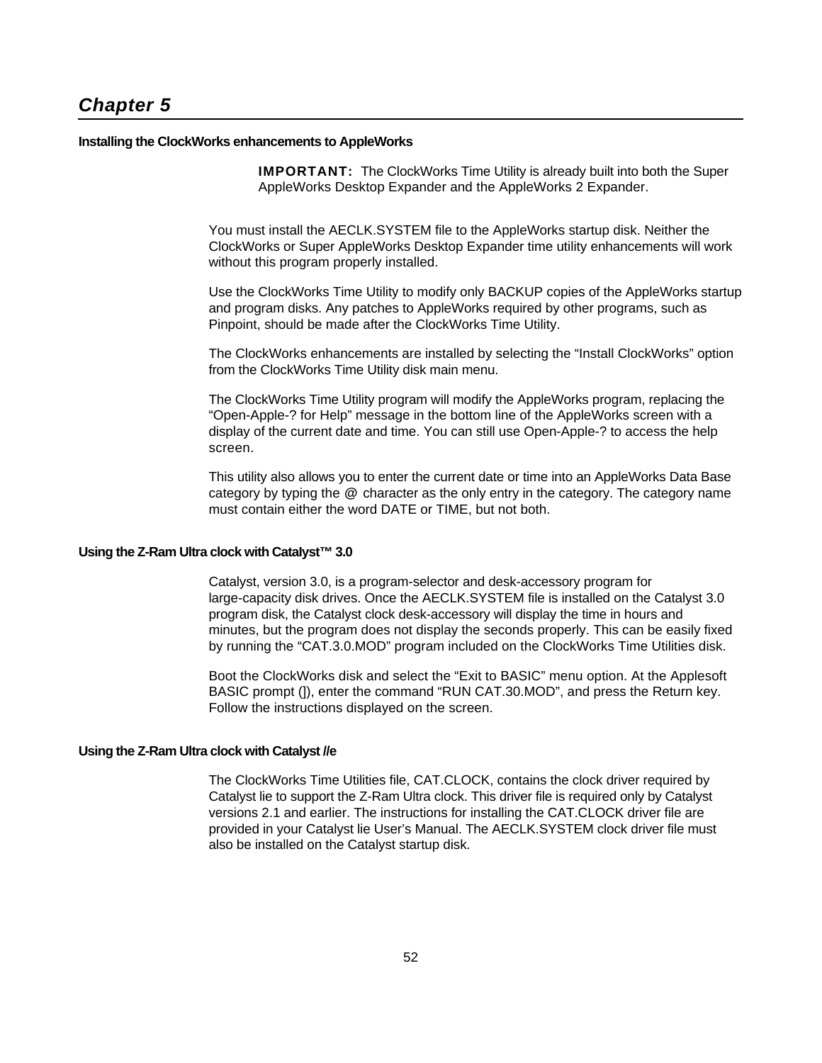# Chapter 5

### Installing the ClockWorks enhancements to AppleWorks

**IMPORTANT:** The ClockWorks Time Utility is already built into both the Super AppleWorks Desktop Expander and the AppleWorks 2 Expander.

You must install the AECLK.SYSTEM file to the AppleWorks startup disk. Neither the ClockWorks or Super AppleWorks Desktop Expander time utility enhancements will work without this program properly installed.

Use the ClockWorks Time Utility to modify only BACKUP copies of the AppleWorks startup and program disks. Any patches to AppleWorks required by other programs, such as Pinpoint, should be made after the ClockWorks Time Utility.

The ClockWorks enhancements are installed by selecting the “Install ClockWorks” option from the ClockWorks Time Utility disk main menu.

The ClockWorks Time Utility program will modify the AppleWorks program, replacing the “Open-Apple-? for Help” message in the bottom line of the AppleWorks screen with a display of the current date and time. You can still use Open-Apple-? to access the help screen.

This utility also allows you to enter the current date or time into an AppleWorks Data Base category by typing the @ character as the only entry in the category. The category name must contain either the word DATE or TIME, but not both.

### Using the Z-Ram Ultra clock with Catalyst™ 3.0

Catalyst, version 3.0, is a program-selector and desk-accessory program for large-capacity disk drives. Once the AECLK.SYSTEM file is installed on the Catalyst 3.0 program disk, the Catalyst clock desk-accessory will display the time in hours and minutes, but the program does not display the seconds properly. This can be easily fixed by running the “CAT.3.0.MOD” program included on the ClockWorks Time Utilities disk.

Boot the ClockWorks disk and select the “Exit to BASIC” menu option. At the Applesoft BASIC prompt (]), enter the command “RUN CAT.30.MOD”, and press the Return key. Follow the instructions displayed on the screen.

### Using the Z-Ram Ultra clock with Catalyst //e

The ClockWorks Time Utilities file, CAT.CLOCK, contains the clock driver required by Catalyst lie to support the Z-Ram Ultra clock. This driver file is required only by Catalyst versions 2.1 and earlier. The instructions for installing the CAT.CLOCK driver file are provided in your Catalyst lie User’s Manual. The AECLK.SYSTEM clock driver file must also be installed on the Catalyst startup disk.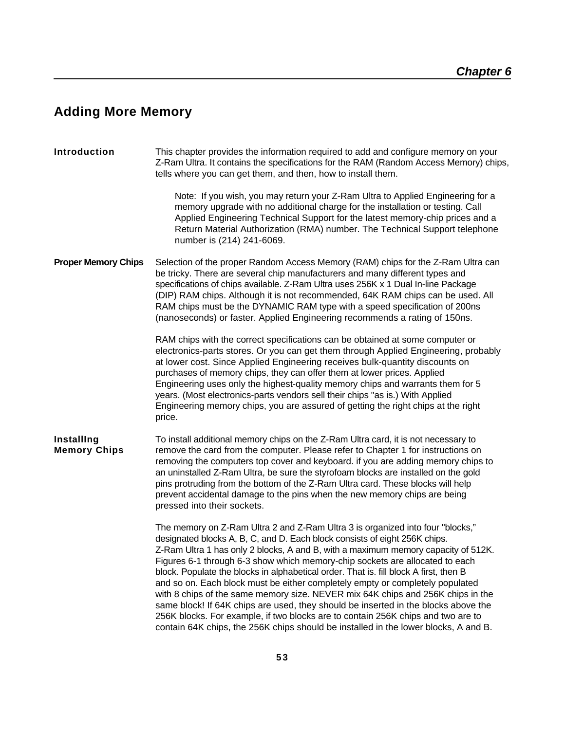*Chapter 6*

# Adding More Memory

**Introduction**

This chapter provides the information required to add and configure memory on your Z-Ram Ultra. It contains the specifications for the RAM (Random Access Memory) chips, tells where you can get them, and then, how to install them.

> Note: If you wish, you may return your Z-Ram Ultra to Applied Engineering for a memory upgrade with no additional charge for the installation or testing. Call Applied Engineering Technical Support for the latest memory-chip prices and a Return Material Authorization (RMA) number. The Technical Support telephone number is (214) 241-6069.

**Proper Memory Chips**

Selection of the proper Random Access Memory (RAM) chips for the Z-Ram Ultra can be tricky. There are several chip manufacturers and many different types and specifications of chips available. Z-Ram Ultra uses 256K x 1 Dual In-line Package (DIP) RAM chips. Although it is not recommended, 64K RAM chips can be used. All RAM chips must be the DYNAMIC RAM type with a speed specification of 200ns (nanoseconds) or faster. Applied Engineering recommends a rating of 150ns.

RAM chips with the correct specifications can be obtained at some computer or electronics-parts stores. Or you can get them through Applied Engineering, probably at lower cost. Since Applied Engineering receives bulk-quantity discounts on purchases of memory chips, they can offer them at lower prices. Applied Engineering uses only the highest-quality memory chips and warrants them for 5 years. (Most electronics-parts vendors sell their chips "as is.) With Applied Engineering memory chips, you are assured of getting the right chips at the right price.

**Installing Memory Chips**

To install additional memory chips on the Z-Ram Ultra card, it is not necessary to remove the card from the computer. Please refer to Chapter 1 for instructions on removing the computers top cover and keyboard. if you are adding memory chips to an uninstalled Z-Ram Ultra, be sure the styrofoam blocks are installed on the gold pins protruding from the bottom of the Z-Ram Ultra card. These blocks will help prevent accidental damage to the pins when the new memory chips are being pressed into their sockets.

The memory on Z-Ram Ultra 2 and Z-Ram Ultra 3 is organized into four "blocks," designated blocks A, B, C, and D. Each block consists of eight 256K chips. Z-Ram Ultra 1 has only 2 blocks, A and B, with a maximum memory capacity of 512K. Figures 6-1 through 6-3 show which memory-chip sockets are allocated to each block. Populate the blocks in alphabetical order. That is. fill block A first, then B and so on. Each block must be either completely empty or completely populated with 8 chips of the same memory size. NEVER mix 64K chips and 256K chips in the same block! If 64K chips are used, they should be inserted in the blocks above the 256K blocks. For example, if two blocks are to contain 256K chips and two are to contain 64K chips, the 256K chips should be installed in the lower blocks, A and B.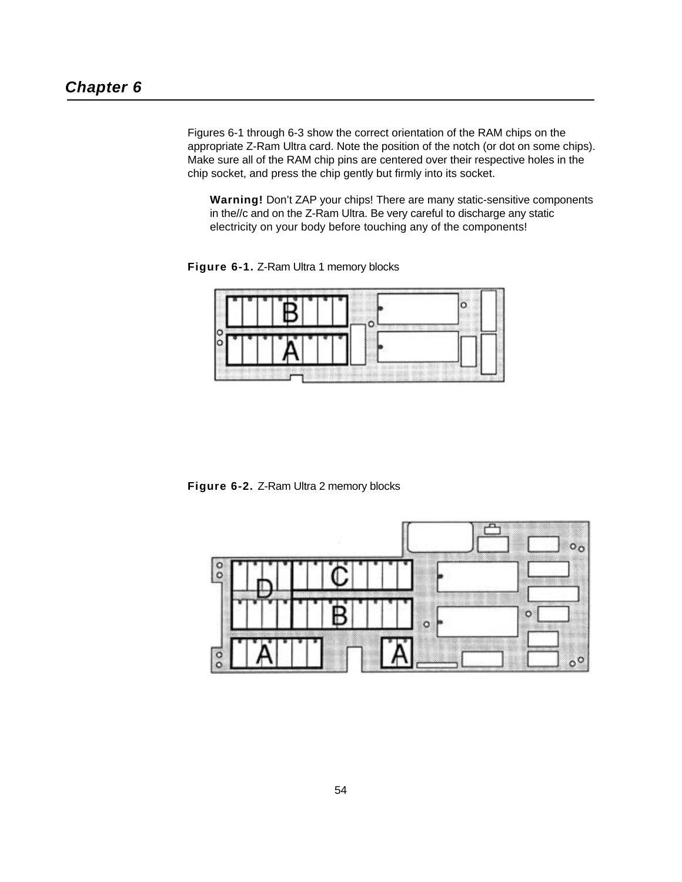## Chapter 6

Figures 6-1 through 6-3 show the correct orientation of the RAM chips on the appropriate Z-Ram Ultra card. Note the position of the notch (or dot on some chips). Make sure all of the RAM chip pins are centered over their respective holes in the chip socket, and press the chip gently but firmly into its socket.

> **Warning!** Don't ZAP your chips! There are many static-sensitive components in the//c and on the Z-Ram Ultra. Be very careful to discharge any static electricity on your body before touching any of the components!

**Figure 6-1.** Z-Ram Ultra 1 memory blocks

**Figure 6-2.** Z-Ram Ultra 2 memory blocks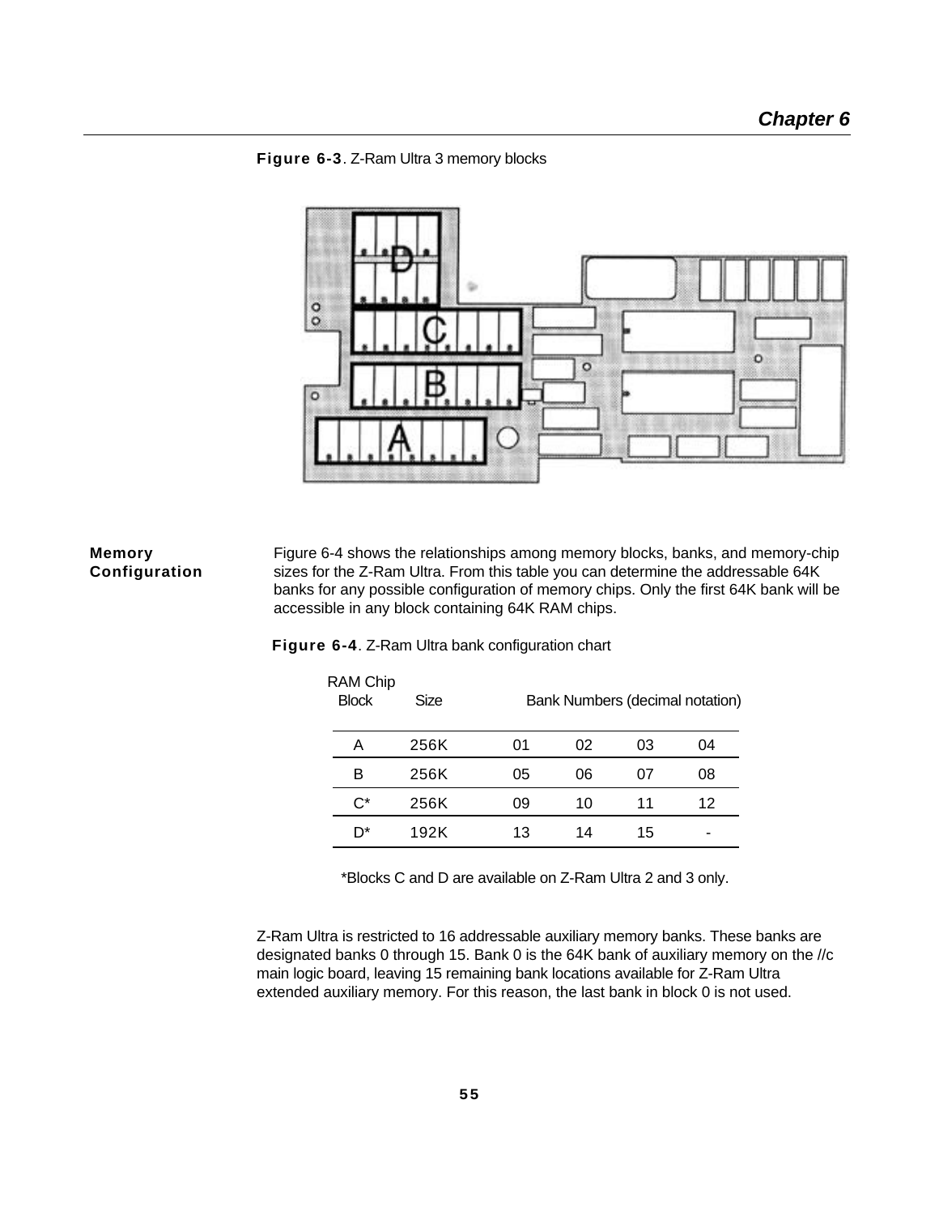**Figure 6-3**. Z-Ram Ultra 3 memory blocks

## Memory Configuration

Figure 6-4 shows the relationships among memory blocks, banks, and memory-chip sizes for the Z-Ram Ultra. From this table you can determine the addressable 64K banks for any possible configuration of memory chips. Only the first 64K bank will be accessible in any block containing 64K RAM chips.

**Figure 6-4**. Z-Ram Ultra bank configuration chart

| RAM Chip Block | Size | Bank Numbers (decimal notation) | | | |
|---|---|---|---|---|---|
| A | 256K | 01 | 02 | 03 | 04 |
| B | 256K | 05 | 06 | 07 | 08 |
| C* | 256K | 09 | 10 | 11 | 12 |
| D* | 192K | 13 | 14 | 15 | - |

*Blocks C and D are available on Z-Ram Ultra 2 and 3 only.

Z-Ram Ultra is restricted to 16 addressable auxiliary memory banks. These banks are designated banks 0 through 15. Bank 0 is the 64K bank of auxiliary memory on the //c main logic board, leaving 15 remaining bank locations available for Z-Ram Ultra extended auxiliary memory. For this reason, the last bank in block 0 is not used.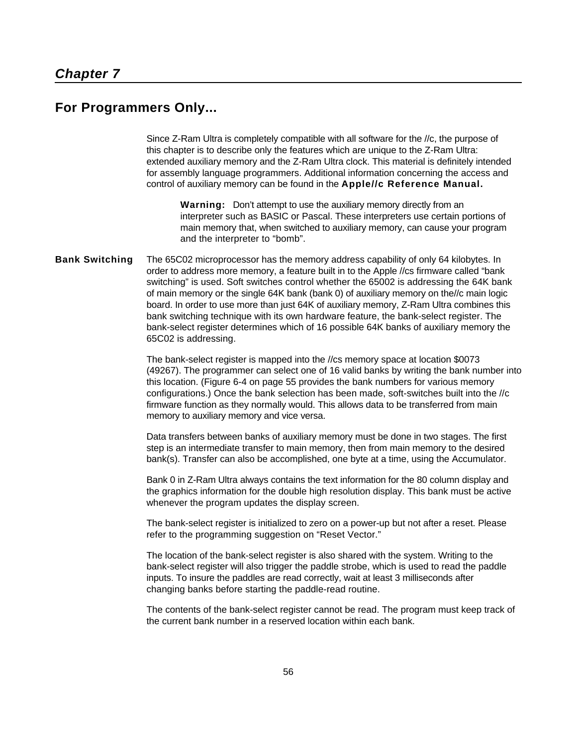# Chapter 7

## For Programmers Only...

Since Z-Ram Ultra is completely compatible with all software for the //c, the purpose of this chapter is to describe only the features which are unique to the Z-Ram Ultra: extended auxiliary memory and the Z-Ram Ultra clock. This material is definitely intended for assembly language programmers. Additional information concerning the access and control of auxiliary memory can be found in the **Apple//c Reference Manual.**

> **Warning:** Don't attempt to use the auxiliary memory directly from an interpreter such as BASIC or Pascal. These interpreters use certain portions of main memory that, when switched to auxiliary memory, can cause your program and the interpreter to "bomb".

**Bank Switching** The 65C02 microprocessor has the memory address capability of only 64 kilobytes. In order to address more memory, a feature built in to the Apple //cs firmware called "bank switching" is used. Soft switches control whether the 65002 is addressing the 64K bank of main memory or the single 64K bank (bank 0) of auxiliary memory on the//c main logic board. In order to use more than just 64K of auxiliary memory, Z-Ram Ultra combines this bank switching technique with its own hardware feature, the bank-select register. The bank-select register determines which of 16 possible 64K banks of auxiliary memory the 65C02 is addressing.

The bank-select register is mapped into the //cs memory space at location $0073 (49267). The programmer can select one of 16 valid banks by writing the bank number into this location. (Figure 6-4 on page 55 provides the bank numbers for various memory configurations.) Once the bank selection has been made, soft-switches built into the //c firmware function as they normally would. This allows data to be transferred from main memory to auxiliary memory and vice versa.

Data transfers between banks of auxiliary memory must be done in two stages. The first step is an intermediate transfer to main memory, then from main memory to the desired bank(s). Transfer can also be accomplished, one byte at a time, using the Accumulator.

Bank 0 in Z-Ram Ultra always contains the text information for the 80 column display and the graphics information for the double high resolution display. This bank must be active whenever the program updates the display screen.

The bank-select register is initialized to zero on a power-up but not after a reset. Please refer to the programming suggestion on "Reset Vector."

The location of the bank-select register is also shared with the system. Writing to the bank-select register will also trigger the paddle strobe, which is used to read the paddle inputs. To insure the paddles are read correctly, wait at least 3 milliseconds after changing banks before starting the paddle-read routine.

The contents of the bank-select register cannot be read. The program must keep track of the current bank number in a reserved location within each bank.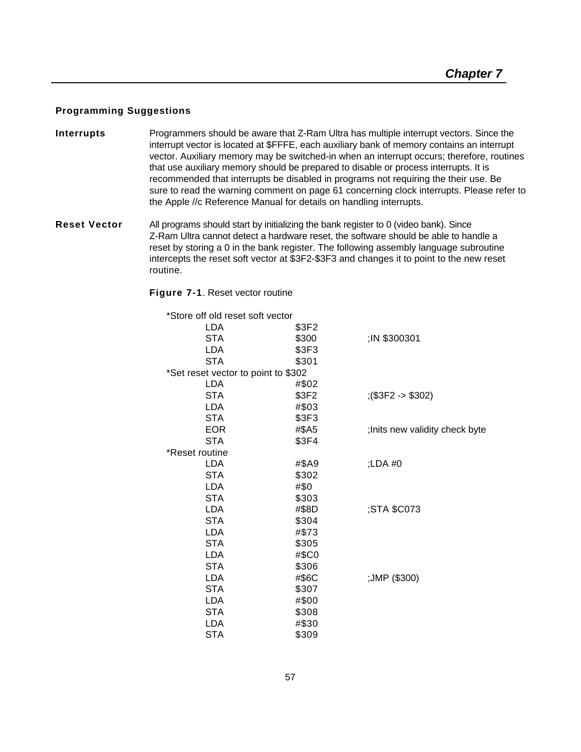## Programming Suggestions

**Interrupts**

Programmers should be aware that Z-Ram Ultra has multiple interrupt vectors. Since the interrupt vector is located at $FFFE, each auxiliary bank of memory contains an interrupt vector. Auxiliary memory may be switched-in when an interrupt occurs; therefore, routines that use auxiliary memory should be prepared to disable or process interrupts. It is recommended that interrupts be disabled in programs not requiring the their use. Be sure to read the warning comment on page 61 concerning clock interrupts. Please refer to the Apple //c Reference Manual for details on handling interrupts.

**Reset Vector**

All programs should start by initializing the bank register to 0 (video bank). Since Z-Ram Ultra cannot detect a hardware reset, the software should be able to handle a reset by storing a 0 in the bank register. The following assembly language subroutine intercepts the reset soft vector at $3F2-$3F3 and changes it to point to the new reset routine.

**Figure 7-1**. Reset vector routine

```
*Store off old reset soft vector
        LDA        $3F2
        STA        $300         ;IN $300301
        LDA        $3F3
        STA        $301
*Set reset vector to point to $302
        LDA        #$02
        STA        $3F2         ;($3F2 -> $302)
        LDA        #$03
        STA        $3F3
        EOR        #$A5         ;Inits new validity check byte
        STA        $3F4
*Reset routine
        LDA        #$A9         ;LDA #0
        STA        $302
        LDA        #$0
        STA        $303
        LDA        #$8D         ;STA $C073
        STA        $304
        LDA        #$73
        STA        $305
        LDA        #$C0
        STA        $306
        LDA        #$6C         ;JMP ($300)
        STA        $307
        LDA        #$00
        STA        $308
        LDA        #$30
        STA        $309
```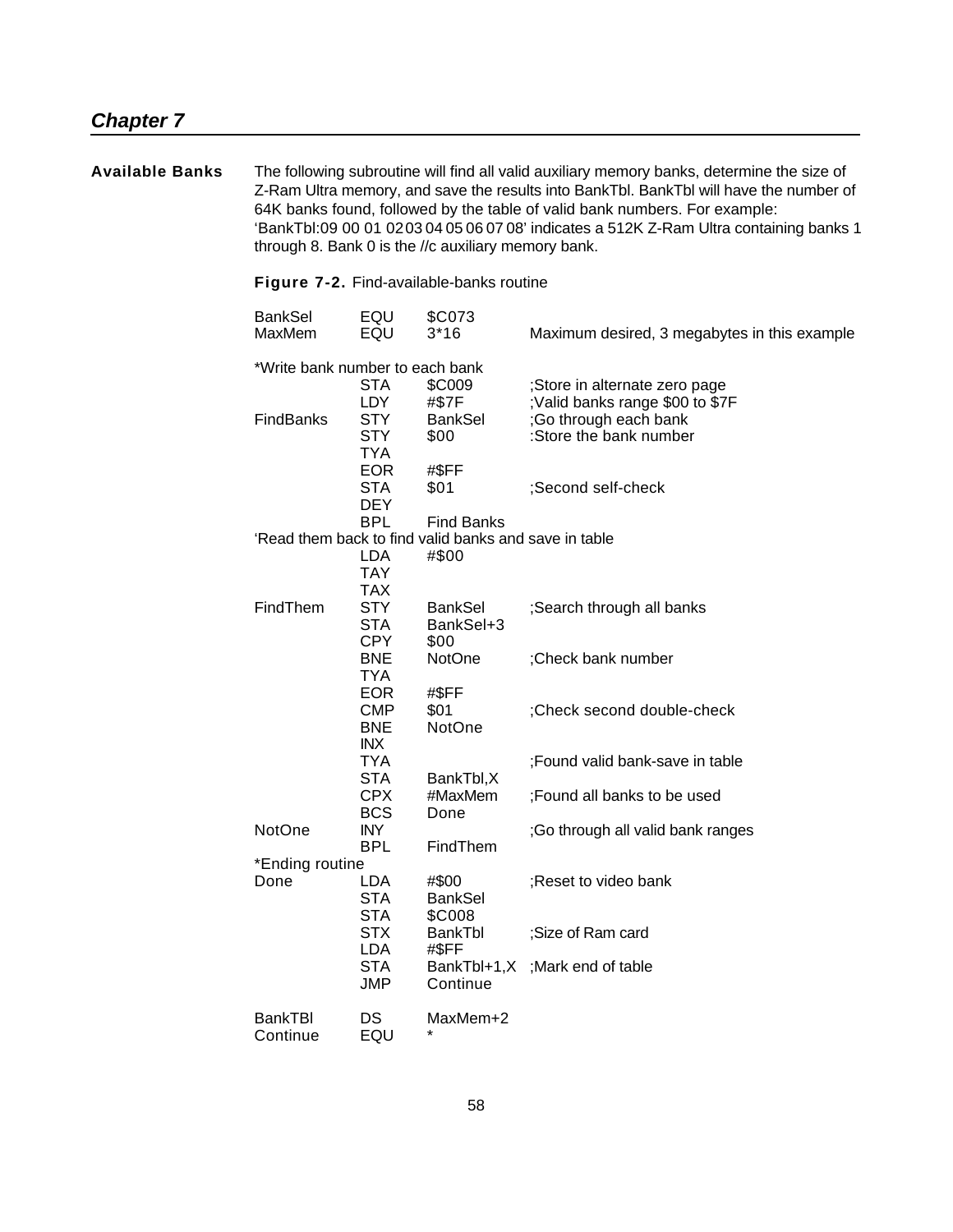## Chapter 7

**Available Banks**

The following subroutine will find all valid auxiliary memory banks, determine the size of Z-Ram Ultra memory, and save the results into BankTbl. BankTbl will have the number of 64K banks found, followed by the table of valid bank numbers. For example: 'BankTbl:09 00 01 02 03 04 05 06 07 08' indicates a 512K Z-Ram Ultra containing banks 1 through 8. Bank 0 is the //c auxiliary memory bank.

**Figure 7-2.** Find-available-banks routine

```
BankSel     EQU     $C073
MaxMem      EQU     3*16            Maximum desired, 3 megabytes in this example

*Write bank number to each bank
            STA     $C009           ;Store in alternate zero page
            LDY     #$7F            ;Valid banks range $00 to $7F
FindBanks   STY     BankSel         ;Go through each bank
            STY     $00             :Store the bank number
            TYA
            EOR     #$FF
            STA     $01             ;Second self-check
            DEY
            BPL     Find Banks
'Read them back to find valid banks and save in table
            LDA     #$00
            TAY
            TAX
FindThem    STY     BankSel         ;Search through all banks
            STA     BankSel+3
            CPY     $00
            BNE     NotOne          ;Check bank number
            TYA
            EOR     #$FF
            CMP     $01             ;Check second double-check
            BNE     NotOne
            INX
            TYA                     ;Found valid bank-save in table
            STA     BankTbl,X
            CPX     #MaxMem         ;Found all banks to be used
            BCS     Done
NotOne      INY                     ;Go through all valid bank ranges
            BPL     FindThem
*Ending routine
Done        LDA     #$00            ;Reset to video bank
            STA     BankSel
            STA     $C008
            STX     BankTbl         ;Size of Ram card
            LDA     #$FF
            STA     BankTbl+1,X     ;Mark end of table
            JMP     Continue

BankTBl     DS      MaxMem+2
Continue    EQU     *
```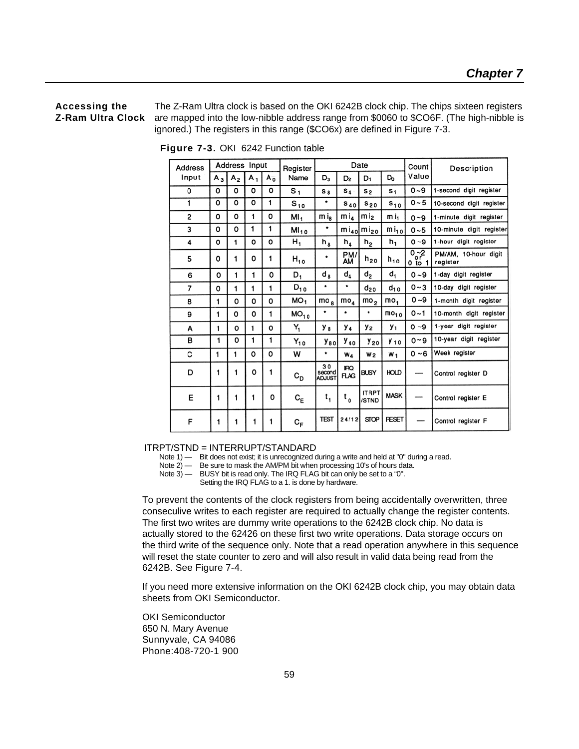**Accessing the Z-Ram Ultra Clock**

The Z-Ram Ultra clock is based on the OKI 6242B clock chip. The chips sixteen registers are mapped into the low-nibble address range from $0060 to $CO6F. (The high-nibble is ignored.) The registers in this range ($CO6x) are defined in Figure 7-3.

**Figure 7-3.** OKI 6242 Function table

| Address Input | Address Input | | | | Register Name | Date | | | | Count Value | Description |
|---|---|---|---|---|---|---|---|---|---|---|---|
| | $A_3$ | $A_2$ | $A_1$ | $A_0$ | | $D_3$ | $D_2$ | $D_1$ | $D_0$ | | |
| 0 | 0 | 0 | 0 | 0 | $S_1$ | $s_8$ | $s_4$ | $s_2$ | $s_1$ | 0~9 | 1-second digit register |
| 1 | 0 | 0 | 0 | 1 | $S_{10}$ | * | $s_{40}$ | $s_{20}$ | $s_{10}$ | 0~5 | 10-second digit register |
| 2 | 0 | 0 | 1 | 0 | $MI_1$ | $mi_8$ | $mi_4$ | $mi_2$ | $mi_1$ | 0~9 | 1-minute digit register |
| 3 | 0 | 0 | 1 | 1 | $MI_{10}$ | * | $mi_{40}$ | $mi_{20}$ | $mi_{10}$ | 0~5 | 10-minute digit register |
| 4 | 0 | 1 | 0 | 0 | $H_1$ | $h_8$ | $h_4$ | $h_2$ | $h_1$ | 0~9 | 1-hour digit register |
| 5 | 0 | 1 | 0 | 1 | $H_{10}$ | * | PM/AM | $h_{20}$ | $h_{10}$ | 0~2 or 0 to 1 | PM/AM, 10-hour digit register |
| 6 | 0 | 1 | 1 | 0 | $D_1$ | $d_8$ | $d_4$ | $d_2$ | $d_1$ | 0~9 | 1-day digit register |
| 7 | 0 | 1 | 1 | 1 | $D_{10}$ | * | * | $d_{20}$ | $d_{10}$ | 0~3 | 10-day digit register |
| 8 | 1 | 0 | 0 | 0 | $MO_1$ | $mo_8$ | $mo_4$ | $mo_2$ | $mo_1$ | 0~9 | 1-month digit register |
| 9 | 1 | 0 | 0 | 1 | $MO_{10}$ | * | * | * | $mo_{10}$ | 0~1 | 10-month digit register |
| A | 1 | 0 | 1 | 0 | $Y_1$ | $y_8$ | $y_4$ | $y_2$ | $y_1$ | 0~9 | 1-year digit register |
| B | 1 | 0 | 1 | 1 | $Y_{10}$ | $y_{80}$ | $y_{40}$ | $y_{20}$ | $y_{10}$ | 0~9 | 10-year digit register |
| C | 1 | 1 | 0 | 0 | W | * | $w_4$ | $w_2$ | $w_1$ | 0~6 | Week register |
| D | 1 | 1 | 0 | 1 | $C_D$ | 30 second ADJUST | IRQ FLAG | BUSY | HOLD | — | Control register D |
| E | 1 | 1 | 1 | 0 | $C_E$ | $t_1$ | $t_0$ | ITRPT /STND | MASK | — | Control register E |
| F | 1 | 1 | 1 | 1 | $C_F$ | TEST | 24/12 | STOP | RESET | — | Control register F |

ITRPT/STND = INTERRUPT/STANDARD

Note 1) — Bit does not exist; it is unrecognized during a write and held at "0" during a read.
Note 2) — Be sure to mask the AM/PM bit when processing 10's of hours data.
Note 3) — BUSY bit is read only. The IRQ FLAG bit can only be set to a "0".
Setting the IRQ FLAG to a 1. is done by hardware.

To prevent the contents of the clock registers from being accidentally overwritten, three conseculive writes to each register are required to actually change the register contents. The first two writes are dummy write operations to the 6242B clock chip. No data is actually stored to the 62426 on these first two write operations. Data storage occurs on the third write of the sequence only. Note that a read operation anywhere in this sequence will reset the state counter to zero and will also result in valid data being read from the 6242B. See Figure 7-4.

If you need more extensive information on the OKI 6242B clock chip, you may obtain data sheets from OKI Semiconductor.

OKI Semiconductor
650 N. Mary Avenue
Sunnyvale, CA 94086
Phone:408-720-1 900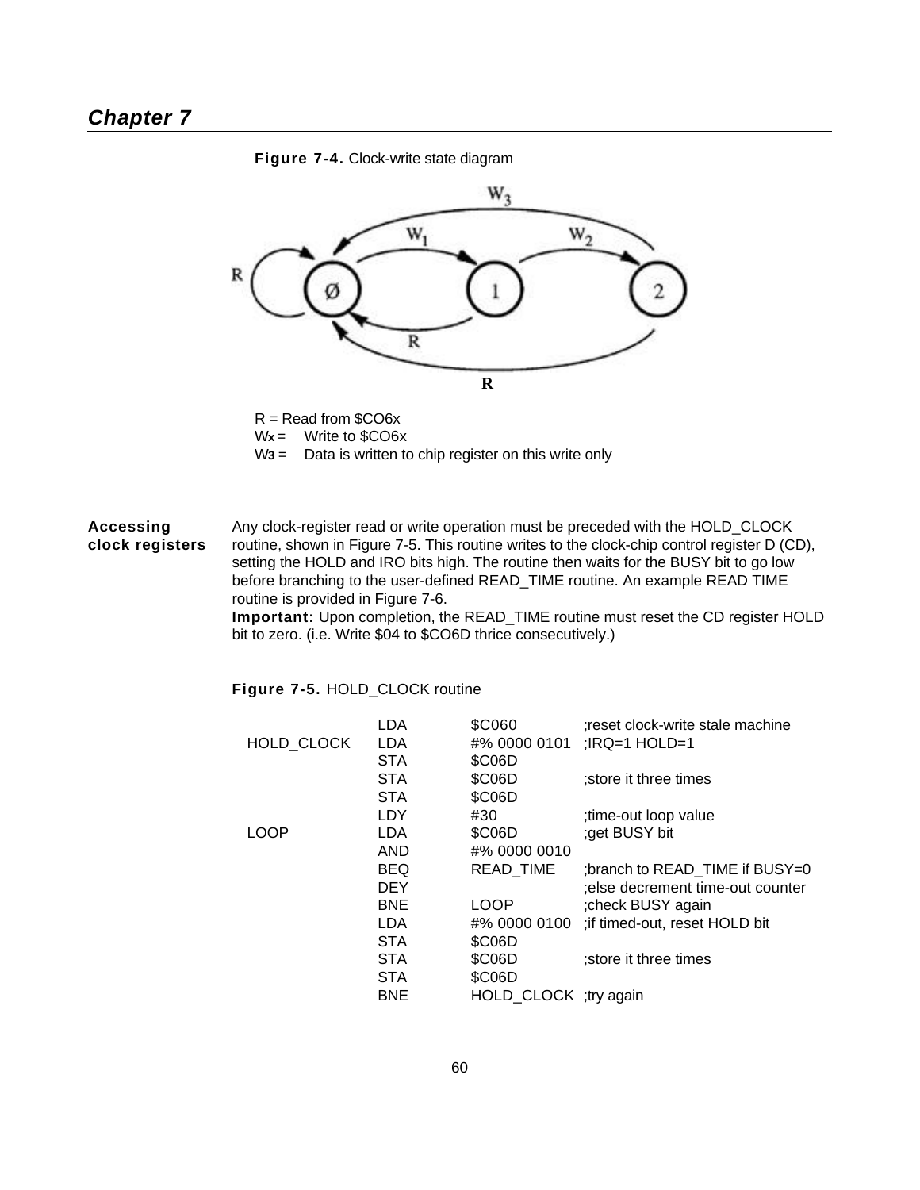# Chapter 7

**Figure 7-4.** Clock-write state diagram

R = Read from $CO6x
Wx = Write to $CO6x
W3 = Data is written to chip register on this write only

**Accessing clock registers**

Any clock-register read or write operation must be preceded with the HOLD_CLOCK routine, shown in Figure 7-5. This routine writes to the clock-chip control register D (CD), setting the HOLD and IRO bits high. The routine then waits for the BUSY bit to go low before branching to the user-defined READ_TIME routine. An example READ TIME routine is provided in Figure 7-6.

**Important:** Upon completion, the READ_TIME routine must reset the CD register HOLD bit to zero. (i.e. Write $04 to $CO6D thrice consecutively.)

**Figure 7-5.** HOLD_CLOCK routine

```
            LDA   $C060         ;reset clock-write stale machine
HOLD_CLOCK  LDA   #% 0000 0101  ;IRQ=1 HOLD=1
            STA   $C06D
            STA   $C06D         ;store it three times
            STA   $C06D
            LDY   #30           ;time-out loop value
LOOP        LDA   $C06D         ;get BUSY bit
            AND   #% 0000 0010
            BEQ   READ_TIME     ;branch to READ_TIME if BUSY=0
            DEY                 ;else decrement time-out counter
            BNE   LOOP          ;check BUSY again
            LDA   #% 0000 0100  ;if timed-out, reset HOLD bit
            STA   $C06D
            STA   $C06D         ;store it three times
            STA   $C06D
            BNE   HOLD_CLOCK    ;try again
```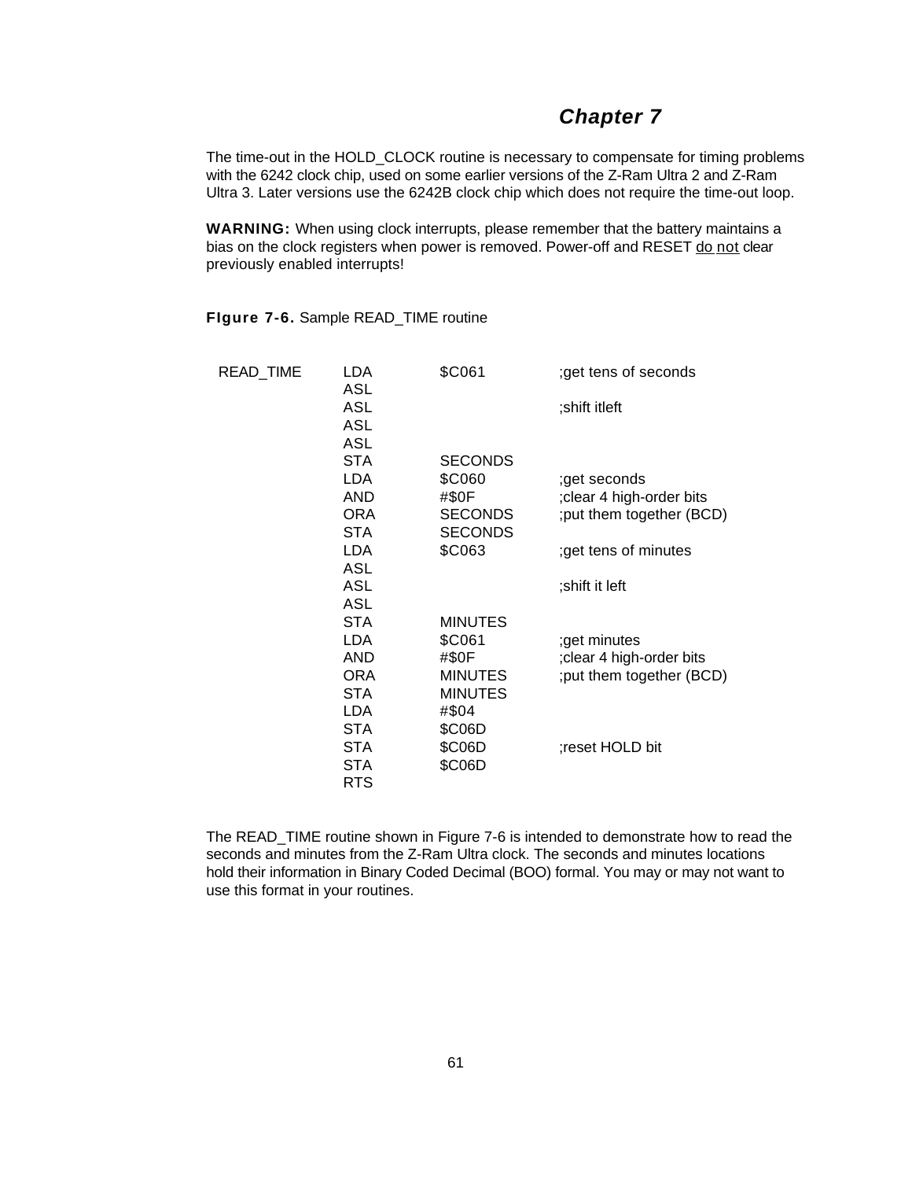## *Chapter 7*

The time-out in the HOLD_CLOCK routine is necessary to compensate for timing problems with the 6242 clock chip, used on some earlier versions of the Z-Ram Ultra 2 and Z-Ram Ultra 3. Later versions use the 6242B clock chip which does not require the time-out loop.

**WARNING:** When using clock interrupts, please remember that the battery maintains a bias on the clock registers when power is removed. Power-off and RESET do not clear previously enabled interrupts!

**FIgure 7-6.** Sample READ_TIME routine

```
READ_TIME   LDA    $C061      ;get tens of seconds
            ASL
            ASL               ;shift itleft
            ASL
            ASL
            STA    SECONDS
            LDA    $C060      ;get seconds
            AND    #$0F       ;clear 4 high-order bits
            ORA    SECONDS    ;put them together (BCD)
            STA    SECONDS
            LDA    $C063      ;get tens of minutes
            ASL
            ASL               ;shift it left
            ASL
            STA    MINUTES
            LDA    $C061      ;get minutes
            AND    #$0F       ;clear 4 high-order bits
            ORA    MINUTES    ;put them together (BCD)
            STA    MINUTES
            LDA    #$04
            STA    $C06D
            STA    $C06D      ;reset HOLD bit
            STA    $C06D
            RTS
```

The READ_TIME routine shown in Figure 7-6 is intended to demonstrate how to read the seconds and minutes from the Z-Ram Ultra clock. The seconds and minutes locations hold their information in Binary Coded Decimal (BOO) formal. You may or may not want to use this format in your routines.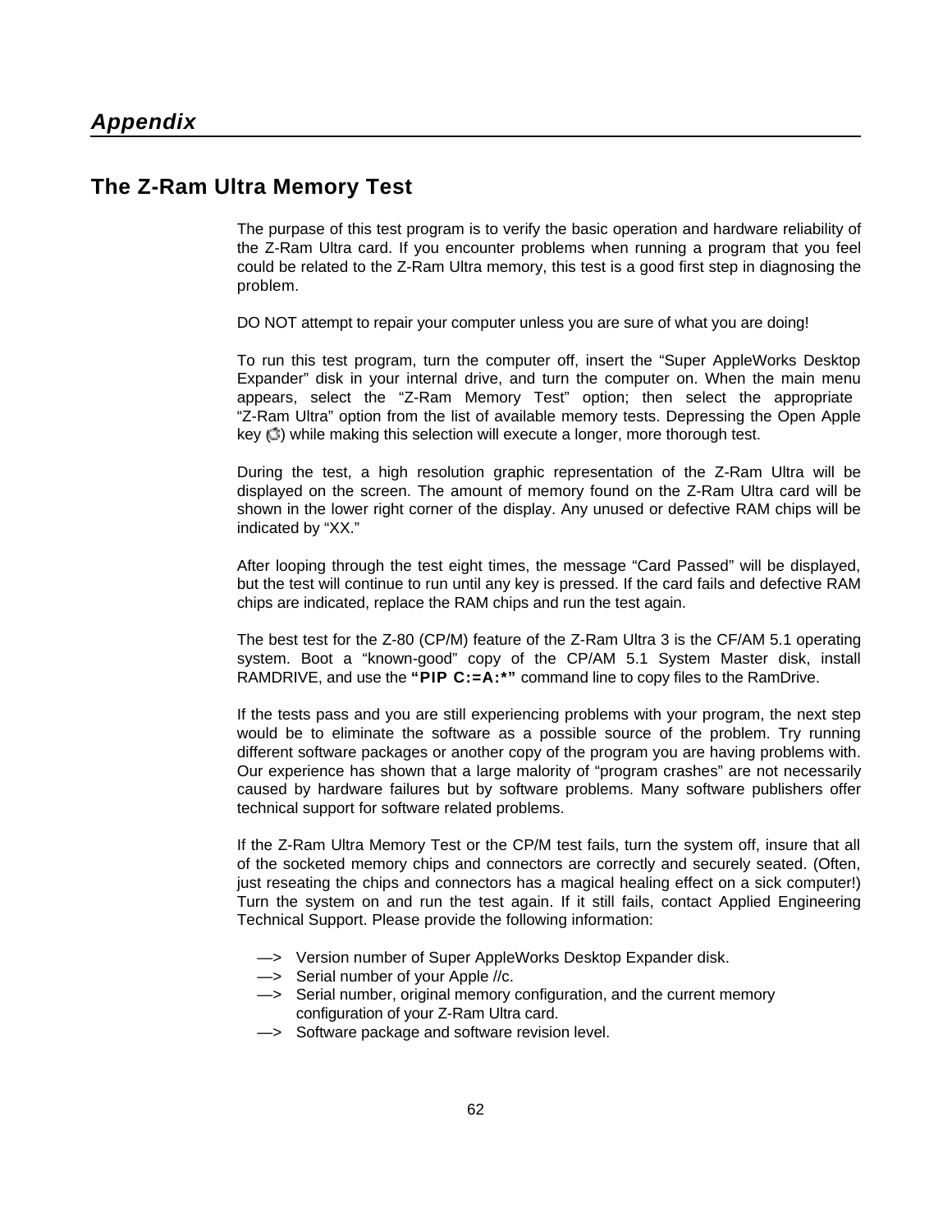# *Appendix*

## The Z-Ram Ultra Memory Test

The purpose of this test program is to verify the basic operation and hardware reliability of the Z-Ram Ultra card. If you encounter problems when running a program that you feel could be related to the Z-Ram Ultra memory, this test is a good first step in diagnosing the problem.

DO NOT attempt to repair your computer unless you are sure of what you are doing!

To run this test program, turn the computer off, insert the “Super AppleWorks Desktop Expander” disk in your internal drive, and turn the computer on. When the main menu appears, select the “Z-Ram Memory Test” option; then select the appropriate “Z-Ram Ultra” option from the list of available memory tests. Depressing the Open Apple key () while making this selection will execute a longer, more thorough test.

During the test, a high resolution graphic representation of the Z-Ram Ultra will be displayed on the screen. The amount of memory found on the Z-Ram Ultra card will be shown in the lower right corner of the display. Any unused or defective RAM chips will be indicated by “XX.”

After looping through the test eight times, the message “Card Passed” will be displayed, but the test will continue to run until any key is pressed. If the card fails and defective RAM chips are indicated, replace the RAM chips and run the test again.

The best test for the Z-80 (CP/M) feature of the Z-Ram Ultra 3 is the CF/AM 5.1 operating system. Boot a “known-good” copy of the CP/AM 5.1 System Master disk, install RAMDRIVE, and use the **“PIP C:=A:*”** command line to copy files to the RamDrive.

If the tests pass and you are still experiencing problems with your program, the next step would be to eliminate the software as a possible source of the problem. Try running different software packages or another copy of the program you are having problems with. Our experience has shown that a large malority of “program crashes” are not necessarily caused by hardware failures but by software problems. Many software publishers offer technical support for software related problems.

If the Z-Ram Ultra Memory Test or the CP/M test fails, turn the system off, insure that all of the socketed memory chips and connectors are correctly and securely seated. (Often, just reseating the chips and connectors has a magical healing effect on a sick computer!) Turn the system on and run the test again. If it still fails, contact Applied Engineering Technical Support. Please provide the following information:

—> Version number of Super AppleWorks Desktop Expander disk.
—> Serial number of your Apple //c.
—> Serial number, original memory configuration, and the current memory configuration of your Z-Ram Ultra card.
—> Software package and software revision level.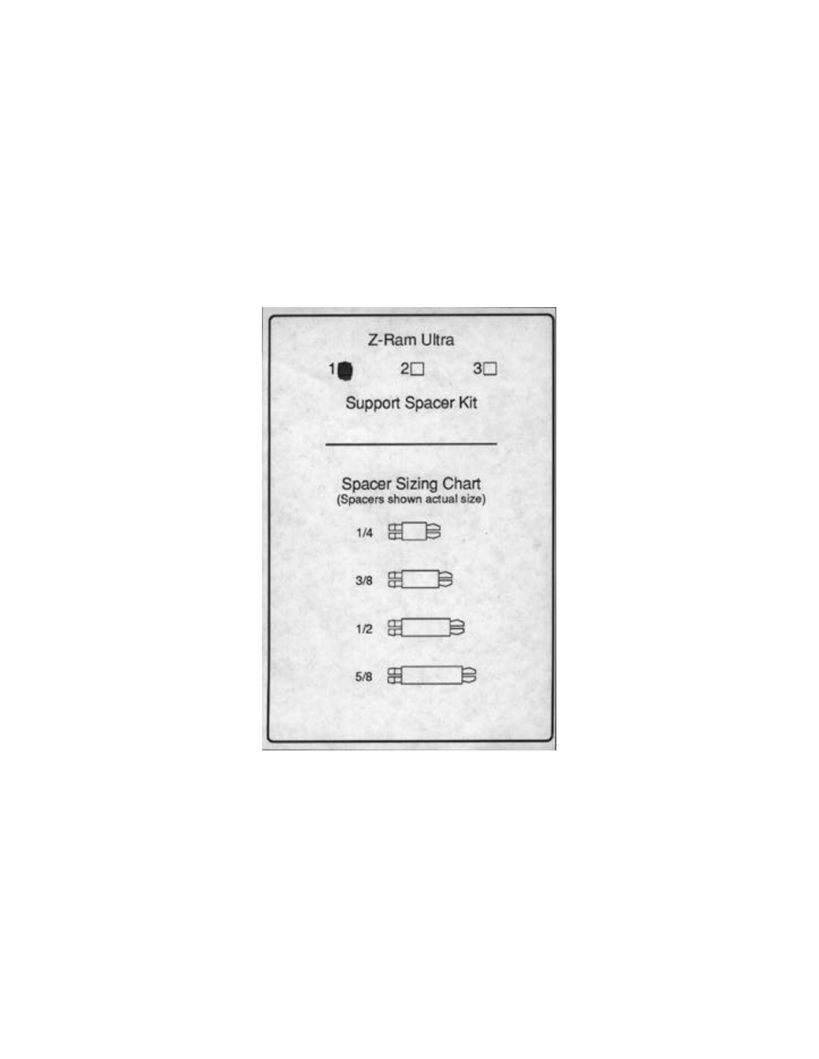Z-Ram Ultra

1■ 2□ 3□

Support Spacer Kit

---

Spacer Sizing Chart
(Spacers shown actual size)

1/4

3/8

1/2

5/8